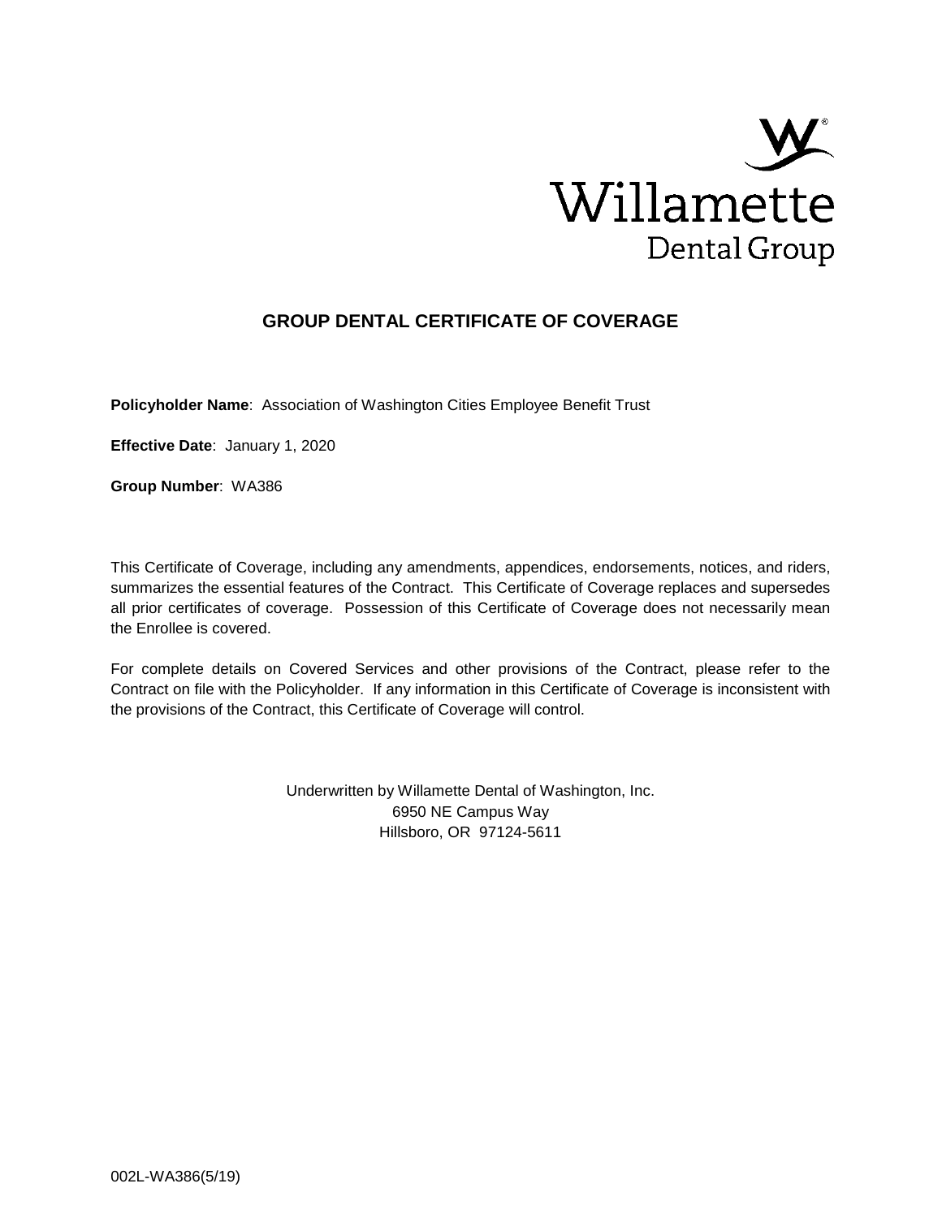Willamette
Dental Group

# GROUP DENTAL CERTIFICATE OF COVERAGE

**Policyholder Name**: Association of Washington Cities Employee Benefit Trust

**Effective Date**: January 1, 2020

**Group Number**: WA386

This Certificate of Coverage, including any amendments, appendices, endorsements, notices, and riders, summarizes the essential features of the Contract. This Certificate of Coverage replaces and supersedes all prior certificates of coverage. Possession of this Certificate of Coverage does not necessarily mean the Enrollee is covered.

For complete details on Covered Services and other provisions of the Contract, please refer to the Contract on file with the Policyholder. If any information in this Certificate of Coverage is inconsistent with the provisions of the Contract, this Certificate of Coverage will control.

Underwritten by Willamette Dental of Washington, Inc.
6950 NE Campus Way
Hillsboro, OR 97124-5611

002L-WA386(5/19)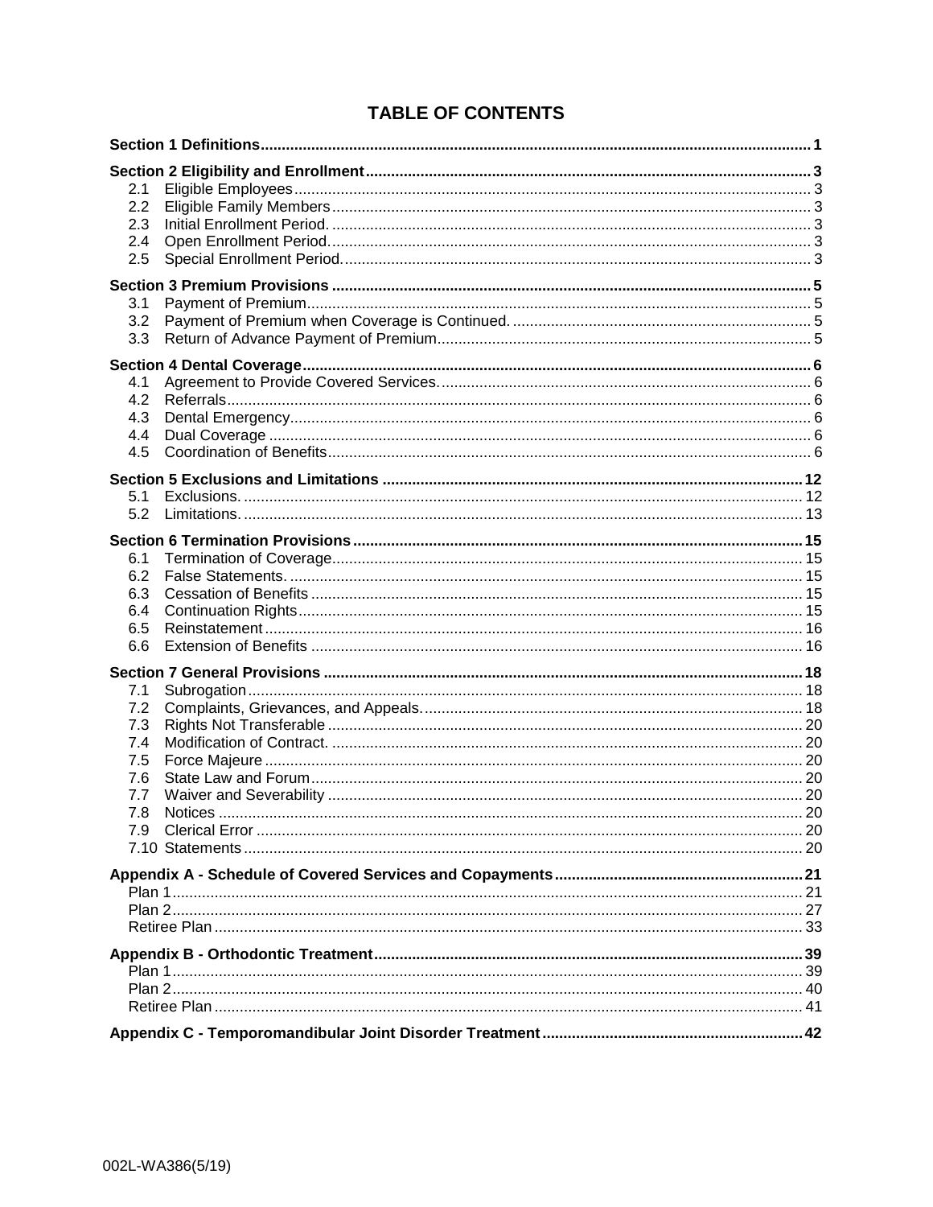# TABLE OF CONTENTS

| | |
|---|---|
| **Section 1 Definitions** | **1** |
| **Section 2 Eligibility and Enrollment** | **3** |
| 2.1 Eligible Employees | 3 |
| 2.2 Eligible Family Members | 3 |
| 2.3 Initial Enrollment Period. | 3 |
| 2.4 Open Enrollment Period. | 3 |
| 2.5 Special Enrollment Period. | 3 |
| **Section 3 Premium Provisions** | **5** |
| 3.1 Payment of Premium | 5 |
| 3.2 Payment of Premium when Coverage is Continued. | 5 |
| 3.3 Return of Advance Payment of Premium | 5 |
| **Section 4 Dental Coverage** | **6** |
| 4.1 Agreement to Provide Covered Services. | 6 |
| 4.2 Referrals | 6 |
| 4.3 Dental Emergency | 6 |
| 4.4 Dual Coverage | 6 |
| 4.5 Coordination of Benefits | 6 |
| **Section 5 Exclusions and Limitations** | **12** |
| 5.1 Exclusions. | 12 |
| 5.2 Limitations. | 13 |
| **Section 6 Termination Provisions** | **15** |
| 6.1 Termination of Coverage | 15 |
| 6.2 False Statements. | 15 |
| 6.3 Cessation of Benefits | 15 |
| 6.4 Continuation Rights | 15 |
| 6.5 Reinstatement | 16 |
| 6.6 Extension of Benefits | 16 |
| **Section 7 General Provisions** | **18** |
| 7.1 Subrogation | 18 |
| 7.2 Complaints, Grievances, and Appeals. | 18 |
| 7.3 Rights Not Transferable | 20 |
| 7.4 Modification of Contract. | 20 |
| 7.5 Force Majeure | 20 |
| 7.6 State Law and Forum | 20 |
| 7.7 Waiver and Severability | 20 |
| 7.8 Notices | 20 |
| 7.9 Clerical Error | 20 |
| 7.10 Statements | 20 |
| **Appendix A - Schedule of Covered Services and Copayments** | **21** |
| Plan 1 | 21 |
| Plan 2 | 27 |
| Retiree Plan | 33 |
| **Appendix B - Orthodontic Treatment** | **39** |
| Plan 1 | 39 |
| Plan 2 | 40 |
| Retiree Plan | 41 |
| **Appendix C - Temporomandibular Joint Disorder Treatment** | **42** |

002L-WA386(5/19)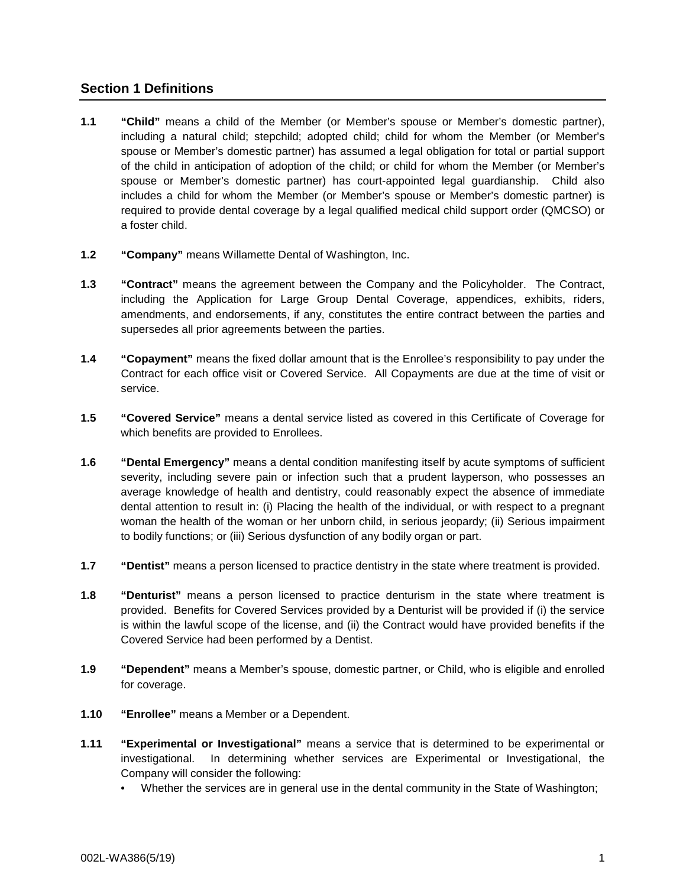## Section 1 Definitions

**1.1** **"Child"** means a child of the Member (or Member's spouse or Member's domestic partner), including a natural child; stepchild; adopted child; child for whom the Member (or Member's spouse or Member's domestic partner) has assumed a legal obligation for total or partial support of the child in anticipation of adoption of the child; or child for whom the Member (or Member's spouse or Member's domestic partner) has court-appointed legal guardianship. Child also includes a child for whom the Member (or Member's spouse or Member's domestic partner) is required to provide dental coverage by a legal qualified medical child support order (QMCSO) or a foster child.

**1.2** **"Company"** means Willamette Dental of Washington, Inc.

**1.3** **"Contract"** means the agreement between the Company and the Policyholder. The Contract, including the Application for Large Group Dental Coverage, appendices, exhibits, riders, amendments, and endorsements, if any, constitutes the entire contract between the parties and supersedes all prior agreements between the parties.

**1.4** **"Copayment"** means the fixed dollar amount that is the Enrollee's responsibility to pay under the Contract for each office visit or Covered Service. All Copayments are due at the time of visit or service.

**1.5** **"Covered Service"** means a dental service listed as covered in this Certificate of Coverage for which benefits are provided to Enrollees.

**1.6** **"Dental Emergency"** means a dental condition manifesting itself by acute symptoms of sufficient severity, including severe pain or infection such that a prudent layperson, who possesses an average knowledge of health and dentistry, could reasonably expect the absence of immediate dental attention to result in: (i) Placing the health of the individual, or with respect to a pregnant woman the health of the woman or her unborn child, in serious jeopardy; (ii) Serious impairment to bodily functions; or (iii) Serious dysfunction of any bodily organ or part.

**1.7** **"Dentist"** means a person licensed to practice dentistry in the state where treatment is provided.

**1.8** **"Denturist"** means a person licensed to practice denturism in the state where treatment is provided. Benefits for Covered Services provided by a Denturist will be provided if (i) the service is within the lawful scope of the license, and (ii) the Contract would have provided benefits if the Covered Service had been performed by a Dentist.

**1.9** **"Dependent"** means a Member's spouse, domestic partner, or Child, who is eligible and enrolled for coverage.

**1.10** **"Enrollee"** means a Member or a Dependent.

**1.11** **"Experimental or Investigational"** means a service that is determined to be experimental or investigational. In determining whether services are Experimental or Investigational, the Company will consider the following:

- Whether the services are in general use in the dental community in the State of Washington;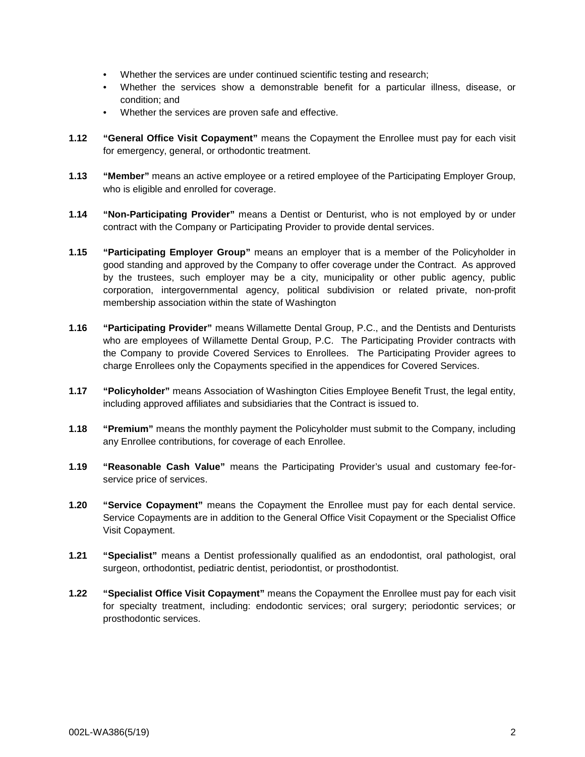- Whether the services are under continued scientific testing and research;
- Whether the services show a demonstrable benefit for a particular illness, disease, or condition; and
- Whether the services are proven safe and effective.

**1.12** **"General Office Visit Copayment"** means the Copayment the Enrollee must pay for each visit for emergency, general, or orthodontic treatment.

**1.13** **"Member"** means an active employee or a retired employee of the Participating Employer Group, who is eligible and enrolled for coverage.

**1.14** **"Non-Participating Provider"** means a Dentist or Denturist, who is not employed by or under contract with the Company or Participating Provider to provide dental services.

**1.15** **"Participating Employer Group"** means an employer that is a member of the Policyholder in good standing and approved by the Company to offer coverage under the Contract. As approved by the trustees, such employer may be a city, municipality or other public agency, public corporation, intergovernmental agency, political subdivision or related private, non-profit membership association within the state of Washington

**1.16** **"Participating Provider"** means Willamette Dental Group, P.C., and the Dentists and Denturists who are employees of Willamette Dental Group, P.C. The Participating Provider contracts with the Company to provide Covered Services to Enrollees. The Participating Provider agrees to charge Enrollees only the Copayments specified in the appendices for Covered Services.

**1.17** **"Policyholder"** means Association of Washington Cities Employee Benefit Trust, the legal entity, including approved affiliates and subsidiaries that the Contract is issued to.

**1.18** **"Premium"** means the monthly payment the Policyholder must submit to the Company, including any Enrollee contributions, for coverage of each Enrollee.

**1.19** **"Reasonable Cash Value"** means the Participating Provider's usual and customary fee-for-service price of services.

**1.20** **"Service Copayment"** means the Copayment the Enrollee must pay for each dental service. Service Copayments are in addition to the General Office Visit Copayment or the Specialist Office Visit Copayment.

**1.21** **"Specialist"** means a Dentist professionally qualified as an endodontist, oral pathologist, oral surgeon, orthodontist, pediatric dentist, periodontist, or prosthodontist.

**1.22** **"Specialist Office Visit Copayment"** means the Copayment the Enrollee must pay for each visit for specialty treatment, including: endodontic services; oral surgery; periodontic services; or prosthodontic services.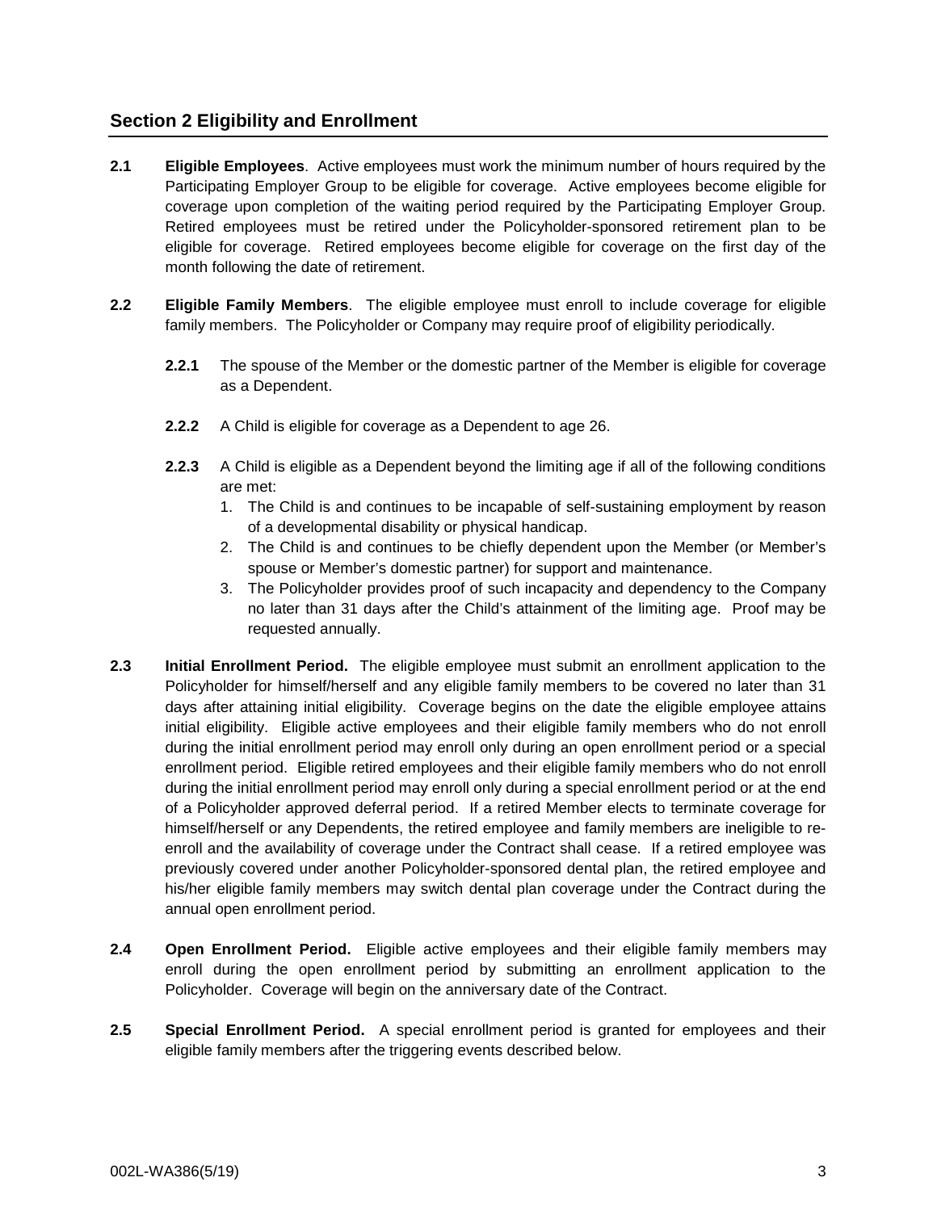## Section 2 Eligibility and Enrollment

**2.1 Eligible Employees**. Active employees must work the minimum number of hours required by the Participating Employer Group to be eligible for coverage. Active employees become eligible for coverage upon completion of the waiting period required by the Participating Employer Group. Retired employees must be retired under the Policyholder-sponsored retirement plan to be eligible for coverage. Retired employees become eligible for coverage on the first day of the month following the date of retirement.

**2.2 Eligible Family Members**. The eligible employee must enroll to include coverage for eligible family members. The Policyholder or Company may require proof of eligibility periodically.

**2.2.1** The spouse of the Member or the domestic partner of the Member is eligible for coverage as a Dependent.

**2.2.2** A Child is eligible for coverage as a Dependent to age 26.

**2.2.3** A Child is eligible as a Dependent beyond the limiting age if all of the following conditions are met:

1. The Child is and continues to be incapable of self-sustaining employment by reason of a developmental disability or physical handicap.
2. The Child is and continues to be chiefly dependent upon the Member (or Member's spouse or Member's domestic partner) for support and maintenance.
3. The Policyholder provides proof of such incapacity and dependency to the Company no later than 31 days after the Child's attainment of the limiting age. Proof may be requested annually.

**2.3 Initial Enrollment Period.** The eligible employee must submit an enrollment application to the Policyholder for himself/herself and any eligible family members to be covered no later than 31 days after attaining initial eligibility. Coverage begins on the date the eligible employee attains initial eligibility. Eligible active employees and their eligible family members who do not enroll during the initial enrollment period may enroll only during an open enrollment period or a special enrollment period. Eligible retired employees and their eligible family members who do not enroll during the initial enrollment period may enroll only during a special enrollment period or at the end of a Policyholder approved deferral period. If a retired Member elects to terminate coverage for himself/herself or any Dependents, the retired employee and family members are ineligible to re-enroll and the availability of coverage under the Contract shall cease. If a retired employee was previously covered under another Policyholder-sponsored dental plan, the retired employee and his/her eligible family members may switch dental plan coverage under the Contract during the annual open enrollment period.

**2.4 Open Enrollment Period.** Eligible active employees and their eligible family members may enroll during the open enrollment period by submitting an enrollment application to the Policyholder. Coverage will begin on the anniversary date of the Contract.

**2.5 Special Enrollment Period.** A special enrollment period is granted for employees and their eligible family members after the triggering events described below.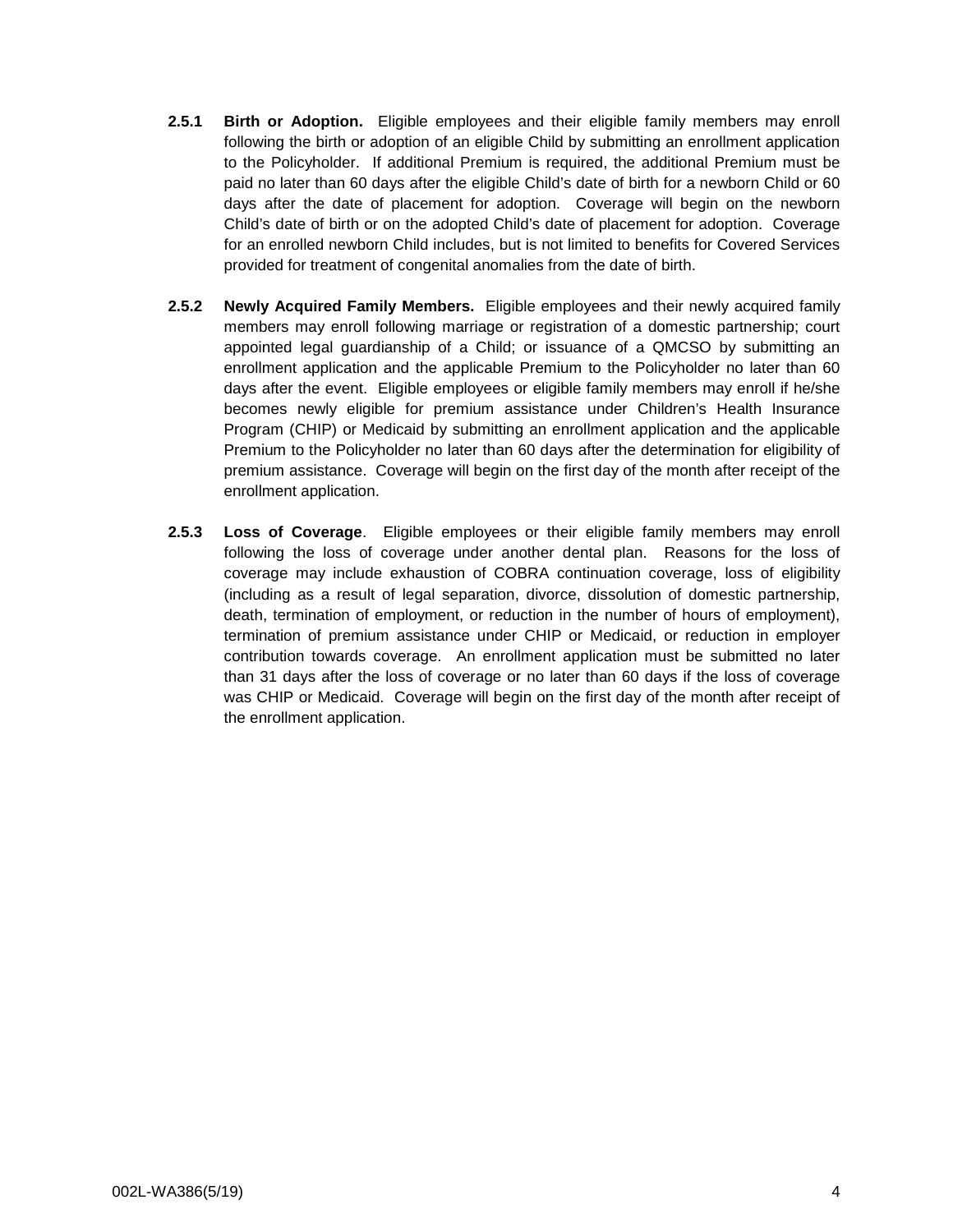**2.5.1 Birth or Adoption.** Eligible employees and their eligible family members may enroll following the birth or adoption of an eligible Child by submitting an enrollment application to the Policyholder. If additional Premium is required, the additional Premium must be paid no later than 60 days after the eligible Child's date of birth for a newborn Child or 60 days after the date of placement for adoption. Coverage will begin on the newborn Child's date of birth or on the adopted Child's date of placement for adoption. Coverage for an enrolled newborn Child includes, but is not limited to benefits for Covered Services provided for treatment of congenital anomalies from the date of birth.

**2.5.2 Newly Acquired Family Members.** Eligible employees and their newly acquired family members may enroll following marriage or registration of a domestic partnership; court appointed legal guardianship of a Child; or issuance of a QMCSO by submitting an enrollment application and the applicable Premium to the Policyholder no later than 60 days after the event. Eligible employees or eligible family members may enroll if he/she becomes newly eligible for premium assistance under Children's Health Insurance Program (CHIP) or Medicaid by submitting an enrollment application and the applicable Premium to the Policyholder no later than 60 days after the determination for eligibility of premium assistance. Coverage will begin on the first day of the month after receipt of the enrollment application.

**2.5.3 Loss of Coverage**. Eligible employees or their eligible family members may enroll following the loss of coverage under another dental plan. Reasons for the loss of coverage may include exhaustion of COBRA continuation coverage, loss of eligibility (including as a result of legal separation, divorce, dissolution of domestic partnership, death, termination of employment, or reduction in the number of hours of employment), termination of premium assistance under CHIP or Medicaid, or reduction in employer contribution towards coverage. An enrollment application must be submitted no later than 31 days after the loss of coverage or no later than 60 days if the loss of coverage was CHIP or Medicaid. Coverage will begin on the first day of the month after receipt of the enrollment application.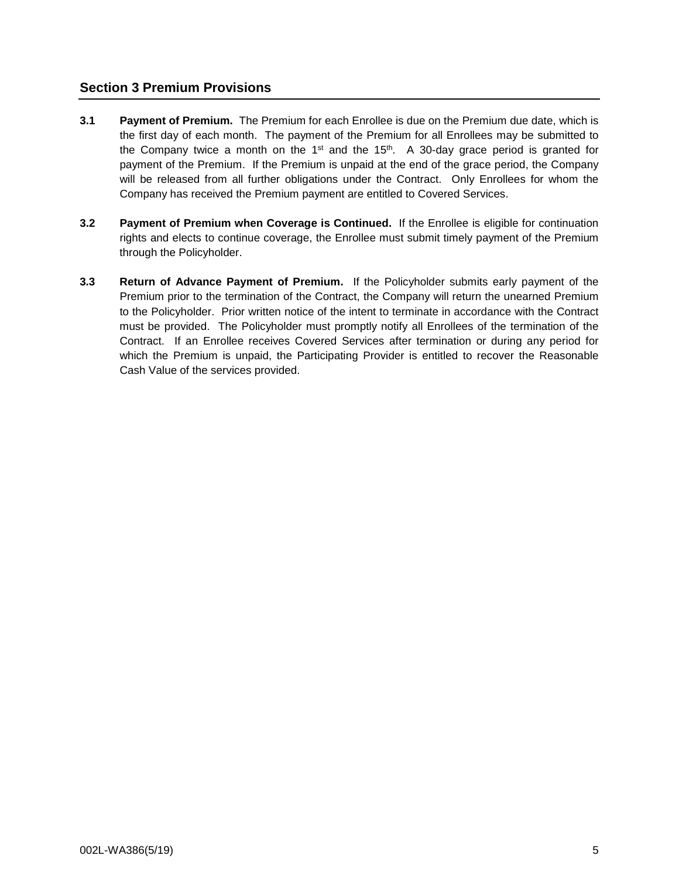## Section 3 Premium Provisions

**3.1 Payment of Premium.** The Premium for each Enrollee is due on the Premium due date, which is the first day of each month. The payment of the Premium for all Enrollees may be submitted to the Company twice a month on the 1st and the 15th. A 30-day grace period is granted for payment of the Premium. If the Premium is unpaid at the end of the grace period, the Company will be released from all further obligations under the Contract. Only Enrollees for whom the Company has received the Premium payment are entitled to Covered Services.

**3.2 Payment of Premium when Coverage is Continued.** If the Enrollee is eligible for continuation rights and elects to continue coverage, the Enrollee must submit timely payment of the Premium through the Policyholder.

**3.3 Return of Advance Payment of Premium.** If the Policyholder submits early payment of the Premium prior to the termination of the Contract, the Company will return the unearned Premium to the Policyholder. Prior written notice of the intent to terminate in accordance with the Contract must be provided. The Policyholder must promptly notify all Enrollees of the termination of the Contract. If an Enrollee receives Covered Services after termination or during any period for which the Premium is unpaid, the Participating Provider is entitled to recover the Reasonable Cash Value of the services provided.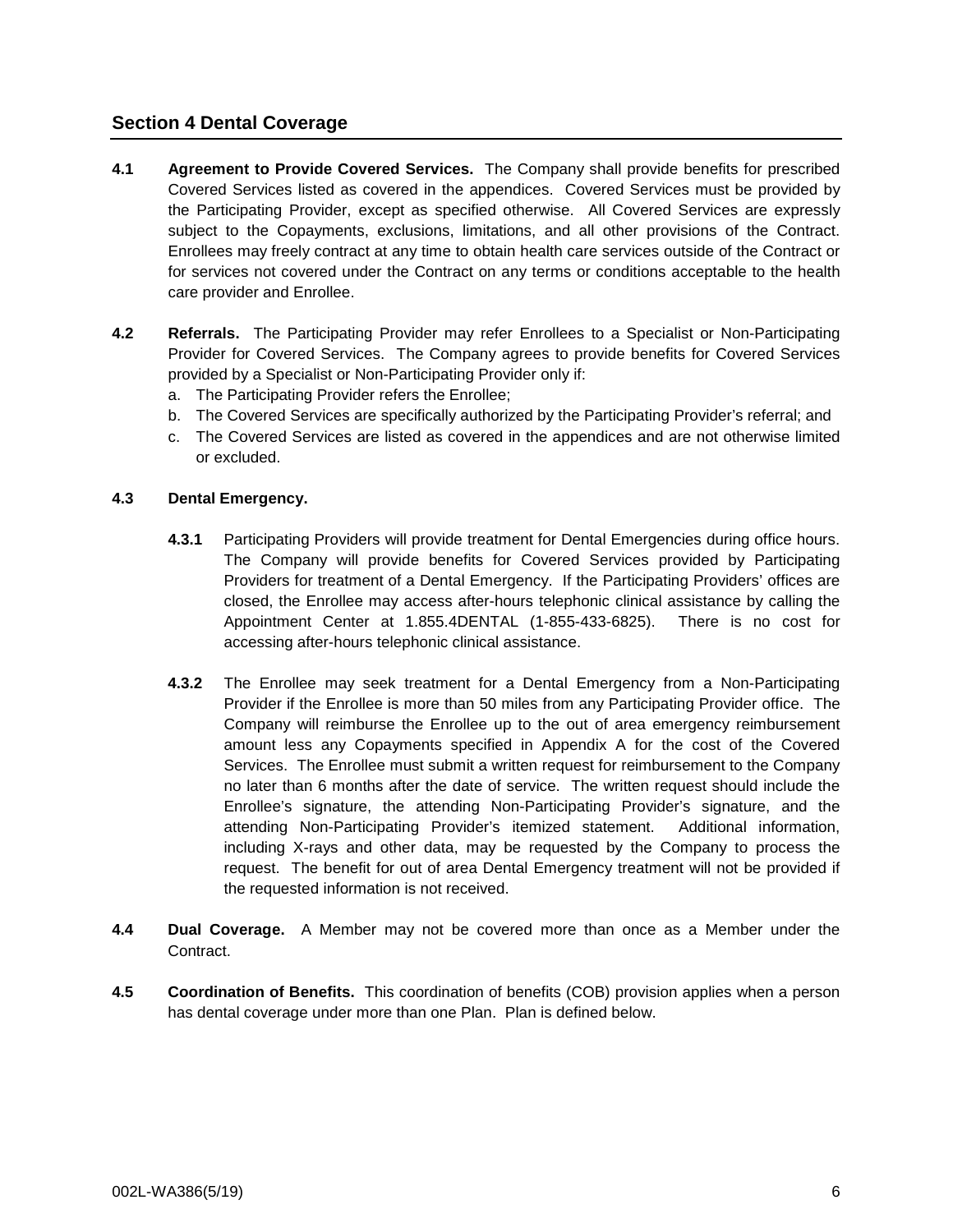## Section 4 Dental Coverage

**4.1 Agreement to Provide Covered Services.** The Company shall provide benefits for prescribed Covered Services listed as covered in the appendices. Covered Services must be provided by the Participating Provider, except as specified otherwise. All Covered Services are expressly subject to the Copayments, exclusions, limitations, and all other provisions of the Contract. Enrollees may freely contract at any time to obtain health care services outside of the Contract or for services not covered under the Contract on any terms or conditions acceptable to the health care provider and Enrollee.

**4.2 Referrals.** The Participating Provider may refer Enrollees to a Specialist or Non-Participating Provider for Covered Services. The Company agrees to provide benefits for Covered Services provided by a Specialist or Non-Participating Provider only if:

a. The Participating Provider refers the Enrollee;
b. The Covered Services are specifically authorized by the Participating Provider's referral; and
c. The Covered Services are listed as covered in the appendices and are not otherwise limited or excluded.

**4.3 Dental Emergency.**

**4.3.1** Participating Providers will provide treatment for Dental Emergencies during office hours. The Company will provide benefits for Covered Services provided by Participating Providers for treatment of a Dental Emergency. If the Participating Providers' offices are closed, the Enrollee may access after-hours telephonic clinical assistance by calling the Appointment Center at 1.855.4DENTAL (1-855-433-6825). There is no cost for accessing after-hours telephonic clinical assistance.

**4.3.2** The Enrollee may seek treatment for a Dental Emergency from a Non-Participating Provider if the Enrollee is more than 50 miles from any Participating Provider office. The Company will reimburse the Enrollee up to the out of area emergency reimbursement amount less any Copayments specified in Appendix A for the cost of the Covered Services. The Enrollee must submit a written request for reimbursement to the Company no later than 6 months after the date of service. The written request should include the Enrollee's signature, the attending Non-Participating Provider's signature, and the attending Non-Participating Provider's itemized statement. Additional information, including X-rays and other data, may be requested by the Company to process the request. The benefit for out of area Dental Emergency treatment will not be provided if the requested information is not received.

**4.4 Dual Coverage.** A Member may not be covered more than once as a Member under the Contract.

**4.5 Coordination of Benefits.** This coordination of benefits (COB) provision applies when a person has dental coverage under more than one Plan. Plan is defined below.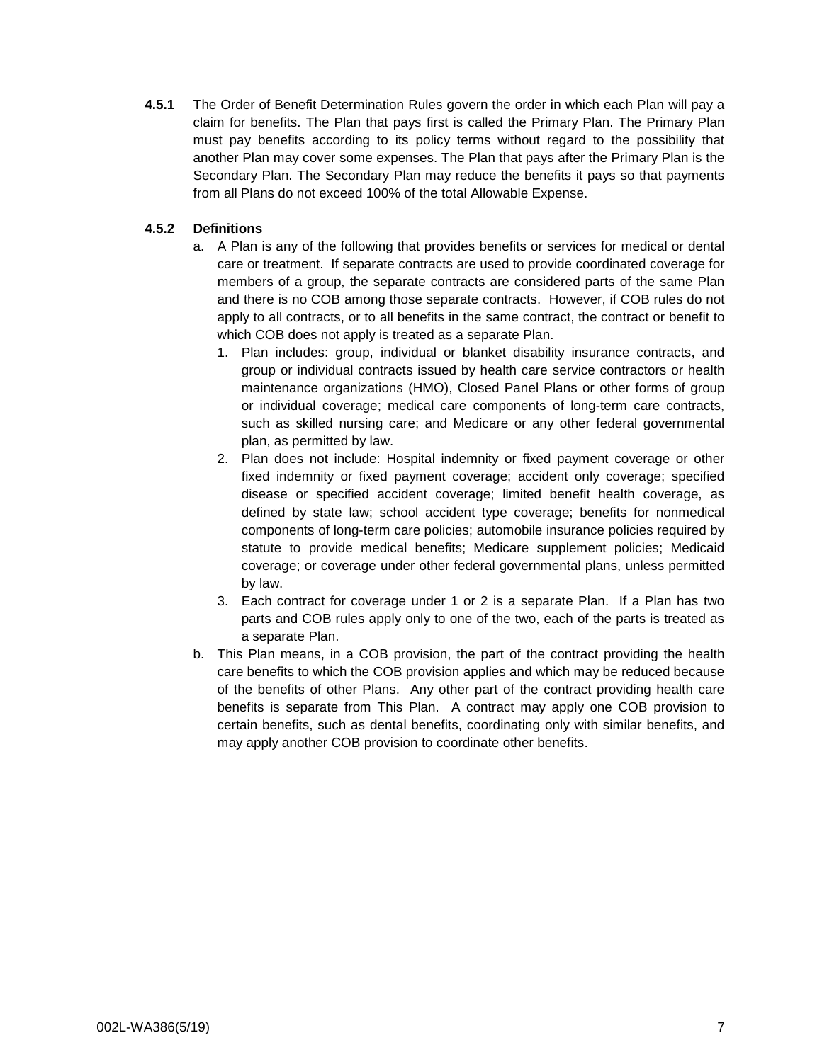**4.5.1** The Order of Benefit Determination Rules govern the order in which each Plan will pay a claim for benefits. The Plan that pays first is called the Primary Plan. The Primary Plan must pay benefits according to its policy terms without regard to the possibility that another Plan may cover some expenses. The Plan that pays after the Primary Plan is the Secondary Plan. The Secondary Plan may reduce the benefits it pays so that payments from all Plans do not exceed 100% of the total Allowable Expense.

**4.5.2 Definitions**

a. A Plan is any of the following that provides benefits or services for medical or dental care or treatment. If separate contracts are used to provide coordinated coverage for members of a group, the separate contracts are considered parts of the same Plan and there is no COB among those separate contracts. However, if COB rules do not apply to all contracts, or to all benefits in the same contract, the contract or benefit to which COB does not apply is treated as a separate Plan.
   1. Plan includes: group, individual or blanket disability insurance contracts, and group or individual contracts issued by health care service contractors or health maintenance organizations (HMO), Closed Panel Plans or other forms of group or individual coverage; medical care components of long-term care contracts, such as skilled nursing care; and Medicare or any other federal governmental plan, as permitted by law.
   2. Plan does not include: Hospital indemnity or fixed payment coverage or other fixed indemnity or fixed payment coverage; accident only coverage; specified disease or specified accident coverage; limited benefit health coverage, as defined by state law; school accident type coverage; benefits for nonmedical components of long-term care policies; automobile insurance policies required by statute to provide medical benefits; Medicare supplement policies; Medicaid coverage; or coverage under other federal governmental plans, unless permitted by law.
   3. Each contract for coverage under 1 or 2 is a separate Plan. If a Plan has two parts and COB rules apply only to one of the two, each of the parts is treated as a separate Plan.

b. This Plan means, in a COB provision, the part of the contract providing the health care benefits to which the COB provision applies and which may be reduced because of the benefits of other Plans. Any other part of the contract providing health care benefits is separate from This Plan. A contract may apply one COB provision to certain benefits, such as dental benefits, coordinating only with similar benefits, and may apply another COB provision to coordinate other benefits.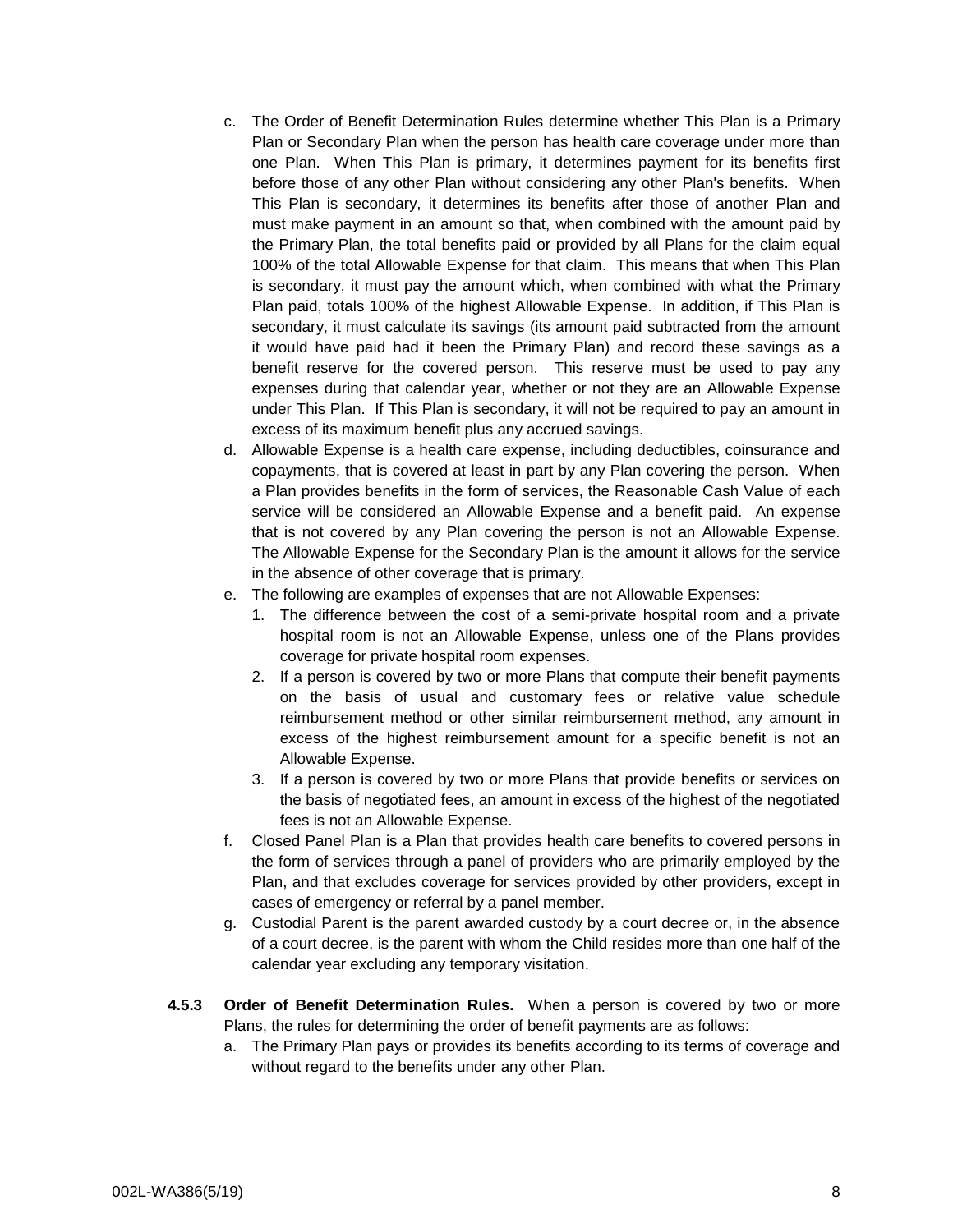c. The Order of Benefit Determination Rules determine whether This Plan is a Primary Plan or Secondary Plan when the person has health care coverage under more than one Plan. When This Plan is primary, it determines payment for its benefits first before those of any other Plan without considering any other Plan's benefits. When This Plan is secondary, it determines its benefits after those of another Plan and must make payment in an amount so that, when combined with the amount paid by the Primary Plan, the total benefits paid or provided by all Plans for the claim equal 100% of the total Allowable Expense for that claim. This means that when This Plan is secondary, it must pay the amount which, when combined with what the Primary Plan paid, totals 100% of the highest Allowable Expense. In addition, if This Plan is secondary, it must calculate its savings (its amount paid subtracted from the amount it would have paid had it been the Primary Plan) and record these savings as a benefit reserve for the covered person. This reserve must be used to pay any expenses during that calendar year, whether or not they are an Allowable Expense under This Plan. If This Plan is secondary, it will not be required to pay an amount in excess of its maximum benefit plus any accrued savings.

d. Allowable Expense is a health care expense, including deductibles, coinsurance and copayments, that is covered at least in part by any Plan covering the person. When a Plan provides benefits in the form of services, the Reasonable Cash Value of each service will be considered an Allowable Expense and a benefit paid. An expense that is not covered by any Plan covering the person is not an Allowable Expense. The Allowable Expense for the Secondary Plan is the amount it allows for the service in the absence of other coverage that is primary.

e. The following are examples of expenses that are not Allowable Expenses:

   1. The difference between the cost of a semi-private hospital room and a private hospital room is not an Allowable Expense, unless one of the Plans provides coverage for private hospital room expenses.
   2. If a person is covered by two or more Plans that compute their benefit payments on the basis of usual and customary fees or relative value schedule reimbursement method or other similar reimbursement method, any amount in excess of the highest reimbursement amount for a specific benefit is not an Allowable Expense.
   3. If a person is covered by two or more Plans that provide benefits or services on the basis of negotiated fees, an amount in excess of the highest of the negotiated fees is not an Allowable Expense.

f. Closed Panel Plan is a Plan that provides health care benefits to covered persons in the form of services through a panel of providers who are primarily employed by the Plan, and that excludes coverage for services provided by other providers, except in cases of emergency or referral by a panel member.

g. Custodial Parent is the parent awarded custody by a court decree or, in the absence of a court decree, is the parent with whom the Child resides more than one half of the calendar year excluding any temporary visitation.

**4.5.3 Order of Benefit Determination Rules.** When a person is covered by two or more Plans, the rules for determining the order of benefit payments are as follows:

a. The Primary Plan pays or provides its benefits according to its terms of coverage and without regard to the benefits under any other Plan.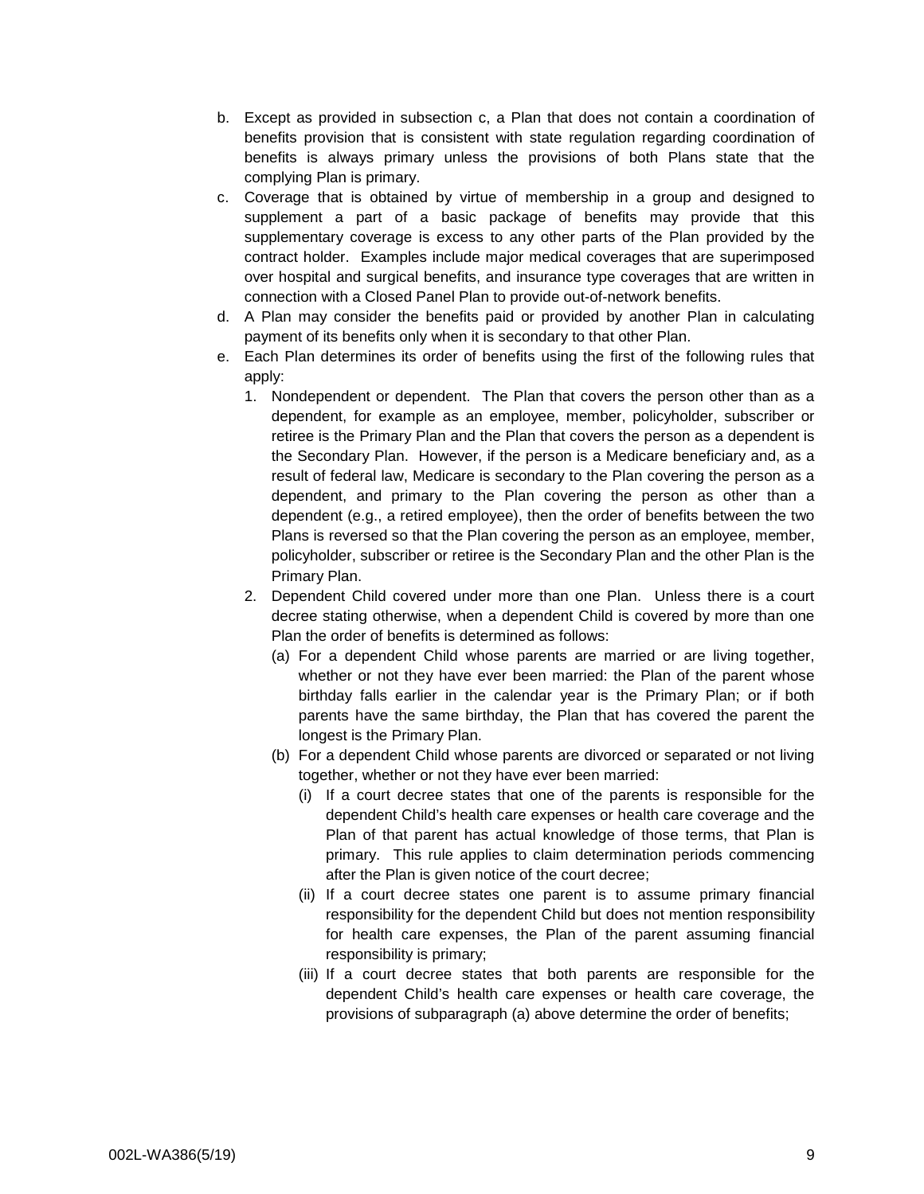b. Except as provided in subsection c, a Plan that does not contain a coordination of benefits provision that is consistent with state regulation regarding coordination of benefits is always primary unless the provisions of both Plans state that the complying Plan is primary.

c. Coverage that is obtained by virtue of membership in a group and designed to supplement a part of a basic package of benefits may provide that this supplementary coverage is excess to any other parts of the Plan provided by the contract holder. Examples include major medical coverages that are superimposed over hospital and surgical benefits, and insurance type coverages that are written in connection with a Closed Panel Plan to provide out-of-network benefits.

d. A Plan may consider the benefits paid or provided by another Plan in calculating payment of its benefits only when it is secondary to that other Plan.

e. Each Plan determines its order of benefits using the first of the following rules that apply:

   1. Nondependent or dependent. The Plan that covers the person other than as a dependent, for example as an employee, member, policyholder, subscriber or retiree is the Primary Plan and the Plan that covers the person as a dependent is the Secondary Plan. However, if the person is a Medicare beneficiary and, as a result of federal law, Medicare is secondary to the Plan covering the person as a dependent, and primary to the Plan covering the person as other than a dependent (e.g., a retired employee), then the order of benefits between the two Plans is reversed so that the Plan covering the person as an employee, member, policyholder, subscriber or retiree is the Secondary Plan and the other Plan is the Primary Plan.

   2. Dependent Child covered under more than one Plan. Unless there is a court decree stating otherwise, when a dependent Child is covered by more than one Plan the order of benefits is determined as follows:

      (a) For a dependent Child whose parents are married or are living together, whether or not they have ever been married: the Plan of the parent whose birthday falls earlier in the calendar year is the Primary Plan; or if both parents have the same birthday, the Plan that has covered the parent the longest is the Primary Plan.

      (b) For a dependent Child whose parents are divorced or separated or not living together, whether or not they have ever been married:

         (i) If a court decree states that one of the parents is responsible for the dependent Child's health care expenses or health care coverage and the Plan of that parent has actual knowledge of those terms, that Plan is primary. This rule applies to claim determination periods commencing after the Plan is given notice of the court decree;

         (ii) If a court decree states one parent is to assume primary financial responsibility for the dependent Child but does not mention responsibility for health care expenses, the Plan of the parent assuming financial responsibility is primary;

         (iii) If a court decree states that both parents are responsible for the dependent Child's health care expenses or health care coverage, the provisions of subparagraph (a) above determine the order of benefits;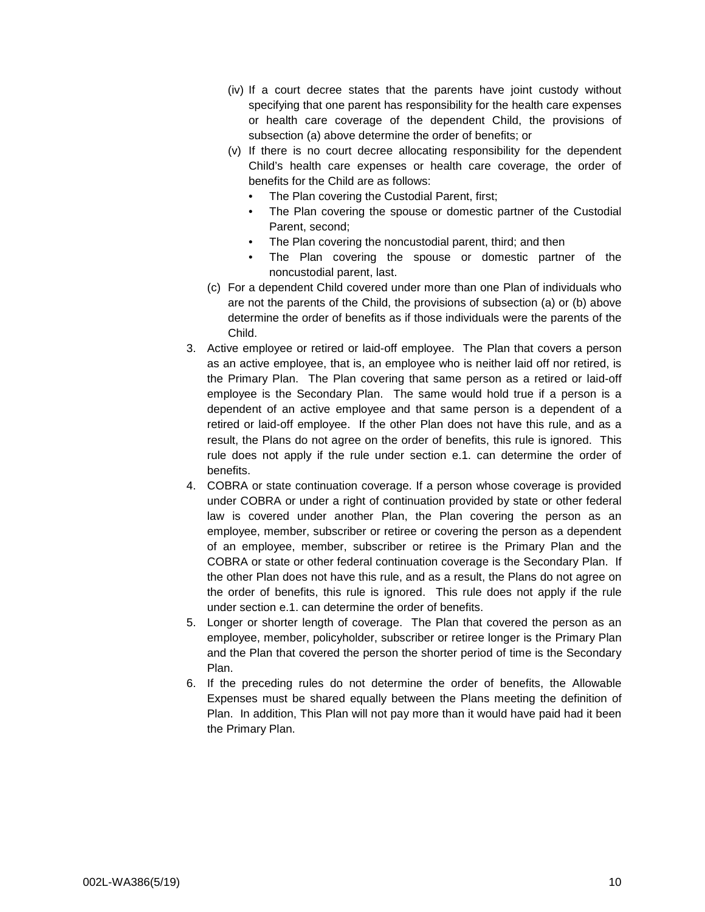- (iv) If a court decree states that the parents have joint custody without specifying that one parent has responsibility for the health care expenses or health care coverage of the dependent Child, the provisions of subsection (a) above determine the order of benefits; or
   - (v) If there is no court decree allocating responsibility for the dependent Child's health care expenses or health care coverage, the order of benefits for the Child are as follows:
     - The Plan covering the Custodial Parent, first;
     - The Plan covering the spouse or domestic partner of the Custodial Parent, second;
     - The Plan covering the noncustodial parent, third; and then
     - The Plan covering the spouse or domestic partner of the noncustodial parent, last.

   (c) For a dependent Child covered under more than one Plan of individuals who are not the parents of the Child, the provisions of subsection (a) or (b) above determine the order of benefits as if those individuals were the parents of the Child.

3. Active employee or retired or laid-off employee. The Plan that covers a person as an active employee, that is, an employee who is neither laid off nor retired, is the Primary Plan. The Plan covering that same person as a retired or laid-off employee is the Secondary Plan. The same would hold true if a person is a dependent of an active employee and that same person is a dependent of a retired or laid-off employee. If the other Plan does not have this rule, and as a result, the Plans do not agree on the order of benefits, this rule is ignored. This rule does not apply if the rule under section e.1. can determine the order of benefits.
4. COBRA or state continuation coverage. If a person whose coverage is provided under COBRA or under a right of continuation provided by state or other federal law is covered under another Plan, the Plan covering the person as an employee, member, subscriber or retiree or covering the person as a dependent of an employee, member, subscriber or retiree is the Primary Plan and the COBRA or state or other federal continuation coverage is the Secondary Plan. If the other Plan does not have this rule, and as a result, the Plans do not agree on the order of benefits, this rule is ignored. This rule does not apply if the rule under section e.1. can determine the order of benefits.
5. Longer or shorter length of coverage. The Plan that covered the person as an employee, member, policyholder, subscriber or retiree longer is the Primary Plan and the Plan that covered the person the shorter period of time is the Secondary Plan.
6. If the preceding rules do not determine the order of benefits, the Allowable Expenses must be shared equally between the Plans meeting the definition of Plan. In addition, This Plan will not pay more than it would have paid had it been the Primary Plan.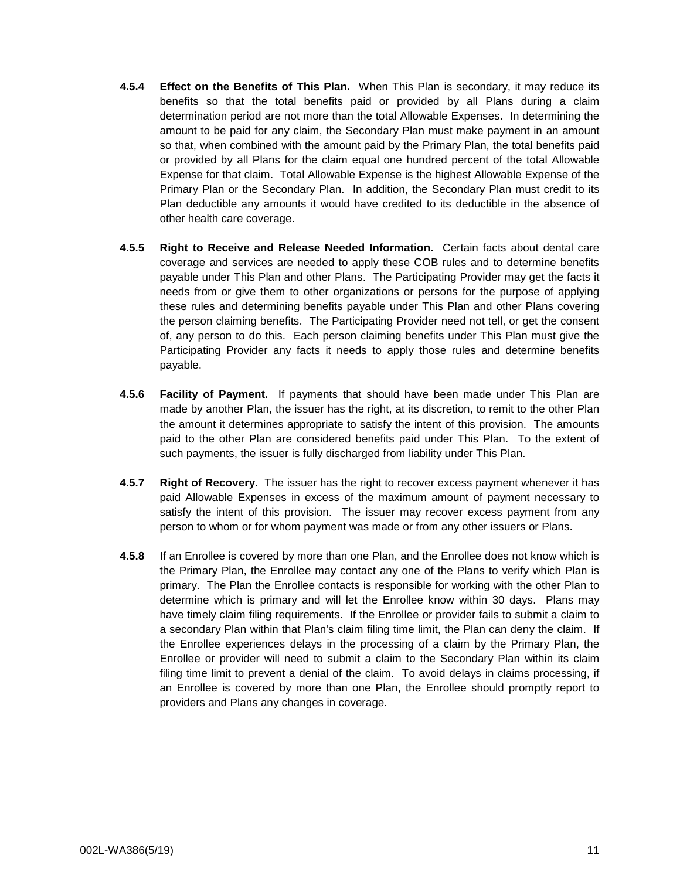**4.5.4** **Effect on the Benefits of This Plan.** When This Plan is secondary, it may reduce its benefits so that the total benefits paid or provided by all Plans during a claim determination period are not more than the total Allowable Expenses. In determining the amount to be paid for any claim, the Secondary Plan must make payment in an amount so that, when combined with the amount paid by the Primary Plan, the total benefits paid or provided by all Plans for the claim equal one hundred percent of the total Allowable Expense for that claim. Total Allowable Expense is the highest Allowable Expense of the Primary Plan or the Secondary Plan. In addition, the Secondary Plan must credit to its Plan deductible any amounts it would have credited to its deductible in the absence of other health care coverage.

**4.5.5** **Right to Receive and Release Needed Information.** Certain facts about dental care coverage and services are needed to apply these COB rules and to determine benefits payable under This Plan and other Plans. The Participating Provider may get the facts it needs from or give them to other organizations or persons for the purpose of applying these rules and determining benefits payable under This Plan and other Plans covering the person claiming benefits. The Participating Provider need not tell, or get the consent of, any person to do this. Each person claiming benefits under This Plan must give the Participating Provider any facts it needs to apply those rules and determine benefits payable.

**4.5.6** **Facility of Payment.** If payments that should have been made under This Plan are made by another Plan, the issuer has the right, at its discretion, to remit to the other Plan the amount it determines appropriate to satisfy the intent of this provision. The amounts paid to the other Plan are considered benefits paid under This Plan. To the extent of such payments, the issuer is fully discharged from liability under This Plan.

**4.5.7** **Right of Recovery.** The issuer has the right to recover excess payment whenever it has paid Allowable Expenses in excess of the maximum amount of payment necessary to satisfy the intent of this provision. The issuer may recover excess payment from any person to whom or for whom payment was made or from any other issuers or Plans.

**4.5.8** If an Enrollee is covered by more than one Plan, and the Enrollee does not know which is the Primary Plan, the Enrollee may contact any one of the Plans to verify which Plan is primary. The Plan the Enrollee contacts is responsible for working with the other Plan to determine which is primary and will let the Enrollee know within 30 days. Plans may have timely claim filing requirements. If the Enrollee or provider fails to submit a claim to a secondary Plan within that Plan's claim filing time limit, the Plan can deny the claim. If the Enrollee experiences delays in the processing of a claim by the Primary Plan, the Enrollee or provider will need to submit a claim to the Secondary Plan within its claim filing time limit to prevent a denial of the claim. To avoid delays in claims processing, if an Enrollee is covered by more than one Plan, the Enrollee should promptly report to providers and Plans any changes in coverage.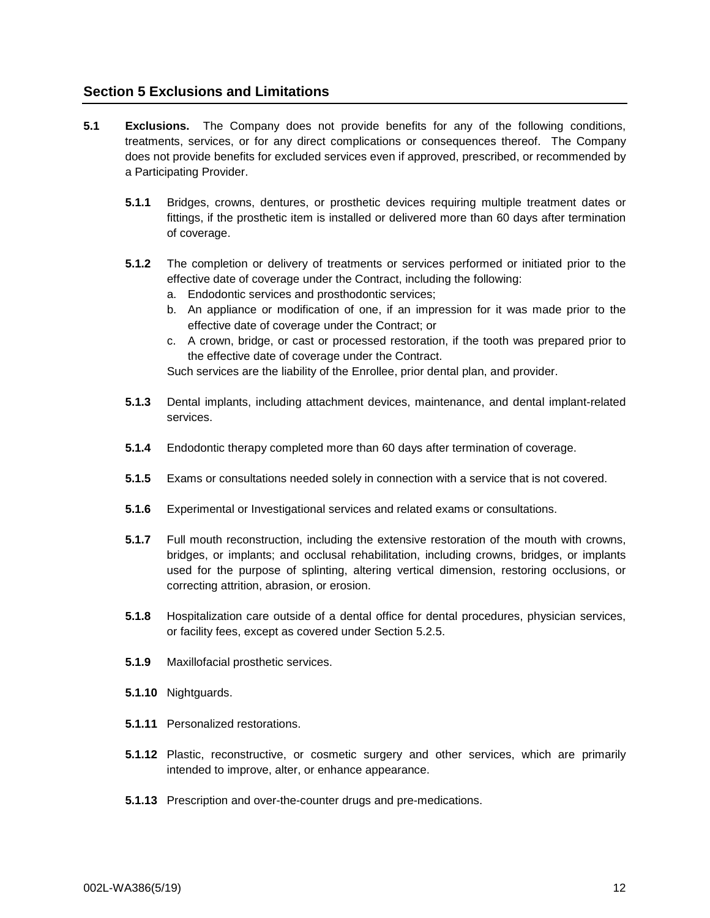## Section 5 Exclusions and Limitations

**5.1 Exclusions.** The Company does not provide benefits for any of the following conditions, treatments, services, or for any direct complications or consequences thereof. The Company does not provide benefits for excluded services even if approved, prescribed, or recommended by a Participating Provider.

**5.1.1** Bridges, crowns, dentures, or prosthetic devices requiring multiple treatment dates or fittings, if the prosthetic item is installed or delivered more than 60 days after termination of coverage.

**5.1.2** The completion or delivery of treatments or services performed or initiated prior to the effective date of coverage under the Contract, including the following:

a. Endodontic services and prosthodontic services;
b. An appliance or modification of one, if an impression for it was made prior to the effective date of coverage under the Contract; or
c. A crown, bridge, or cast or processed restoration, if the tooth was prepared prior to the effective date of coverage under the Contract.

Such services are the liability of the Enrollee, prior dental plan, and provider.

**5.1.3** Dental implants, including attachment devices, maintenance, and dental implant-related services.

**5.1.4** Endodontic therapy completed more than 60 days after termination of coverage.

**5.1.5** Exams or consultations needed solely in connection with a service that is not covered.

**5.1.6** Experimental or Investigational services and related exams or consultations.

**5.1.7** Full mouth reconstruction, including the extensive restoration of the mouth with crowns, bridges, or implants; and occlusal rehabilitation, including crowns, bridges, or implants used for the purpose of splinting, altering vertical dimension, restoring occlusions, or correcting attrition, abrasion, or erosion.

**5.1.8** Hospitalization care outside of a dental office for dental procedures, physician services, or facility fees, except as covered under Section 5.2.5.

**5.1.9** Maxillofacial prosthetic services.

**5.1.10** Nightguards.

**5.1.11** Personalized restorations.

**5.1.12** Plastic, reconstructive, or cosmetic surgery and other services, which are primarily intended to improve, alter, or enhance appearance.

**5.1.13** Prescription and over-the-counter drugs and pre-medications.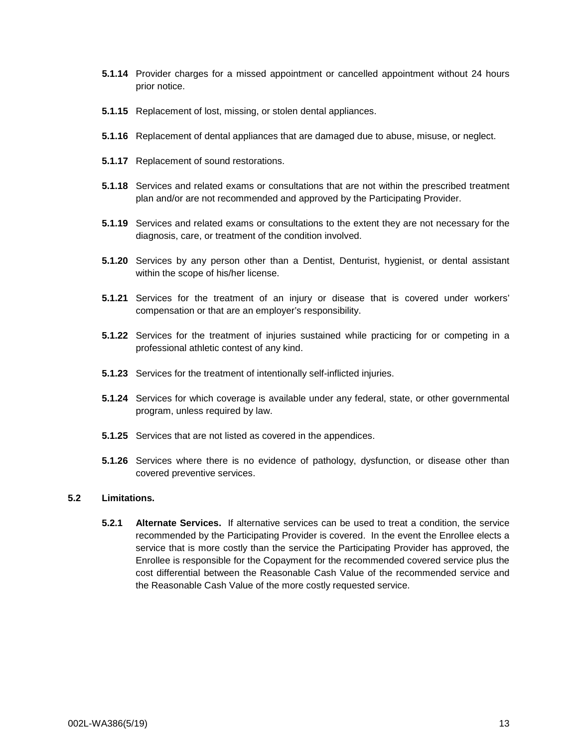**5.1.14** Provider charges for a missed appointment or cancelled appointment without 24 hours prior notice.

**5.1.15** Replacement of lost, missing, or stolen dental appliances.

**5.1.16** Replacement of dental appliances that are damaged due to abuse, misuse, or neglect.

**5.1.17** Replacement of sound restorations.

**5.1.18** Services and related exams or consultations that are not within the prescribed treatment plan and/or are not recommended and approved by the Participating Provider.

**5.1.19** Services and related exams or consultations to the extent they are not necessary for the diagnosis, care, or treatment of the condition involved.

**5.1.20** Services by any person other than a Dentist, Denturist, hygienist, or dental assistant within the scope of his/her license.

**5.1.21** Services for the treatment of an injury or disease that is covered under workers' compensation or that are an employer's responsibility.

**5.1.22** Services for the treatment of injuries sustained while practicing for or competing in a professional athletic contest of any kind.

**5.1.23** Services for the treatment of intentionally self-inflicted injuries.

**5.1.24** Services for which coverage is available under any federal, state, or other governmental program, unless required by law.

**5.1.25** Services that are not listed as covered in the appendices.

**5.1.26** Services where there is no evidence of pathology, dysfunction, or disease other than covered preventive services.

**5.2 Limitations.**

**5.2.1 Alternate Services.** If alternative services can be used to treat a condition, the service recommended by the Participating Provider is covered. In the event the Enrollee elects a service that is more costly than the service the Participating Provider has approved, the Enrollee is responsible for the Copayment for the recommended covered service plus the cost differential between the Reasonable Cash Value of the recommended service and the Reasonable Cash Value of the more costly requested service.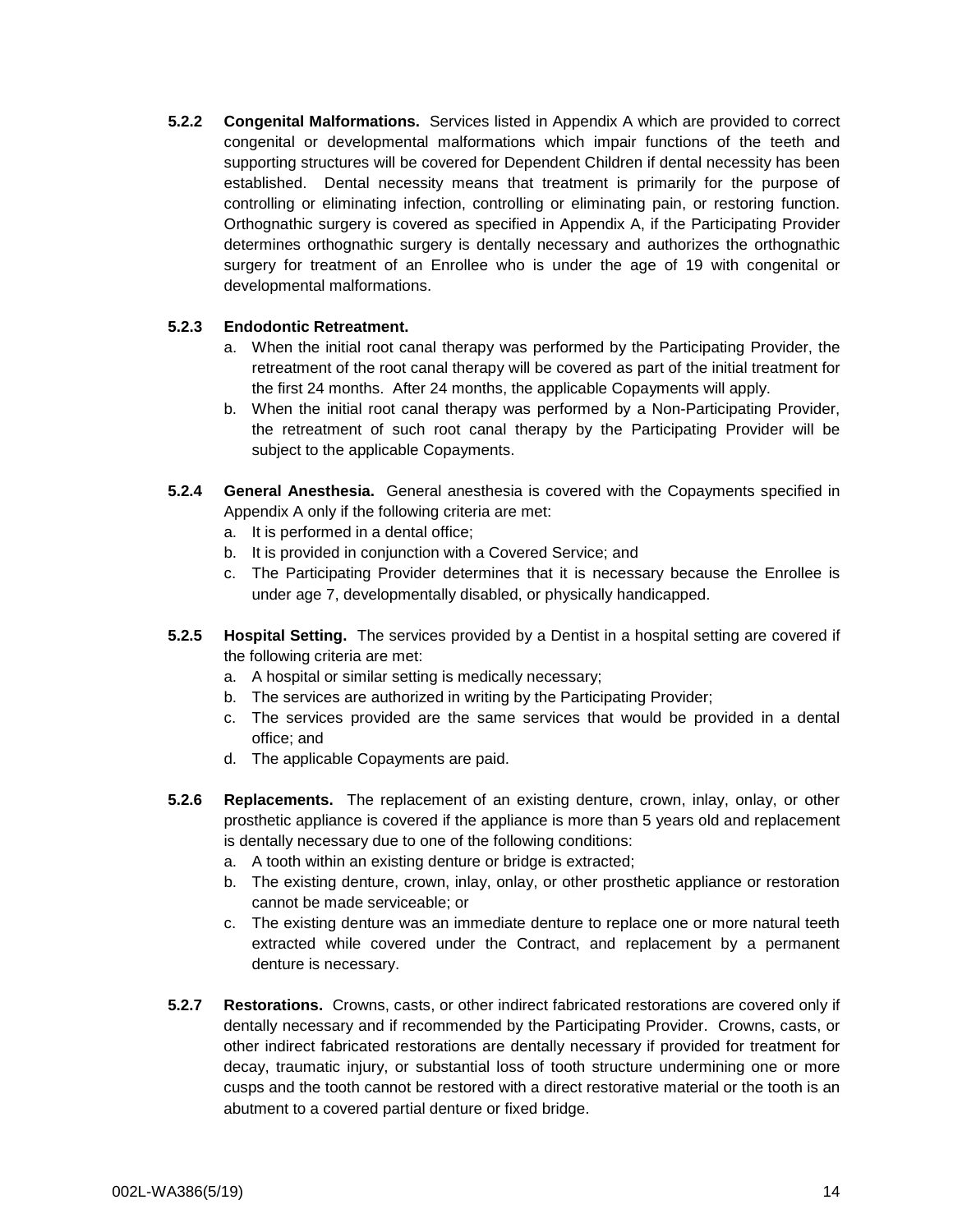**5.2.2 Congenital Malformations.** Services listed in Appendix A which are provided to correct congenital or developmental malformations which impair functions of the teeth and supporting structures will be covered for Dependent Children if dental necessity has been established. Dental necessity means that treatment is primarily for the purpose of controlling or eliminating infection, controlling or eliminating pain, or restoring function. Orthognathic surgery is covered as specified in Appendix A, if the Participating Provider determines orthognathic surgery is dentally necessary and authorizes the orthognathic surgery for treatment of an Enrollee who is under the age of 19 with congenital or developmental malformations.

**5.2.3 Endodontic Retreatment.**

a. When the initial root canal therapy was performed by the Participating Provider, the retreatment of the root canal therapy will be covered as part of the initial treatment for the first 24 months. After 24 months, the applicable Copayments will apply.

b. When the initial root canal therapy was performed by a Non-Participating Provider, the retreatment of such root canal therapy by the Participating Provider will be subject to the applicable Copayments.

**5.2.4 General Anesthesia.** General anesthesia is covered with the Copayments specified in Appendix A only if the following criteria are met:

a. It is performed in a dental office;

b. It is provided in conjunction with a Covered Service; and

c. The Participating Provider determines that it is necessary because the Enrollee is under age 7, developmentally disabled, or physically handicapped.

**5.2.5 Hospital Setting.** The services provided by a Dentist in a hospital setting are covered if the following criteria are met:

a. A hospital or similar setting is medically necessary;

b. The services are authorized in writing by the Participating Provider;

c. The services provided are the same services that would be provided in a dental office; and

d. The applicable Copayments are paid.

**5.2.6 Replacements.** The replacement of an existing denture, crown, inlay, onlay, or other prosthetic appliance is covered if the appliance is more than 5 years old and replacement is dentally necessary due to one of the following conditions:

a. A tooth within an existing denture or bridge is extracted;

b. The existing denture, crown, inlay, onlay, or other prosthetic appliance or restoration cannot be made serviceable; or

c. The existing denture was an immediate denture to replace one or more natural teeth extracted while covered under the Contract, and replacement by a permanent denture is necessary.

**5.2.7 Restorations.** Crowns, casts, or other indirect fabricated restorations are covered only if dentally necessary and if recommended by the Participating Provider. Crowns, casts, or other indirect fabricated restorations are dentally necessary if provided for treatment for decay, traumatic injury, or substantial loss of tooth structure undermining one or more cusps and the tooth cannot be restored with a direct restorative material or the tooth is an abutment to a covered partial denture or fixed bridge.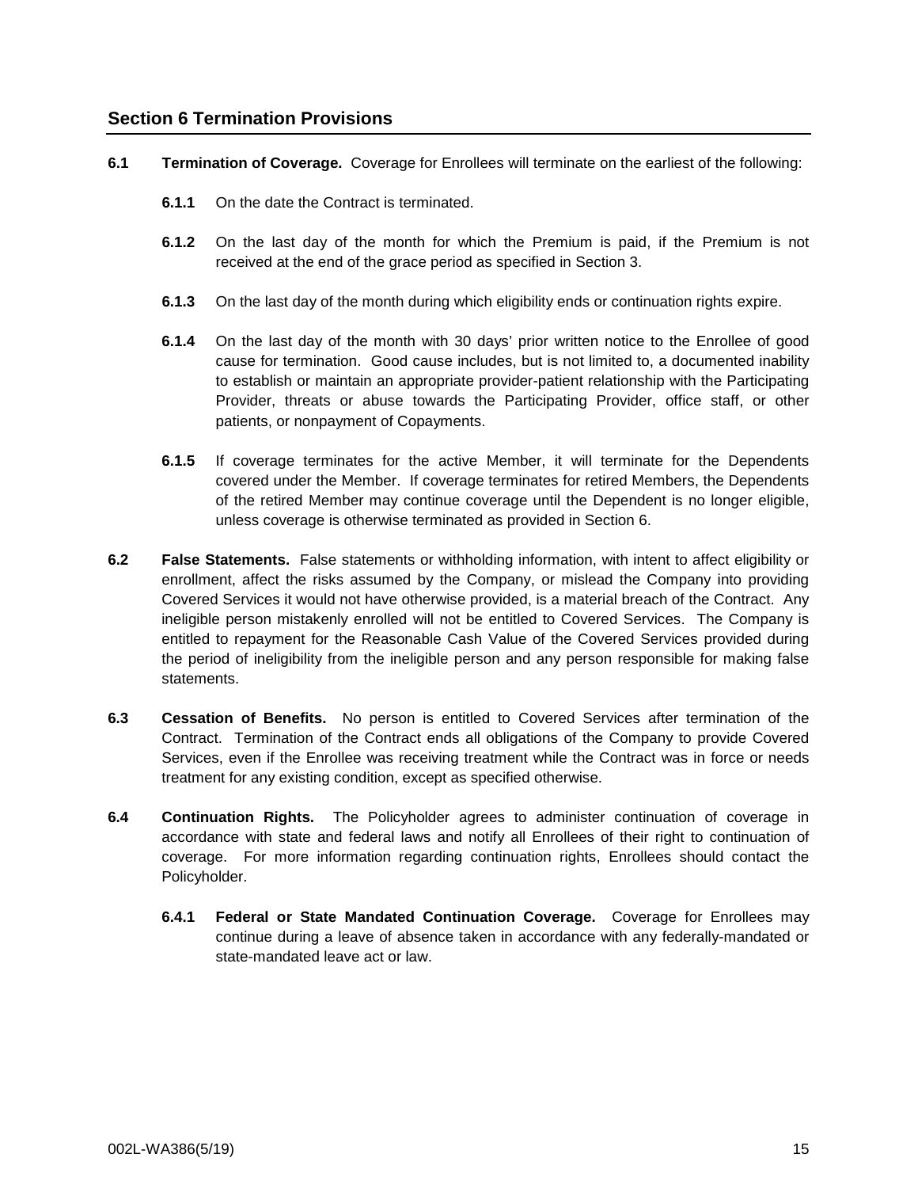## Section 6 Termination Provisions

**6.1 Termination of Coverage.** Coverage for Enrollees will terminate on the earliest of the following:

**6.1.1** On the date the Contract is terminated.

**6.1.2** On the last day of the month for which the Premium is paid, if the Premium is not received at the end of the grace period as specified in Section 3.

**6.1.3** On the last day of the month during which eligibility ends or continuation rights expire.

**6.1.4** On the last day of the month with 30 days' prior written notice to the Enrollee of good cause for termination. Good cause includes, but is not limited to, a documented inability to establish or maintain an appropriate provider-patient relationship with the Participating Provider, threats or abuse towards the Participating Provider, office staff, or other patients, or nonpayment of Copayments.

**6.1.5** If coverage terminates for the active Member, it will terminate for the Dependents covered under the Member. If coverage terminates for retired Members, the Dependents of the retired Member may continue coverage until the Dependent is no longer eligible, unless coverage is otherwise terminated as provided in Section 6.

**6.2 False Statements.** False statements or withholding information, with intent to affect eligibility or enrollment, affect the risks assumed by the Company, or mislead the Company into providing Covered Services it would not have otherwise provided, is a material breach of the Contract. Any ineligible person mistakenly enrolled will not be entitled to Covered Services. The Company is entitled to repayment for the Reasonable Cash Value of the Covered Services provided during the period of ineligibility from the ineligible person and any person responsible for making false statements.

**6.3 Cessation of Benefits.** No person is entitled to Covered Services after termination of the Contract. Termination of the Contract ends all obligations of the Company to provide Covered Services, even if the Enrollee was receiving treatment while the Contract was in force or needs treatment for any existing condition, except as specified otherwise.

**6.4 Continuation Rights.** The Policyholder agrees to administer continuation of coverage in accordance with state and federal laws and notify all Enrollees of their right to continuation of coverage. For more information regarding continuation rights, Enrollees should contact the Policyholder.

**6.4.1 Federal or State Mandated Continuation Coverage.** Coverage for Enrollees may continue during a leave of absence taken in accordance with any federally-mandated or state-mandated leave act or law.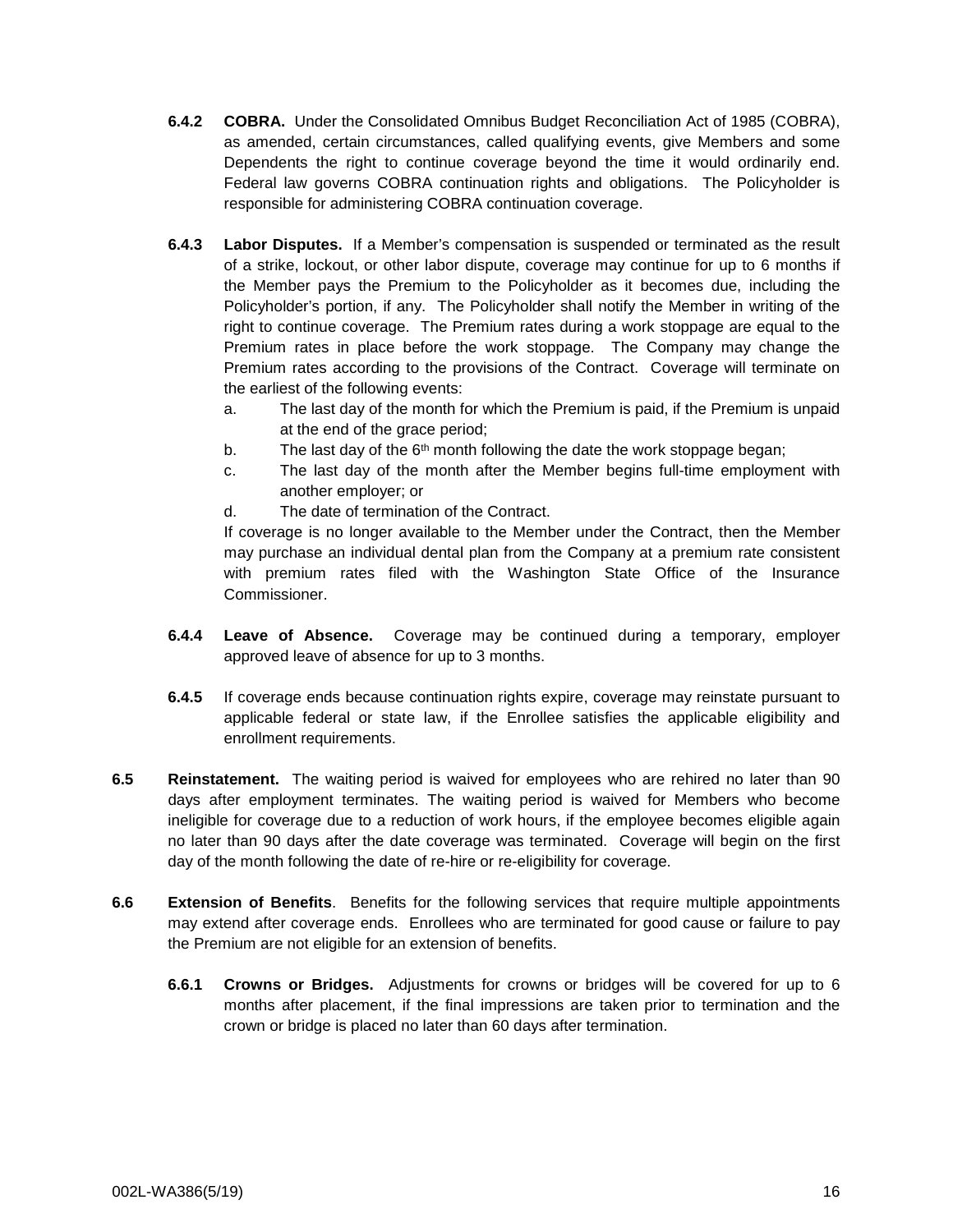**6.4.2 COBRA.** Under the Consolidated Omnibus Budget Reconciliation Act of 1985 (COBRA), as amended, certain circumstances, called qualifying events, give Members and some Dependents the right to continue coverage beyond the time it would ordinarily end. Federal law governs COBRA continuation rights and obligations. The Policyholder is responsible for administering COBRA continuation coverage.

**6.4.3 Labor Disputes.** If a Member's compensation is suspended or terminated as the result of a strike, lockout, or other labor dispute, coverage may continue for up to 6 months if the Member pays the Premium to the Policyholder as it becomes due, including the Policyholder's portion, if any. The Policyholder shall notify the Member in writing of the right to continue coverage. The Premium rates during a work stoppage are equal to the Premium rates in place before the work stoppage. The Company may change the Premium rates according to the provisions of the Contract. Coverage will terminate on the earliest of the following events:

a. The last day of the month for which the Premium is paid, if the Premium is unpaid at the end of the grace period;

b. The last day of the 6th month following the date the work stoppage began;

c. The last day of the month after the Member begins full-time employment with another employer; or

d. The date of termination of the Contract.

If coverage is no longer available to the Member under the Contract, then the Member may purchase an individual dental plan from the Company at a premium rate consistent with premium rates filed with the Washington State Office of the Insurance Commissioner.

**6.4.4 Leave of Absence.** Coverage may be continued during a temporary, employer approved leave of absence for up to 3 months.

**6.4.5** If coverage ends because continuation rights expire, coverage may reinstate pursuant to applicable federal or state law, if the Enrollee satisfies the applicable eligibility and enrollment requirements.

**6.5 Reinstatement.** The waiting period is waived for employees who are rehired no later than 90 days after employment terminates. The waiting period is waived for Members who become ineligible for coverage due to a reduction of work hours, if the employee becomes eligible again no later than 90 days after the date coverage was terminated. Coverage will begin on the first day of the month following the date of re-hire or re-eligibility for coverage.

**6.6 Extension of Benefits**. Benefits for the following services that require multiple appointments may extend after coverage ends. Enrollees who are terminated for good cause or failure to pay the Premium are not eligible for an extension of benefits.

**6.6.1 Crowns or Bridges.** Adjustments for crowns or bridges will be covered for up to 6 months after placement, if the final impressions are taken prior to termination and the crown or bridge is placed no later than 60 days after termination.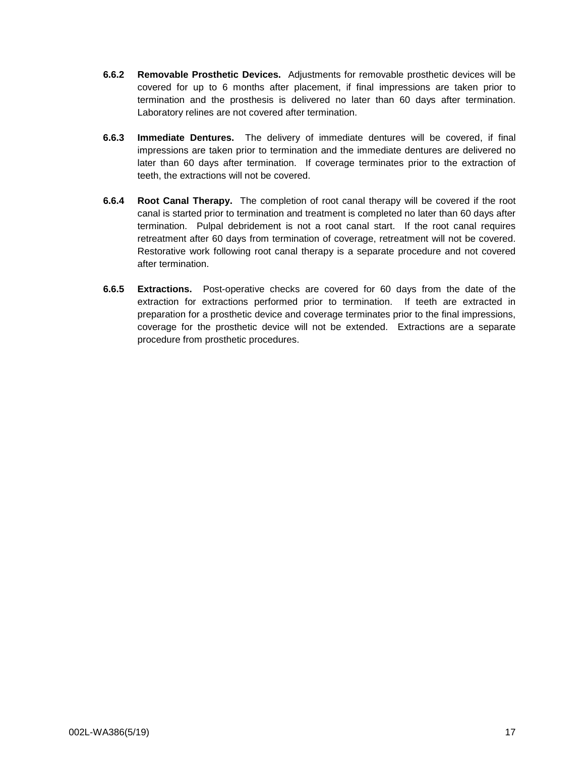**6.6.2 Removable Prosthetic Devices.** Adjustments for removable prosthetic devices will be covered for up to 6 months after placement, if final impressions are taken prior to termination and the prosthesis is delivered no later than 60 days after termination. Laboratory relines are not covered after termination.

**6.6.3 Immediate Dentures.** The delivery of immediate dentures will be covered, if final impressions are taken prior to termination and the immediate dentures are delivered no later than 60 days after termination. If coverage terminates prior to the extraction of teeth, the extractions will not be covered.

**6.6.4 Root Canal Therapy.** The completion of root canal therapy will be covered if the root canal is started prior to termination and treatment is completed no later than 60 days after termination. Pulpal debridement is not a root canal start. If the root canal requires retreatment after 60 days from termination of coverage, retreatment will not be covered. Restorative work following root canal therapy is a separate procedure and not covered after termination.

**6.6.5 Extractions.** Post-operative checks are covered for 60 days from the date of the extraction for extractions performed prior to termination. If teeth are extracted in preparation for a prosthetic device and coverage terminates prior to the final impressions, coverage for the prosthetic device will not be extended. Extractions are a separate procedure from prosthetic procedures.

002L-WA386(5/19)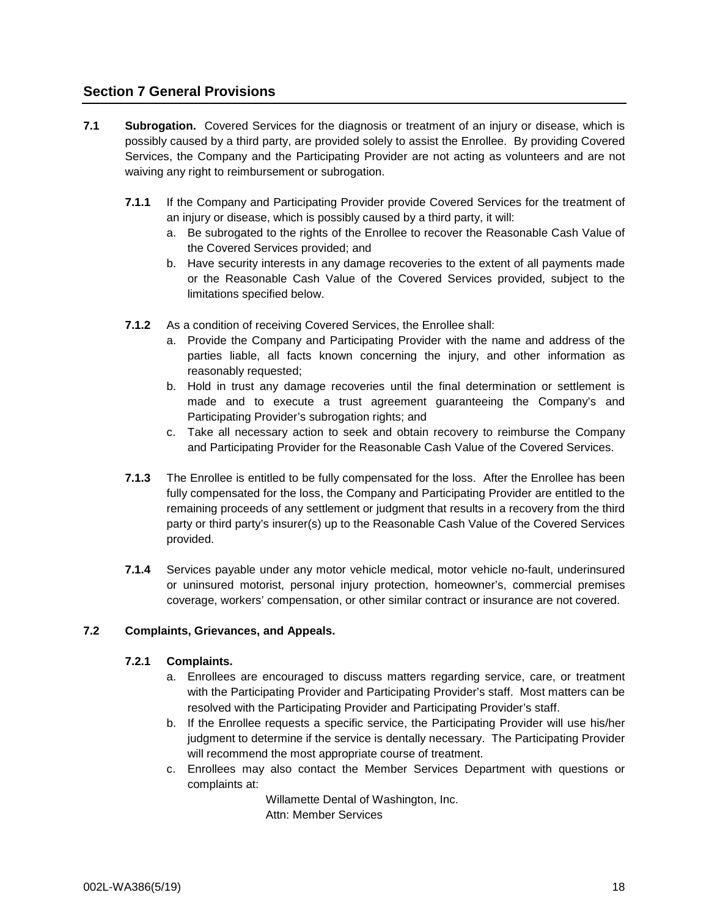## Section 7 General Provisions

**7.1 Subrogation.** Covered Services for the diagnosis or treatment of an injury or disease, which is possibly caused by a third party, are provided solely to assist the Enrollee. By providing Covered Services, the Company and the Participating Provider are not acting as volunteers and are not waiving any right to reimbursement or subrogation.

**7.1.1** If the Company and Participating Provider provide Covered Services for the treatment of an injury or disease, which is possibly caused by a third party, it will:

a. Be subrogated to the rights of the Enrollee to recover the Reasonable Cash Value of the Covered Services provided; and
b. Have security interests in any damage recoveries to the extent of all payments made or the Reasonable Cash Value of the Covered Services provided, subject to the limitations specified below.

**7.1.2** As a condition of receiving Covered Services, the Enrollee shall:

a. Provide the Company and Participating Provider with the name and address of the parties liable, all facts known concerning the injury, and other information as reasonably requested;
b. Hold in trust any damage recoveries until the final determination or settlement is made and to execute a trust agreement guaranteeing the Company's and Participating Provider's subrogation rights; and
c. Take all necessary action to seek and obtain recovery to reimburse the Company and Participating Provider for the Reasonable Cash Value of the Covered Services.

**7.1.3** The Enrollee is entitled to be fully compensated for the loss. After the Enrollee has been fully compensated for the loss, the Company and Participating Provider are entitled to the remaining proceeds of any settlement or judgment that results in a recovery from the third party or third party's insurer(s) up to the Reasonable Cash Value of the Covered Services provided.

**7.1.4** Services payable under any motor vehicle medical, motor vehicle no-fault, underinsured or uninsured motorist, personal injury protection, homeowner's, commercial premises coverage, workers' compensation, or other similar contract or insurance are not covered.

**7.2 Complaints, Grievances, and Appeals.**

**7.2.1 Complaints.**

a. Enrollees are encouraged to discuss matters regarding service, care, or treatment with the Participating Provider and Participating Provider's staff. Most matters can be resolved with the Participating Provider and Participating Provider's staff.
b. If the Enrollee requests a specific service, the Participating Provider will use his/her judgment to determine if the service is dentally necessary. The Participating Provider will recommend the most appropriate course of treatment.
c. Enrollees may also contact the Member Services Department with questions or complaints at:

Willamette Dental of Washington, Inc.
Attn: Member Services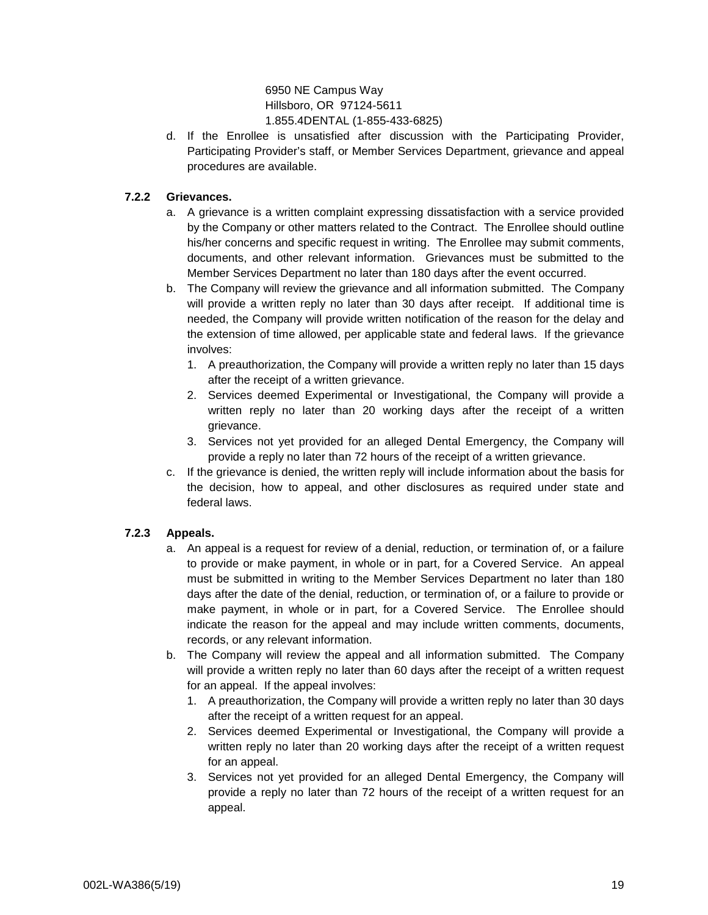6950 NE Campus Way  
Hillsboro, OR 97124-5611  
1.855.4DENTAL (1-855-433-6825)

d. If the Enrollee is unsatisfied after discussion with the Participating Provider, Participating Provider's staff, or Member Services Department, grievance and appeal procedures are available.

**7.2.2 Grievances.**

a. A grievance is a written complaint expressing dissatisfaction with a service provided by the Company or other matters related to the Contract. The Enrollee should outline his/her concerns and specific request in writing. The Enrollee may submit comments, documents, and other relevant information. Grievances must be submitted to the Member Services Department no later than 180 days after the event occurred.

b. The Company will review the grievance and all information submitted. The Company will provide a written reply no later than 30 days after receipt. If additional time is needed, the Company will provide written notification of the reason for the delay and the extension of time allowed, per applicable state and federal laws. If the grievance involves:

   1. A preauthorization, the Company will provide a written reply no later than 15 days after the receipt of a written grievance.
   2. Services deemed Experimental or Investigational, the Company will provide a written reply no later than 20 working days after the receipt of a written grievance.
   3. Services not yet provided for an alleged Dental Emergency, the Company will provide a reply no later than 72 hours of the receipt of a written grievance.

c. If the grievance is denied, the written reply will include information about the basis for the decision, how to appeal, and other disclosures as required under state and federal laws.

**7.2.3 Appeals.**

a. An appeal is a request for review of a denial, reduction, or termination of, or a failure to provide or make payment, in whole or in part, for a Covered Service. An appeal must be submitted in writing to the Member Services Department no later than 180 days after the date of the denial, reduction, or termination of, or a failure to provide or make payment, in whole or in part, for a Covered Service. The Enrollee should indicate the reason for the appeal and may include written comments, documents, records, or any relevant information.

b. The Company will review the appeal and all information submitted. The Company will provide a written reply no later than 60 days after the receipt of a written request for an appeal. If the appeal involves:

   1. A preauthorization, the Company will provide a written reply no later than 30 days after the receipt of a written request for an appeal.
   2. Services deemed Experimental or Investigational, the Company will provide a written reply no later than 20 working days after the receipt of a written request for an appeal.
   3. Services not yet provided for an alleged Dental Emergency, the Company will provide a reply no later than 72 hours of the receipt of a written request for an appeal.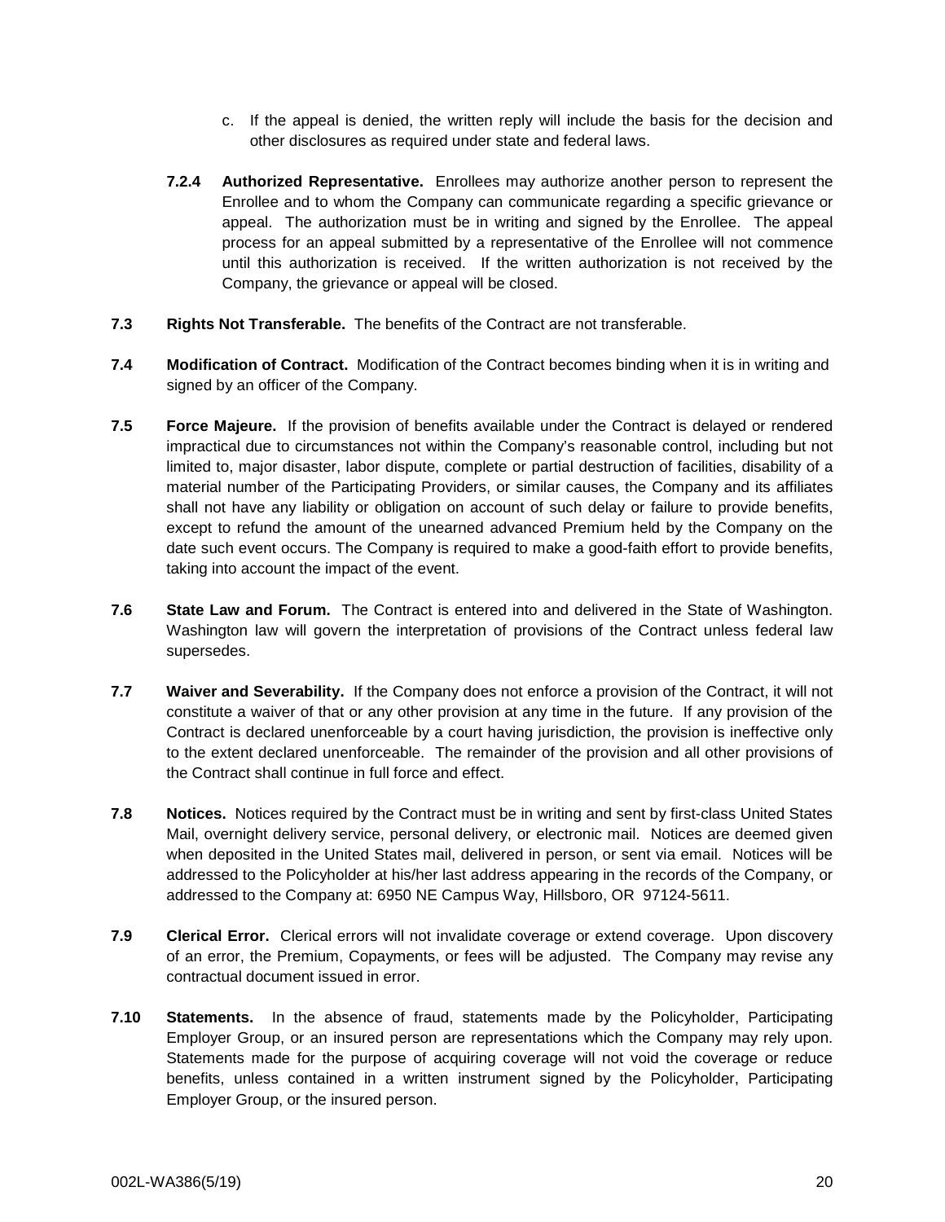c. If the appeal is denied, the written reply will include the basis for the decision and other disclosures as required under state and federal laws.

**7.2.4 Authorized Representative.** Enrollees may authorize another person to represent the Enrollee and to whom the Company can communicate regarding a specific grievance or appeal. The authorization must be in writing and signed by the Enrollee. The appeal process for an appeal submitted by a representative of the Enrollee will not commence until this authorization is received. If the written authorization is not received by the Company, the grievance or appeal will be closed.

**7.3 Rights Not Transferable.** The benefits of the Contract are not transferable.

**7.4 Modification of Contract.** Modification of the Contract becomes binding when it is in writing and signed by an officer of the Company.

**7.5 Force Majeure.** If the provision of benefits available under the Contract is delayed or rendered impractical due to circumstances not within the Company's reasonable control, including but not limited to, major disaster, labor dispute, complete or partial destruction of facilities, disability of a material number of the Participating Providers, or similar causes, the Company and its affiliates shall not have any liability or obligation on account of such delay or failure to provide benefits, except to refund the amount of the unearned advanced Premium held by the Company on the date such event occurs. The Company is required to make a good-faith effort to provide benefits, taking into account the impact of the event.

**7.6 State Law and Forum.** The Contract is entered into and delivered in the State of Washington. Washington law will govern the interpretation of provisions of the Contract unless federal law supersedes.

**7.7 Waiver and Severability.** If the Company does not enforce a provision of the Contract, it will not constitute a waiver of that or any other provision at any time in the future. If any provision of the Contract is declared unenforceable by a court having jurisdiction, the provision is ineffective only to the extent declared unenforceable. The remainder of the provision and all other provisions of the Contract shall continue in full force and effect.

**7.8 Notices.** Notices required by the Contract must be in writing and sent by first-class United States Mail, overnight delivery service, personal delivery, or electronic mail. Notices are deemed given when deposited in the United States mail, delivered in person, or sent via email. Notices will be addressed to the Policyholder at his/her last address appearing in the records of the Company, or addressed to the Company at: 6950 NE Campus Way, Hillsboro, OR 97124-5611.

**7.9 Clerical Error.** Clerical errors will not invalidate coverage or extend coverage. Upon discovery of an error, the Premium, Copayments, or fees will be adjusted. The Company may revise any contractual document issued in error.

**7.10 Statements.** In the absence of fraud, statements made by the Policyholder, Participating Employer Group, or an insured person are representations which the Company may rely upon. Statements made for the purpose of acquiring coverage will not void the coverage or reduce benefits, unless contained in a written instrument signed by the Policyholder, Participating Employer Group, or the insured person.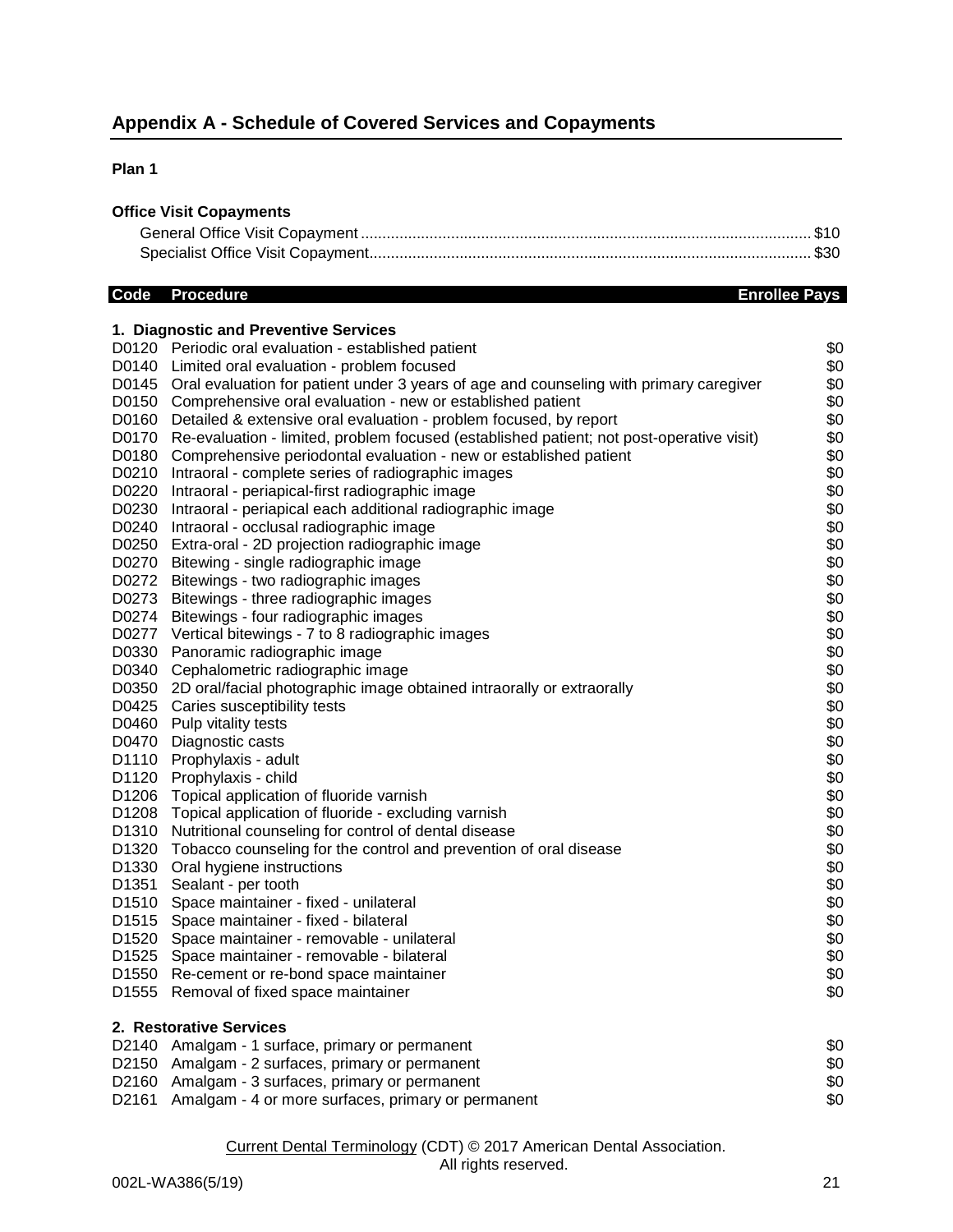## Appendix A - Schedule of Covered Services and Copayments

**Plan 1**

**Office Visit Copayments**

General Office Visit Copayment ........ $10
Specialist Office Visit Copayment ........ $30

| Code | Procedure | Enrollee Pays |
|---|---|---|
| | **1. Diagnostic and Preventive Services** | |
| D0120 | Periodic oral evaluation - established patient | $0 |
| D0140 | Limited oral evaluation - problem focused | $0 |
| D0145 | Oral evaluation for patient under 3 years of age and counseling with primary caregiver | $0 |
| D0150 | Comprehensive oral evaluation - new or established patient | $0 |
| D0160 | Detailed & extensive oral evaluation - problem focused, by report | $0 |
| D0170 | Re-evaluation - limited, problem focused (established patient; not post-operative visit) | $0 |
| D0180 | Comprehensive periodontal evaluation - new or established patient | $0 |
| D0210 | Intraoral - complete series of radiographic images | $0 |
| D0220 | Intraoral - periapical-first radiographic image | $0 |
| D0230 | Intraoral - periapical each additional radiographic image | $0 |
| D0240 | Intraoral - occlusal radiographic image | $0 |
| D0250 | Extra-oral - 2D projection radiographic image | $0 |
| D0270 | Bitewing - single radiographic image | $0 |
| D0272 | Bitewings - two radiographic images | $0 |
| D0273 | Bitewings - three radiographic images | $0 |
| D0274 | Bitewings - four radiographic images | $0 |
| D0277 | Vertical bitewings - 7 to 8 radiographic images | $0 |
| D0330 | Panoramic radiographic image | $0 |
| D0340 | Cephalometric radiographic image | $0 |
| D0350 | 2D oral/facial photographic image obtained intraorally or extraorally | $0 |
| D0425 | Caries susceptibility tests | $0 |
| D0460 | Pulp vitality tests | $0 |
| D0470 | Diagnostic casts | $0 |
| D1110 | Prophylaxis - adult | $0 |
| D1120 | Prophylaxis - child | $0 |
| D1206 | Topical application of fluoride varnish | $0 |
| D1208 | Topical application of fluoride - excluding varnish | $0 |
| D1310 | Nutritional counseling for control of dental disease | $0 |
| D1320 | Tobacco counseling for the control and prevention of oral disease | $0 |
| D1330 | Oral hygiene instructions | $0 |
| D1351 | Sealant - per tooth | $0 |
| D1510 | Space maintainer - fixed - unilateral | $0 |
| D1515 | Space maintainer - fixed - bilateral | $0 |
| D1520 | Space maintainer - removable - unilateral | $0 |
| D1525 | Space maintainer - removable - bilateral | $0 |
| D1550 | Re-cement or re-bond space maintainer | $0 |
| D1555 | Removal of fixed space maintainer | $0 |
| | **2. Restorative Services** | |
| D2140 | Amalgam - 1 surface, primary or permanent | $0 |
| D2150 | Amalgam - 2 surfaces, primary or permanent | $0 |
| D2160 | Amalgam - 3 surfaces, primary or permanent | $0 |
| D2161 | Amalgam - 4 or more surfaces, primary or permanent | $0 |

Current Dental Terminology (CDT) © 2017 American Dental Association.
All rights reserved.

002L-WA386(5/19)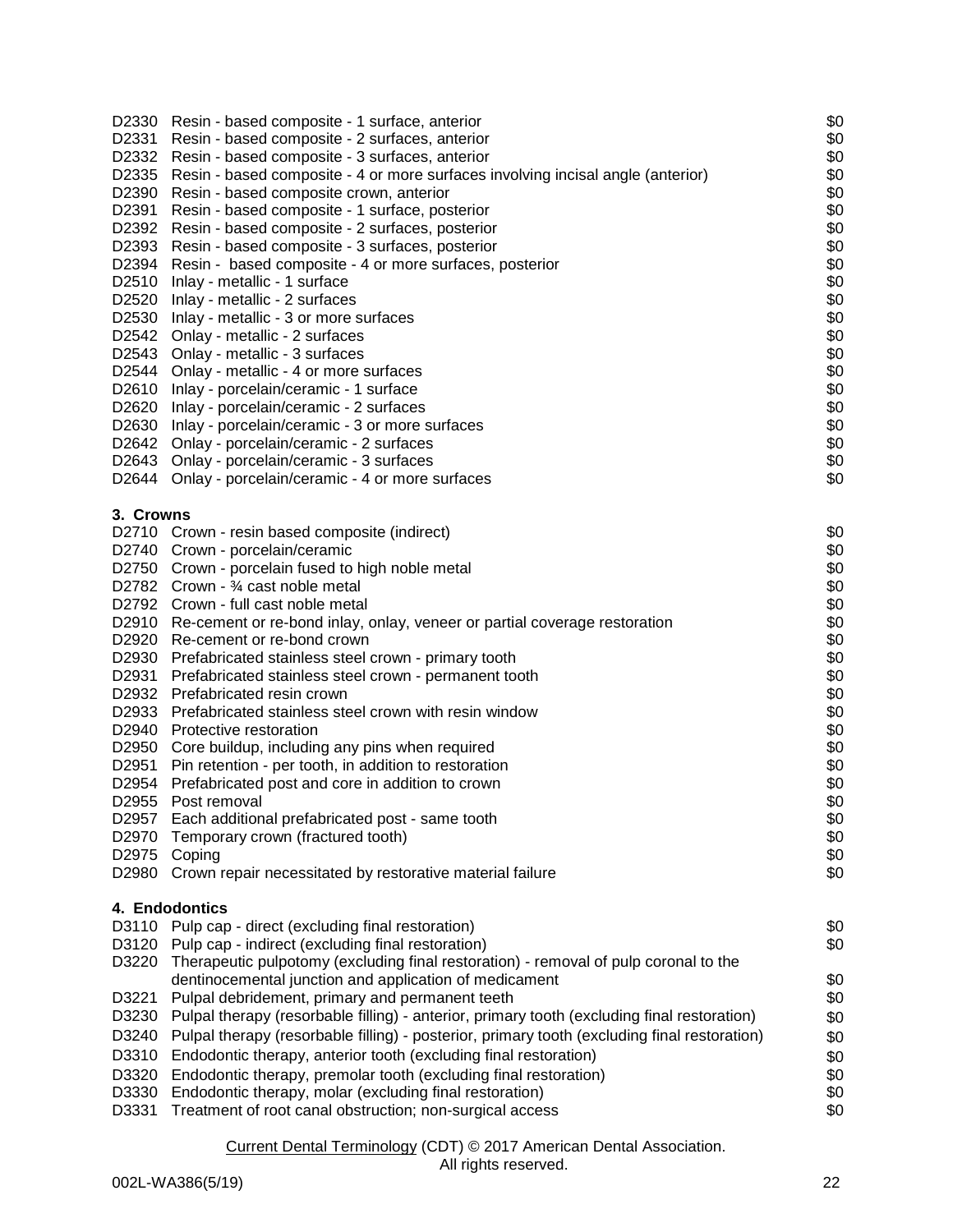| Code | Description | Cost |
|---|---|---|
| D2330 | Resin - based composite - 1 surface, anterior | $0 |
| D2331 | Resin - based composite - 2 surfaces, anterior | $0 |
| D2332 | Resin - based composite - 3 surfaces, anterior | $0 |
| D2335 | Resin - based composite - 4 or more surfaces involving incisal angle (anterior) | $0 |
| D2390 | Resin - based composite crown, anterior | $0 |
| D2391 | Resin - based composite - 1 surface, posterior | $0 |
| D2392 | Resin - based composite - 2 surfaces, posterior | $0 |
| D2393 | Resin - based composite - 3 surfaces, posterior | $0 |
| D2394 | Resin - based composite - 4 or more surfaces, posterior | $0 |
| D2510 | Inlay - metallic - 1 surface | $0 |
| D2520 | Inlay - metallic - 2 surfaces | $0 |
| D2530 | Inlay - metallic - 3 or more surfaces | $0 |
| D2542 | Onlay - metallic - 2 surfaces | $0 |
| D2543 | Onlay - metallic - 3 surfaces | $0 |
| D2544 | Onlay - metallic - 4 or more surfaces | $0 |
| D2610 | Inlay - porcelain/ceramic - 1 surface | $0 |
| D2620 | Inlay - porcelain/ceramic - 2 surfaces | $0 |
| D2630 | Inlay - porcelain/ceramic - 3 or more surfaces | $0 |
| D2642 | Onlay - porcelain/ceramic - 2 surfaces | $0 |
| D2643 | Onlay - porcelain/ceramic - 3 surfaces | $0 |
| D2644 | Onlay - porcelain/ceramic - 4 or more surfaces | $0 |

**3. Crowns**

| Code | Description | Cost |
|---|---|---|
| D2710 | Crown - resin based composite (indirect) | $0 |
| D2740 | Crown - porcelain/ceramic | $0 |
| D2750 | Crown - porcelain fused to high noble metal | $0 |
| D2782 | Crown - ¾ cast noble metal | $0 |
| D2792 | Crown - full cast noble metal | $0 |
| D2910 | Re-cement or re-bond inlay, onlay, veneer or partial coverage restoration | $0 |
| D2920 | Re-cement or re-bond crown | $0 |
| D2930 | Prefabricated stainless steel crown - primary tooth | $0 |
| D2931 | Prefabricated stainless steel crown - permanent tooth | $0 |
| D2932 | Prefabricated resin crown | $0 |
| D2933 | Prefabricated stainless steel crown with resin window | $0 |
| D2940 | Protective restoration | $0 |
| D2950 | Core buildup, including any pins when required | $0 |
| D2951 | Pin retention - per tooth, in addition to restoration | $0 |
| D2954 | Prefabricated post and core in addition to crown | $0 |
| D2955 | Post removal | $0 |
| D2957 | Each additional prefabricated post - same tooth | $0 |
| D2970 | Temporary crown (fractured tooth) | $0 |
| D2975 | Coping | $0 |
| D2980 | Crown repair necessitated by restorative material failure | $0 |

**4. Endodontics**

| Code | Description | Cost |
|---|---|---|
| D3110 | Pulp cap - direct (excluding final restoration) | $0 |
| D3120 | Pulp cap - indirect (excluding final restoration) | $0 |
| D3220 | Therapeutic pulpotomy (excluding final restoration) - removal of pulp coronal to the dentinocemental junction and application of medicament | $0 |
| D3221 | Pulpal debridement, primary and permanent teeth | $0 |
| D3230 | Pulpal therapy (resorbable filling) - anterior, primary tooth (excluding final restoration) | $0 |
| D3240 | Pulpal therapy (resorbable filling) - posterior, primary tooth (excluding final restoration) | $0 |
| D3310 | Endodontic therapy, anterior tooth (excluding final restoration) | $0 |
| D3320 | Endodontic therapy, premolar tooth (excluding final restoration) | $0 |
| D3330 | Endodontic therapy, molar (excluding final restoration) | $0 |
| D3331 | Treatment of root canal obstruction; non-surgical access | $0 |

Current Dental Terminology (CDT) © 2017 American Dental Association.
All rights reserved.

002L-WA386(5/19)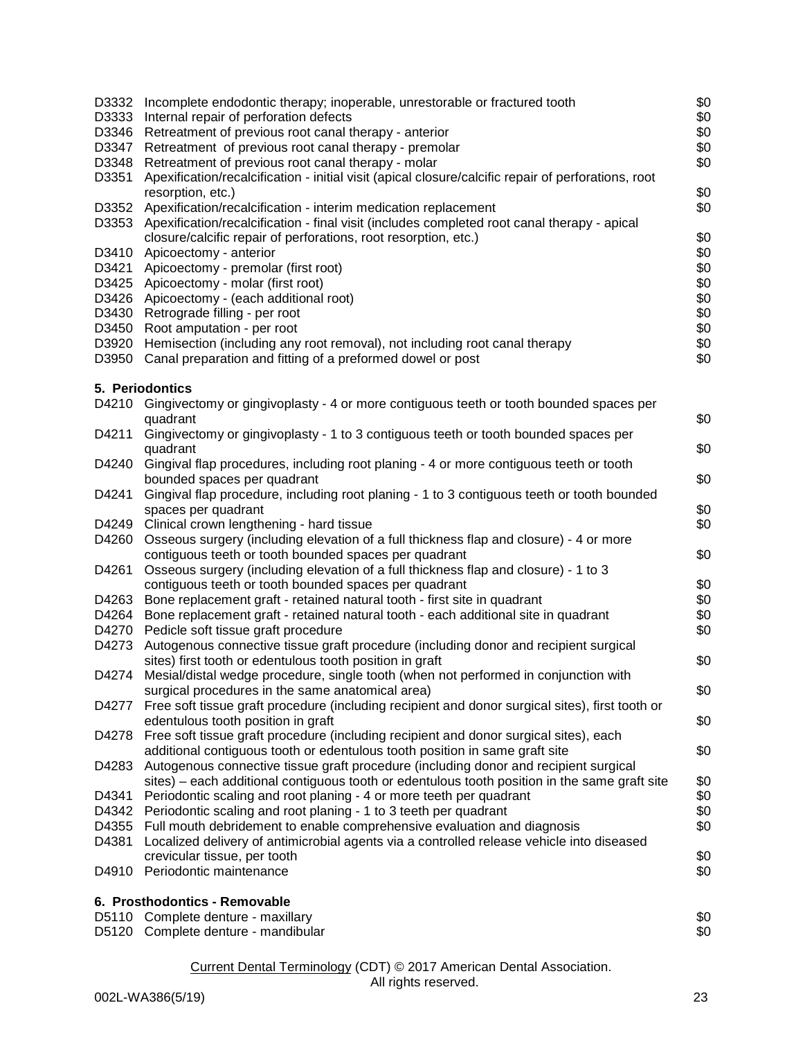| Code | Description | Copay |
|---|---|---|
| D3332 | Incomplete endodontic therapy; inoperable, unrestorable or fractured tooth | $0 |
| D3333 | Internal repair of perforation defects | $0 |
| D3346 | Retreatment of previous root canal therapy - anterior | $0 |
| D3347 | Retreatment of previous root canal therapy - premolar | $0 |
| D3348 | Retreatment of previous root canal therapy - molar | $0 |
| D3351 | Apexification/recalcification - initial visit (apical closure/calcific repair of perforations, root resorption, etc.) | $0 |
| D3352 | Apexification/recalcification - interim medication replacement | $0 |
| D3353 | Apexification/recalcification - final visit (includes completed root canal therapy - apical closure/calcific repair of perforations, root resorption, etc.) | $0 |
| D3410 | Apicoectomy - anterior | $0 |
| D3421 | Apicoectomy - premolar (first root) | $0 |
| D3425 | Apicoectomy - molar (first root) | $0 |
| D3426 | Apicoectomy - (each additional root) | $0 |
| D3430 | Retrograde filling - per root | $0 |
| D3450 | Root amputation - per root | $0 |
| D3920 | Hemisection (including any root removal), not including root canal therapy | $0 |
| D3950 | Canal preparation and fitting of a preformed dowel or post | $0 |

**5. Periodontics**

| Code | Description | Copay |
|---|---|---|
| D4210 | Gingivectomy or gingivoplasty - 4 or more contiguous teeth or tooth bounded spaces per quadrant | $0 |
| D4211 | Gingivectomy or gingivoplasty - 1 to 3 contiguous teeth or tooth bounded spaces per quadrant | $0 |
| D4240 | Gingival flap procedures, including root planing - 4 or more contiguous teeth or tooth bounded spaces per quadrant | $0 |
| D4241 | Gingival flap procedure, including root planing - 1 to 3 contiguous teeth or tooth bounded spaces per quadrant | $0 |
| D4249 | Clinical crown lengthening - hard tissue | $0 |
| D4260 | Osseous surgery (including elevation of a full thickness flap and closure) - 4 or more contiguous teeth or tooth bounded spaces per quadrant | $0 |
| D4261 | Osseous surgery (including elevation of a full thickness flap and closure) - 1 to 3 contiguous teeth or tooth bounded spaces per quadrant | $0 |
| D4263 | Bone replacement graft - retained natural tooth - first site in quadrant | $0 |
| D4264 | Bone replacement graft - retained natural tooth - each additional site in quadrant | $0 |
| D4270 | Pedicle soft tissue graft procedure | $0 |
| D4273 | Autogenous connective tissue graft procedure (including donor and recipient surgical sites) first tooth or edentulous tooth position in graft | $0 |
| D4274 | Mesial/distal wedge procedure, single tooth (when not performed in conjunction with surgical procedures in the same anatomical area) | $0 |
| D4277 | Free soft tissue graft procedure (including recipient and donor surgical sites), first tooth or edentulous tooth position in graft | $0 |
| D4278 | Free soft tissue graft procedure (including recipient and donor surgical sites), each additional contiguous tooth or edentulous tooth position in same graft site | $0 |
| D4283 | Autogenous connective tissue graft procedure (including donor and recipient surgical sites) – each additional contiguous tooth or edentulous tooth position in the same graft site | $0 |
| D4341 | Periodontic scaling and root planing - 4 or more teeth per quadrant | $0 |
| D4342 | Periodontic scaling and root planing - 1 to 3 teeth per quadrant | $0 |
| D4355 | Full mouth debridement to enable comprehensive evaluation and diagnosis | $0 |
| D4381 | Localized delivery of antimicrobial agents via a controlled release vehicle into diseased crevicular tissue, per tooth | $0 |
| D4910 | Periodontic maintenance | $0 |

**6. Prosthodontics - Removable**

| Code | Description | Copay |
|---|---|---|
| D5110 | Complete denture - maxillary | $0 |
| D5120 | Complete denture - mandibular | $0 |

Current Dental Terminology (CDT) © 2017 American Dental Association. All rights reserved.

002L-WA386(5/19)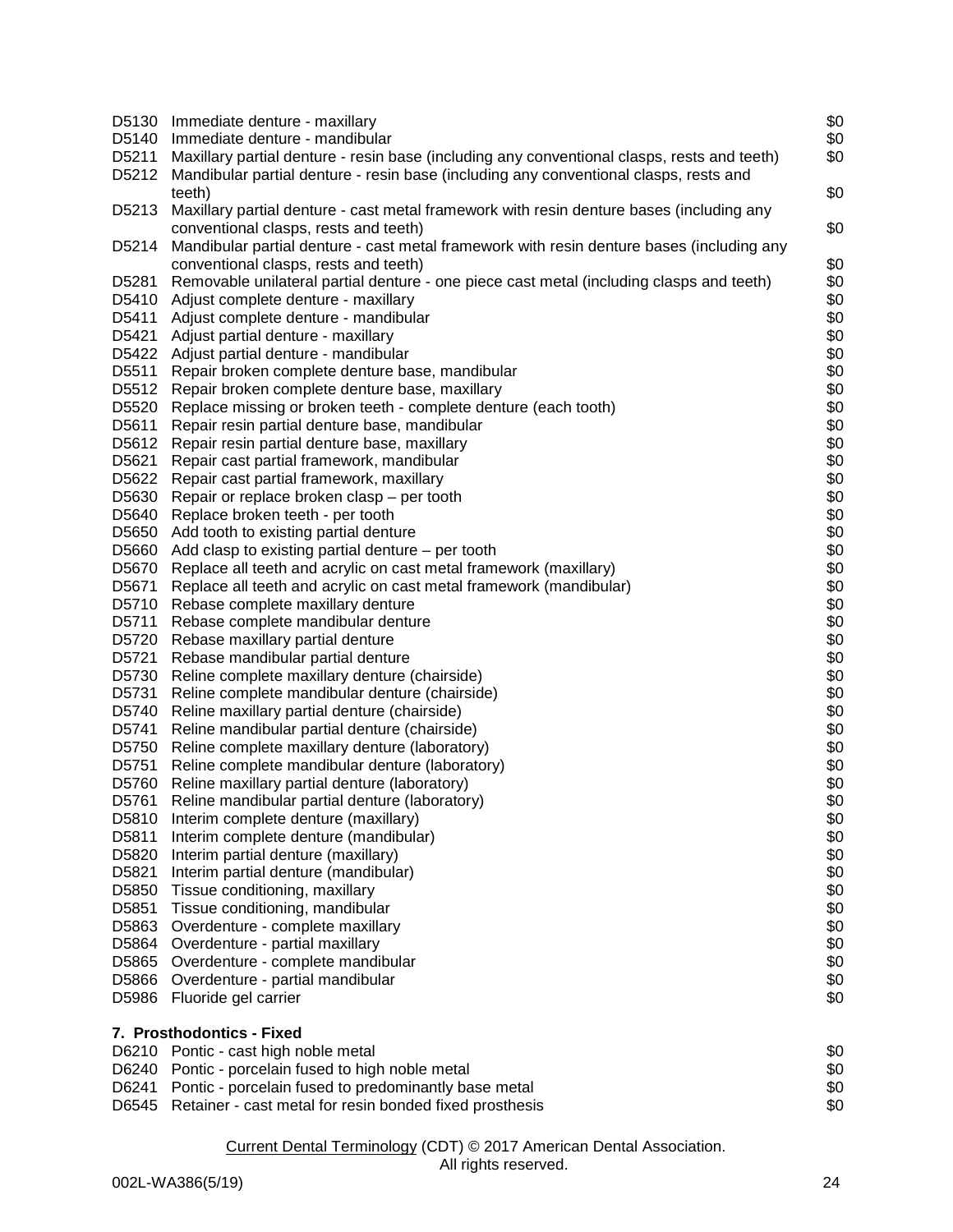| | | |
|---|---|---|
| D5130 | Immediate denture - maxillary | $0 |
| D5140 | Immediate denture - mandibular | $0 |
| D5211 | Maxillary partial denture - resin base (including any conventional clasps, rests and teeth) | $0 |
| D5212 | Mandibular partial denture - resin base (including any conventional clasps, rests and teeth) | $0 |
| D5213 | Maxillary partial denture - cast metal framework with resin denture bases (including any conventional clasps, rests and teeth) | $0 |
| D5214 | Mandibular partial denture - cast metal framework with resin denture bases (including any conventional clasps, rests and teeth) | $0 |
| D5281 | Removable unilateral partial denture - one piece cast metal (including clasps and teeth) | $0 |
| D5410 | Adjust complete denture - maxillary | $0 |
| D5411 | Adjust complete denture - mandibular | $0 |
| D5421 | Adjust partial denture - maxillary | $0 |
| D5422 | Adjust partial denture - mandibular | $0 |
| D5511 | Repair broken complete denture base, mandibular | $0 |
| D5512 | Repair broken complete denture base, maxillary | $0 |
| D5520 | Replace missing or broken teeth - complete denture (each tooth) | $0 |
| D5611 | Repair resin partial denture base, mandibular | $0 |
| D5612 | Repair resin partial denture base, maxillary | $0 |
| D5621 | Repair cast partial framework, mandibular | $0 |
| D5622 | Repair cast partial framework, maxillary | $0 |
| D5630 | Repair or replace broken clasp – per tooth | $0 |
| D5640 | Replace broken teeth - per tooth | $0 |
| D5650 | Add tooth to existing partial denture | $0 |
| D5660 | Add clasp to existing partial denture – per tooth | $0 |
| D5670 | Replace all teeth and acrylic on cast metal framework (maxillary) | $0 |
| D5671 | Replace all teeth and acrylic on cast metal framework (mandibular) | $0 |
| D5710 | Rebase complete maxillary denture | $0 |
| D5711 | Rebase complete mandibular denture | $0 |
| D5720 | Rebase maxillary partial denture | $0 |
| D5721 | Rebase mandibular partial denture | $0 |
| D5730 | Reline complete maxillary denture (chairside) | $0 |
| D5731 | Reline complete mandibular denture (chairside) | $0 |
| D5740 | Reline maxillary partial denture (chairside) | $0 |
| D5741 | Reline mandibular partial denture (chairside) | $0 |
| D5750 | Reline complete maxillary denture (laboratory) | $0 |
| D5751 | Reline complete mandibular denture (laboratory) | $0 |
| D5760 | Reline maxillary partial denture (laboratory) | $0 |
| D5761 | Reline mandibular partial denture (laboratory) | $0 |
| D5810 | Interim complete denture (maxillary) | $0 |
| D5811 | Interim complete denture (mandibular) | $0 |
| D5820 | Interim partial denture (maxillary) | $0 |
| D5821 | Interim partial denture (mandibular) | $0 |
| D5850 | Tissue conditioning, maxillary | $0 |
| D5851 | Tissue conditioning, mandibular | $0 |
| D5863 | Overdenture - complete maxillary | $0 |
| D5864 | Overdenture - partial maxillary | $0 |
| D5865 | Overdenture - complete mandibular | $0 |
| D5866 | Overdenture - partial mandibular | $0 |
| D5986 | Fluoride gel carrier | $0 |

**7. Prosthodontics - Fixed**

| | | |
|---|---|---|
| D6210 | Pontic - cast high noble metal | $0 |
| D6240 | Pontic - porcelain fused to high noble metal | $0 |
| D6241 | Pontic - porcelain fused to predominantly base metal | $0 |
| D6545 | Retainer - cast metal for resin bonded fixed prosthesis | $0 |

Current Dental Terminology (CDT) © 2017 American Dental Association.
All rights reserved.

002L-WA386(5/19)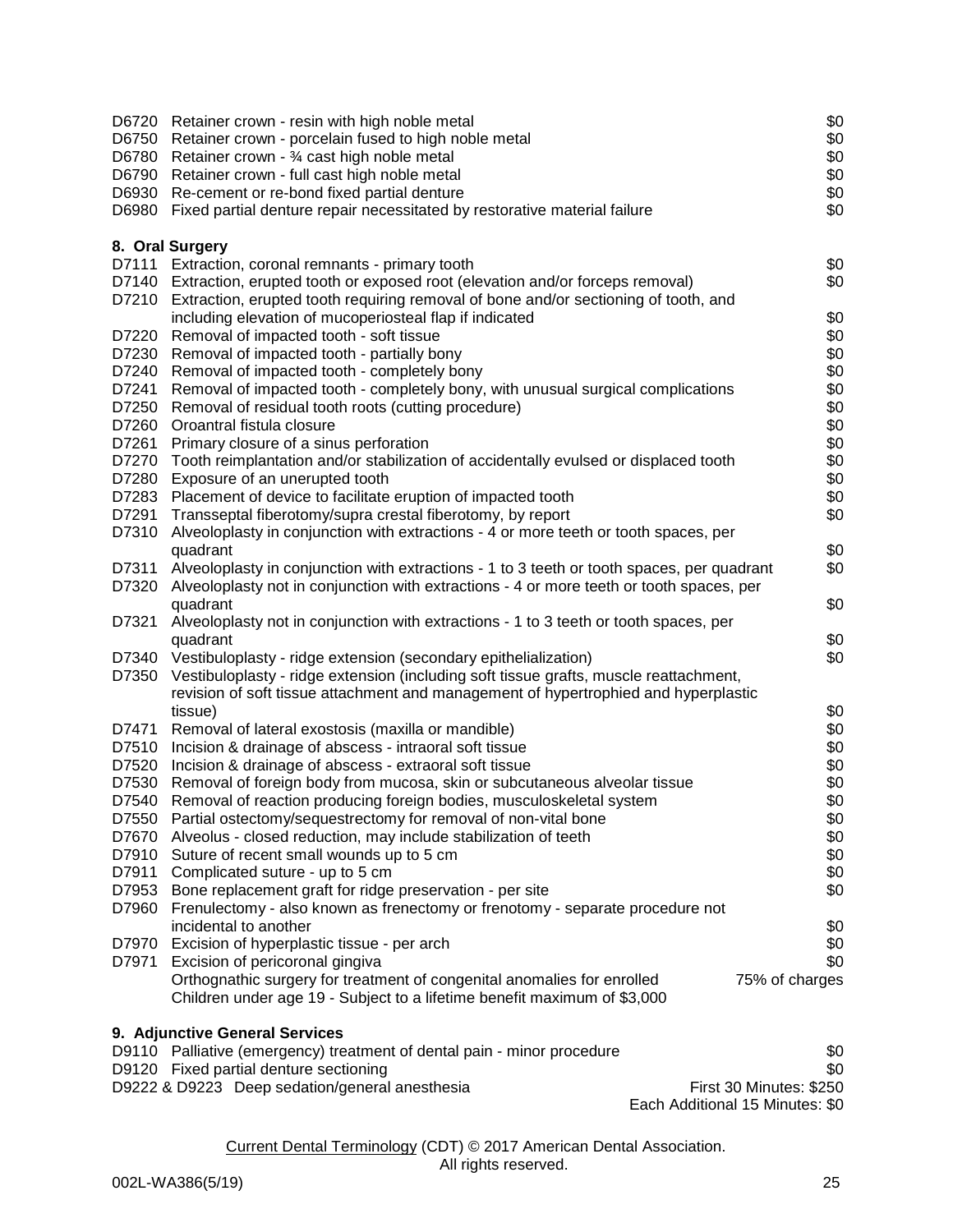| | | |
|---|---|---|
| D6720 | Retainer crown - resin with high noble metal | $0 |
| D6750 | Retainer crown - porcelain fused to high noble metal | $0 |
| D6780 | Retainer crown - ¾ cast high noble metal | $0 |
| D6790 | Retainer crown - full cast high noble metal | $0 |
| D6930 | Re-cement or re-bond fixed partial denture | $0 |
| D6980 | Fixed partial denture repair necessitated by restorative material failure | $0 |

**8. Oral Surgery**

| | | |
|---|---|---|
| D7111 | Extraction, coronal remnants - primary tooth | $0 |
| D7140 | Extraction, erupted tooth or exposed root (elevation and/or forceps removal) | $0 |
| D7210 | Extraction, erupted tooth requiring removal of bone and/or sectioning of tooth, and including elevation of mucoperiosteal flap if indicated | $0 |
| D7220 | Removal of impacted tooth - soft tissue | $0 |
| D7230 | Removal of impacted tooth - partially bony | $0 |
| D7240 | Removal of impacted tooth - completely bony | $0 |
| D7241 | Removal of impacted tooth - completely bony, with unusual surgical complications | $0 |
| D7250 | Removal of residual tooth roots (cutting procedure) | $0 |
| D7260 | Oroantral fistula closure | $0 |
| D7261 | Primary closure of a sinus perforation | $0 |
| D7270 | Tooth reimplantation and/or stabilization of accidentally evulsed or displaced tooth | $0 |
| D7280 | Exposure of an unerupted tooth | $0 |
| D7283 | Placement of device to facilitate eruption of impacted tooth | $0 |
| D7291 | Transseptal fiberotomy/supra crestal fiberotomy, by report | $0 |
| D7310 | Alveoloplasty in conjunction with extractions - 4 or more teeth or tooth spaces, per quadrant | $0 |
| D7311 | Alveoloplasty in conjunction with extractions - 1 to 3 teeth or tooth spaces, per quadrant | $0 |
| D7320 | Alveoloplasty not in conjunction with extractions - 4 or more teeth or tooth spaces, per quadrant | $0 |
| D7321 | Alveoloplasty not in conjunction with extractions - 1 to 3 teeth or tooth spaces, per quadrant | $0 |
| D7340 | Vestibuloplasty - ridge extension (secondary epithelialization) | $0 |
| D7350 | Vestibuloplasty - ridge extension (including soft tissue grafts, muscle reattachment, revision of soft tissue attachment and management of hypertrophied and hyperplastic tissue) | $0 |
| D7471 | Removal of lateral exostosis (maxilla or mandible) | $0 |
| D7510 | Incision & drainage of abscess - intraoral soft tissue | $0 |
| D7520 | Incision & drainage of abscess - extraoral soft tissue | $0 |
| D7530 | Removal of foreign body from mucosa, skin or subcutaneous alveolar tissue | $0 |
| D7540 | Removal of reaction producing foreign bodies, musculoskeletal system | $0 |
| D7550 | Partial ostectomy/sequestrectomy for removal of non-vital bone | $0 |
| D7670 | Alveolus - closed reduction, may include stabilization of teeth | $0 |
| D7910 | Suture of recent small wounds up to 5 cm | $0 |
| D7911 | Complicated suture - up to 5 cm | $0 |
| D7953 | Bone replacement graft for ridge preservation - per site | $0 |
| D7960 | Frenulectomy - also known as frenectomy or frenotomy - separate procedure not incidental to another | $0 |
| D7970 | Excision of hyperplastic tissue - per arch | $0 |
| D7971 | Excision of pericoronal gingiva | $0 |
| | Orthognathic surgery for treatment of congenital anomalies for enrolled Children under age 19 - Subject to a lifetime benefit maximum of $3,000 | 75% of charges |

**9. Adjunctive General Services**

| | | |
|---|---|---|
| D9110 | Palliative (emergency) treatment of dental pain - minor procedure | $0 |
| D9120 | Fixed partial denture sectioning | $0 |
| D9222 & D9223 | Deep sedation/general anesthesia | First 30 Minutes: $250<br>Each Additional 15 Minutes: $0 |

Current Dental Terminology (CDT) © 2017 American Dental Association. All rights reserved.

002L-WA386(5/19)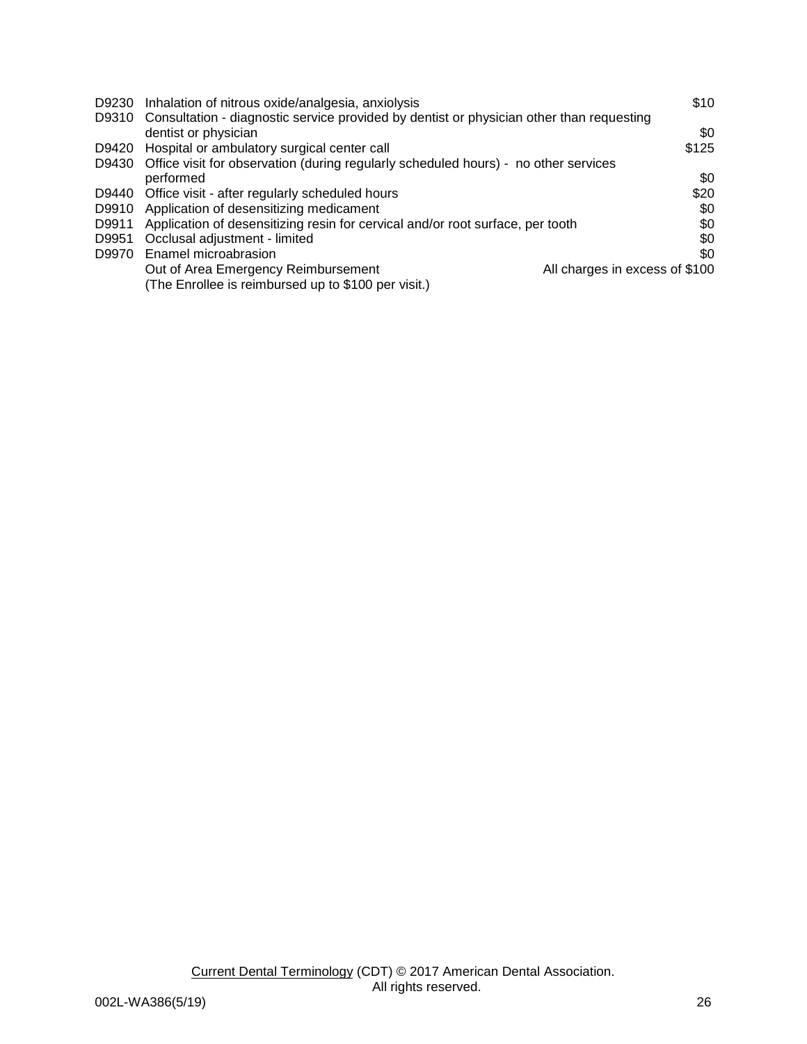| Code | Description | Copayment |
|---|---|---|
| D9230 | Inhalation of nitrous oxide/analgesia, anxiolysis | $10 |
| D9310 | Consultation - diagnostic service provided by dentist or physician other than requesting dentist or physician | $0 |
| D9420 | Hospital or ambulatory surgical center call | $125 |
| D9430 | Office visit for observation (during regularly scheduled hours) - no other services performed | $0 |
| D9440 | Office visit - after regularly scheduled hours | $20 |
| D9910 | Application of desensitizing medicament | $0 |
| D9911 | Application of desensitizing resin for cervical and/or root surface, per tooth | $0 |
| D9951 | Occlusal adjustment - limited | $0 |
| D9970 | Enamel microabrasion | $0 |
| | Out of Area Emergency Reimbursement (The Enrollee is reimbursed up to $100 per visit.) | All charges in excess of $100 |

Current Dental Terminology (CDT) © 2017 American Dental Association. All rights reserved.

002L-WA386(5/19)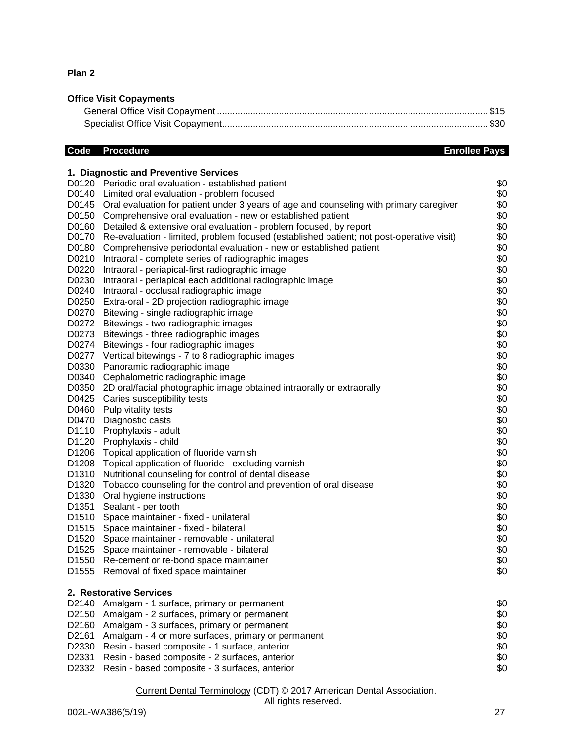**Plan 2**

**Office Visit Copayments**

General Office Visit Copayment ........ $15
Specialist Office Visit Copayment ........ $30

| Code | Procedure | Enrollee Pays |
|---|---|---|
| | **1. Diagnostic and Preventive Services** | |
| D0120 | Periodic oral evaluation - established patient | $0 |
| D0140 | Limited oral evaluation - problem focused | $0 |
| D0145 | Oral evaluation for patient under 3 years of age and counseling with primary caregiver | $0 |
| D0150 | Comprehensive oral evaluation - new or established patient | $0 |
| D0160 | Detailed & extensive oral evaluation - problem focused, by report | $0 |
| D0170 | Re-evaluation - limited, problem focused (established patient; not post-operative visit) | $0 |
| D0180 | Comprehensive periodontal evaluation - new or established patient | $0 |
| D0210 | Intraoral - complete series of radiographic images | $0 |
| D0220 | Intraoral - periapical-first radiographic image | $0 |
| D0230 | Intraoral - periapical each additional radiographic image | $0 |
| D0240 | Intraoral - occlusal radiographic image | $0 |
| D0250 | Extra-oral - 2D projection radiographic image | $0 |
| D0270 | Bitewing - single radiographic image | $0 |
| D0272 | Bitewings - two radiographic images | $0 |
| D0273 | Bitewings - three radiographic images | $0 |
| D0274 | Bitewings - four radiographic images | $0 |
| D0277 | Vertical bitewings - 7 to 8 radiographic images | $0 |
| D0330 | Panoramic radiographic image | $0 |
| D0340 | Cephalometric radiographic image | $0 |
| D0350 | 2D oral/facial photographic image obtained intraorally or extraorally | $0 |
| D0425 | Caries susceptibility tests | $0 |
| D0460 | Pulp vitality tests | $0 |
| D0470 | Diagnostic casts | $0 |
| D1110 | Prophylaxis - adult | $0 |
| D1120 | Prophylaxis - child | $0 |
| D1206 | Topical application of fluoride varnish | $0 |
| D1208 | Topical application of fluoride - excluding varnish | $0 |
| D1310 | Nutritional counseling for control of dental disease | $0 |
| D1320 | Tobacco counseling for the control and prevention of oral disease | $0 |
| D1330 | Oral hygiene instructions | $0 |
| D1351 | Sealant - per tooth | $0 |
| D1510 | Space maintainer - fixed - unilateral | $0 |
| D1515 | Space maintainer - fixed - bilateral | $0 |
| D1520 | Space maintainer - removable - unilateral | $0 |
| D1525 | Space maintainer - removable - bilateral | $0 |
| D1550 | Re-cement or re-bond space maintainer | $0 |
| D1555 | Removal of fixed space maintainer | $0 |
| | **2. Restorative Services** | |
| D2140 | Amalgam - 1 surface, primary or permanent | $0 |
| D2150 | Amalgam - 2 surfaces, primary or permanent | $0 |
| D2160 | Amalgam - 3 surfaces, primary or permanent | $0 |
| D2161 | Amalgam - 4 or more surfaces, primary or permanent | $0 |
| D2330 | Resin - based composite - 1 surface, anterior | $0 |
| D2331 | Resin - based composite - 2 surfaces, anterior | $0 |
| D2332 | Resin - based composite - 3 surfaces, anterior | $0 |

Current Dental Terminology (CDT) © 2017 American Dental Association. All rights reserved.

002L-WA386(5/19)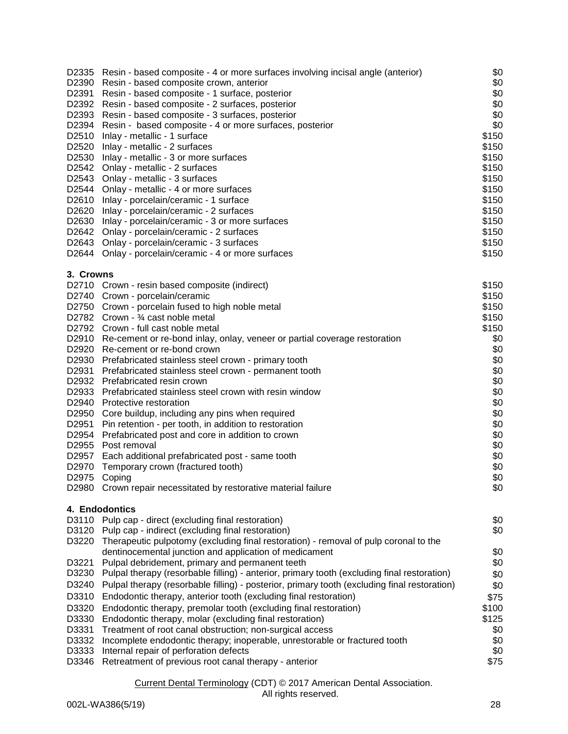| | | |
|---|---|---|
| D2335 | Resin - based composite - 4 or more surfaces involving incisal angle (anterior) | $0 |
| D2390 | Resin - based composite crown, anterior | $0 |
| D2391 | Resin - based composite - 1 surface, posterior | $0 |
| D2392 | Resin - based composite - 2 surfaces, posterior | $0 |
| D2393 | Resin - based composite - 3 surfaces, posterior | $0 |
| D2394 | Resin - based composite - 4 or more surfaces, posterior | $0 |
| D2510 | Inlay - metallic - 1 surface | $150 |
| D2520 | Inlay - metallic - 2 surfaces | $150 |
| D2530 | Inlay - metallic - 3 or more surfaces | $150 |
| D2542 | Onlay - metallic - 2 surfaces | $150 |
| D2543 | Onlay - metallic - 3 surfaces | $150 |
| D2544 | Onlay - metallic - 4 or more surfaces | $150 |
| D2610 | Inlay - porcelain/ceramic - 1 surface | $150 |
| D2620 | Inlay - porcelain/ceramic - 2 surfaces | $150 |
| D2630 | Inlay - porcelain/ceramic - 3 or more surfaces | $150 |
| D2642 | Onlay - porcelain/ceramic - 2 surfaces | $150 |
| D2643 | Onlay - porcelain/ceramic - 3 surfaces | $150 |
| D2644 | Onlay - porcelain/ceramic - 4 or more surfaces | $150 |

**3. Crowns**

| | | |
|---|---|---|
| D2710 | Crown - resin based composite (indirect) | $150 |
| D2740 | Crown - porcelain/ceramic | $150 |
| D2750 | Crown - porcelain fused to high noble metal | $150 |
| D2782 | Crown - ¾ cast noble metal | $150 |
| D2792 | Crown - full cast noble metal | $150 |
| D2910 | Re-cement or re-bond inlay, onlay, veneer or partial coverage restoration | $0 |
| D2920 | Re-cement or re-bond crown | $0 |
| D2930 | Prefabricated stainless steel crown - primary tooth | $0 |
| D2931 | Prefabricated stainless steel crown - permanent tooth | $0 |
| D2932 | Prefabricated resin crown | $0 |
| D2933 | Prefabricated stainless steel crown with resin window | $0 |
| D2940 | Protective restoration | $0 |
| D2950 | Core buildup, including any pins when required | $0 |
| D2951 | Pin retention - per tooth, in addition to restoration | $0 |
| D2954 | Prefabricated post and core in addition to crown | $0 |
| D2955 | Post removal | $0 |
| D2957 | Each additional prefabricated post - same tooth | $0 |
| D2970 | Temporary crown (fractured tooth) | $0 |
| D2975 | Coping | $0 |
| D2980 | Crown repair necessitated by restorative material failure | $0 |

**4. Endodontics**

| | | |
|---|---|---|
| D3110 | Pulp cap - direct (excluding final restoration) | $0 |
| D3120 | Pulp cap - indirect (excluding final restoration) | $0 |
| D3220 | Therapeutic pulpotomy (excluding final restoration) - removal of pulp coronal to the dentinocemental junction and application of medicament | $0 |
| D3221 | Pulpal debridement, primary and permanent teeth | $0 |
| D3230 | Pulpal therapy (resorbable filling) - anterior, primary tooth (excluding final restoration) | $0 |
| D3240 | Pulpal therapy (resorbable filling) - posterior, primary tooth (excluding final restoration) | $0 |
| D3310 | Endodontic therapy, anterior tooth (excluding final restoration) | $75 |
| D3320 | Endodontic therapy, premolar tooth (excluding final restoration) | $100 |
| D3330 | Endodontic therapy, molar (excluding final restoration) | $125 |
| D3331 | Treatment of root canal obstruction; non-surgical access | $0 |
| D3332 | Incomplete endodontic therapy; inoperable, unrestorable or fractured tooth | $0 |
| D3333 | Internal repair of perforation defects | $0 |
| D3346 | Retreatment of previous root canal therapy - anterior | $75 |

Current Dental Terminology (CDT) © 2017 American Dental Association. All rights reserved.

002L-WA386(5/19)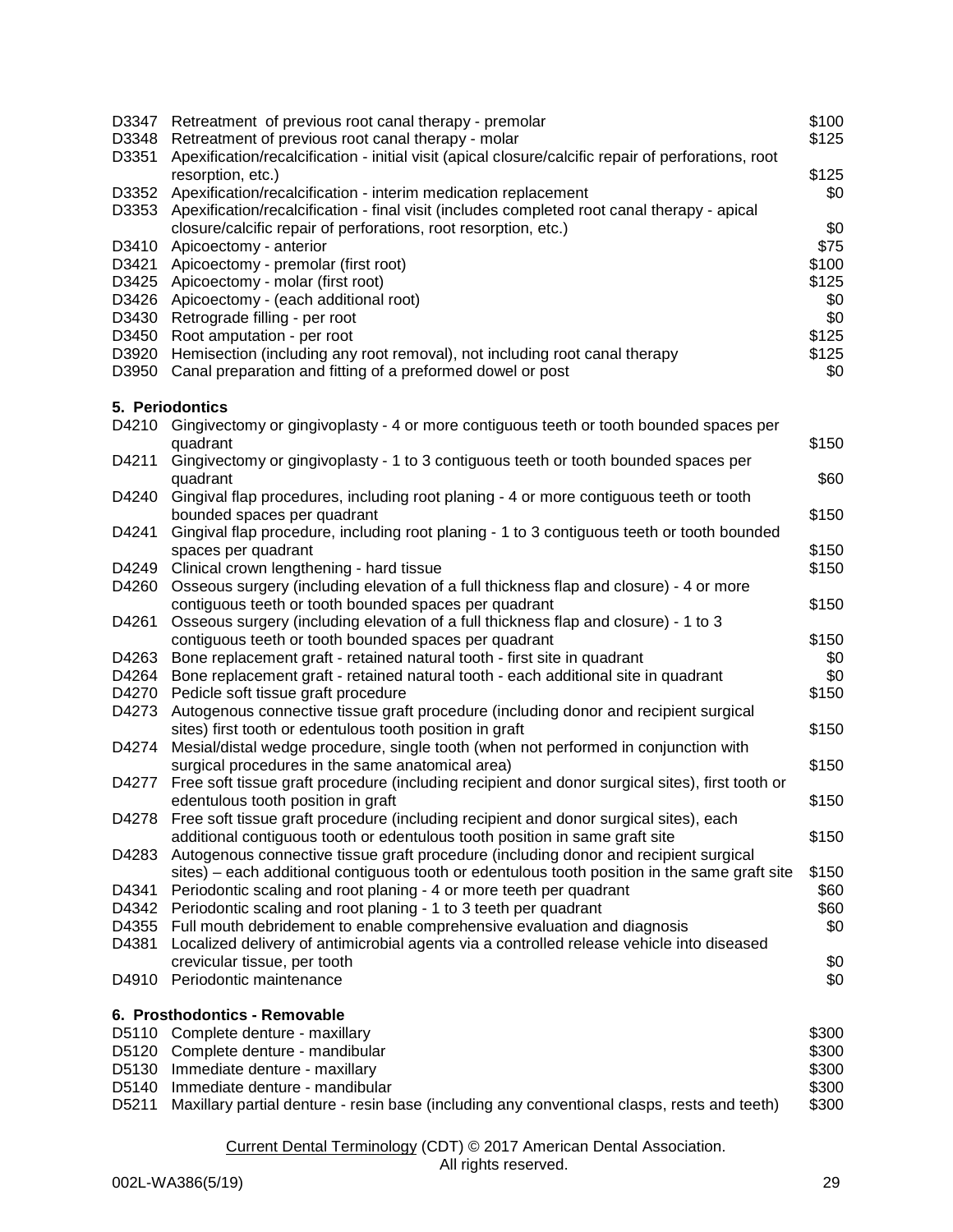| | | |
|---|---|---|
| D3347 | Retreatment of previous root canal therapy - premolar | $100 |
| D3348 | Retreatment of previous root canal therapy - molar | $125 |
| D3351 | Apexification/recalcification - initial visit (apical closure/calcific repair of perforations, root resorption, etc.) | $125 |
| D3352 | Apexification/recalcification - interim medication replacement | $0 |
| D3353 | Apexification/recalcification - final visit (includes completed root canal therapy - apical closure/calcific repair of perforations, root resorption, etc.) | $0 |
| D3410 | Apicoectomy - anterior | $75 |
| D3421 | Apicoectomy - premolar (first root) | $100 |
| D3425 | Apicoectomy - molar (first root) | $125 |
| D3426 | Apicoectomy - (each additional root) | $0 |
| D3430 | Retrograde filling - per root | $0 |
| D3450 | Root amputation - per root | $125 |
| D3920 | Hemisection (including any root removal), not including root canal therapy | $125 |
| D3950 | Canal preparation and fitting of a preformed dowel or post | $0 |

**5. Periodontics**

| | | |
|---|---|---|
| D4210 | Gingivectomy or gingivoplasty - 4 or more contiguous teeth or tooth bounded spaces per quadrant | $150 |
| D4211 | Gingivectomy or gingivoplasty - 1 to 3 contiguous teeth or tooth bounded spaces per quadrant | $60 |
| D4240 | Gingival flap procedures, including root planing - 4 or more contiguous teeth or tooth bounded spaces per quadrant | $150 |
| D4241 | Gingival flap procedure, including root planing - 1 to 3 contiguous teeth or tooth bounded spaces per quadrant | $150 |
| D4249 | Clinical crown lengthening - hard tissue | $150 |
| D4260 | Osseous surgery (including elevation of a full thickness flap and closure) - 4 or more contiguous teeth or tooth bounded spaces per quadrant | $150 |
| D4261 | Osseous surgery (including elevation of a full thickness flap and closure) - 1 to 3 contiguous teeth or tooth bounded spaces per quadrant | $150 |
| D4263 | Bone replacement graft - retained natural tooth - first site in quadrant | $0 |
| D4264 | Bone replacement graft - retained natural tooth - each additional site in quadrant | $0 |
| D4270 | Pedicle soft tissue graft procedure | $150 |
| D4273 | Autogenous connective tissue graft procedure (including donor and recipient surgical sites) first tooth or edentulous tooth position in graft | $150 |
| D4274 | Mesial/distal wedge procedure, single tooth (when not performed in conjunction with surgical procedures in the same anatomical area) | $150 |
| D4277 | Free soft tissue graft procedure (including recipient and donor surgical sites), first tooth or edentulous tooth position in graft | $150 |
| D4278 | Free soft tissue graft procedure (including recipient and donor surgical sites), each additional contiguous tooth or edentulous tooth position in same graft site | $150 |
| D4283 | Autogenous connective tissue graft procedure (including donor and recipient surgical sites) – each additional contiguous tooth or edentulous tooth position in the same graft site | $150 |
| D4341 | Periodontic scaling and root planing - 4 or more teeth per quadrant | $60 |
| D4342 | Periodontic scaling and root planing - 1 to 3 teeth per quadrant | $60 |
| D4355 | Full mouth debridement to enable comprehensive evaluation and diagnosis | $0 |
| D4381 | Localized delivery of antimicrobial agents via a controlled release vehicle into diseased crevicular tissue, per tooth | $0 |
| D4910 | Periodontic maintenance | $0 |

**6. Prosthodontics - Removable**

| | | |
|---|---|---|
| D5110 | Complete denture - maxillary | $300 |
| D5120 | Complete denture - mandibular | $300 |
| D5130 | Immediate denture - maxillary | $300 |
| D5140 | Immediate denture - mandibular | $300 |
| D5211 | Maxillary partial denture - resin base (including any conventional clasps, rests and teeth) | $300 |

Current Dental Terminology (CDT) © 2017 American Dental Association.
All rights reserved.

002L-WA386(5/19)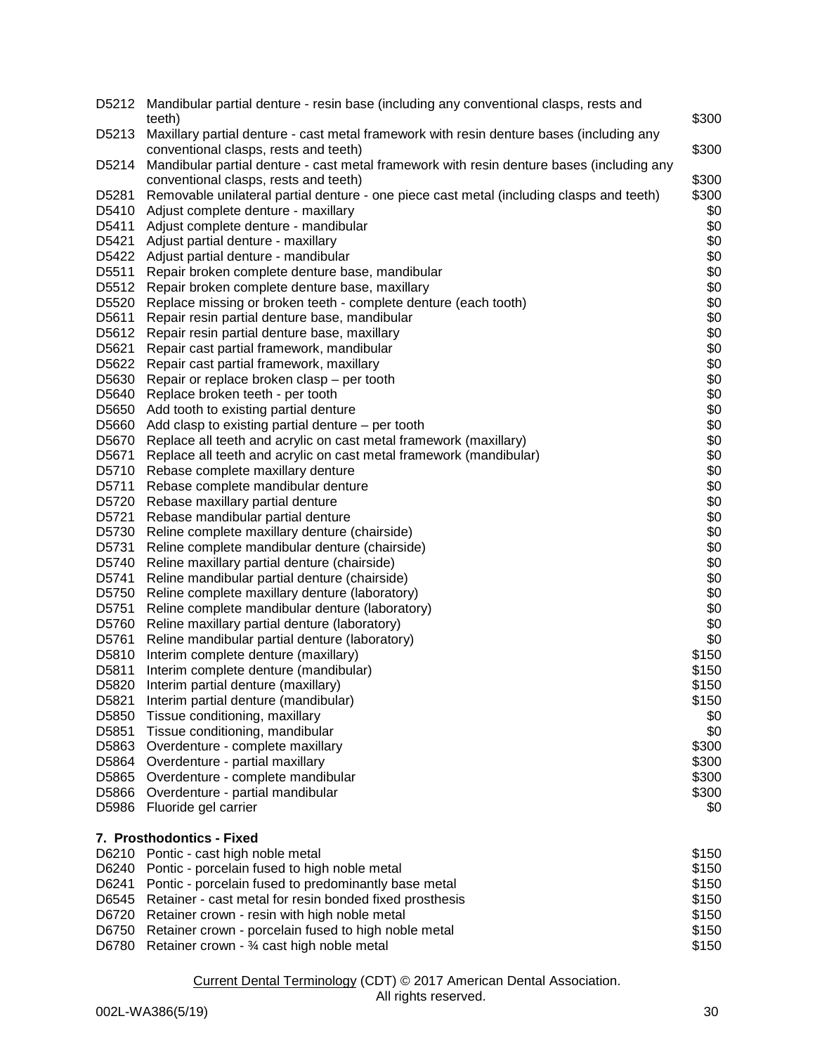| | | |
|---|---|---|
| D5212 | Mandibular partial denture - resin base (including any conventional clasps, rests and teeth) | $300 |
| D5213 | Maxillary partial denture - cast metal framework with resin denture bases (including any conventional clasps, rests and teeth) | $300 |
| D5214 | Mandibular partial denture - cast metal framework with resin denture bases (including any conventional clasps, rests and teeth) | $300 |
| D5281 | Removable unilateral partial denture - one piece cast metal (including clasps and teeth) | $300 |
| D5410 | Adjust complete denture - maxillary | $0 |
| D5411 | Adjust complete denture - mandibular | $0 |
| D5421 | Adjust partial denture - maxillary | $0 |
| D5422 | Adjust partial denture - mandibular | $0 |
| D5511 | Repair broken complete denture base, mandibular | $0 |
| D5512 | Repair broken complete denture base, maxillary | $0 |
| D5520 | Replace missing or broken teeth - complete denture (each tooth) | $0 |
| D5611 | Repair resin partial denture base, mandibular | $0 |
| D5612 | Repair resin partial denture base, maxillary | $0 |
| D5621 | Repair cast partial framework, mandibular | $0 |
| D5622 | Repair cast partial framework, maxillary | $0 |
| D5630 | Repair or replace broken clasp – per tooth | $0 |
| D5640 | Replace broken teeth - per tooth | $0 |
| D5650 | Add tooth to existing partial denture | $0 |
| D5660 | Add clasp to existing partial denture – per tooth | $0 |
| D5670 | Replace all teeth and acrylic on cast metal framework (maxillary) | $0 |
| D5671 | Replace all teeth and acrylic on cast metal framework (mandibular) | $0 |
| D5710 | Rebase complete maxillary denture | $0 |
| D5711 | Rebase complete mandibular denture | $0 |
| D5720 | Rebase maxillary partial denture | $0 |
| D5721 | Rebase mandibular partial denture | $0 |
| D5730 | Reline complete maxillary denture (chairside) | $0 |
| D5731 | Reline complete mandibular denture (chairside) | $0 |
| D5740 | Reline maxillary partial denture (chairside) | $0 |
| D5741 | Reline mandibular partial denture (chairside) | $0 |
| D5750 | Reline complete maxillary denture (laboratory) | $0 |
| D5751 | Reline complete mandibular denture (laboratory) | $0 |
| D5760 | Reline maxillary partial denture (laboratory) | $0 |
| D5761 | Reline mandibular partial denture (laboratory) | $0 |
| D5810 | Interim complete denture (maxillary) | $150 |
| D5811 | Interim complete denture (mandibular) | $150 |
| D5820 | Interim partial denture (maxillary) | $150 |
| D5821 | Interim partial denture (mandibular) | $150 |
| D5850 | Tissue conditioning, maxillary | $0 |
| D5851 | Tissue conditioning, mandibular | $0 |
| D5863 | Overdenture - complete maxillary | $300 |
| D5864 | Overdenture - partial maxillary | $300 |
| D5865 | Overdenture - complete mandibular | $300 |
| D5866 | Overdenture - partial mandibular | $300 |
| D5986 | Fluoride gel carrier | $0 |

**7. Prosthodontics - Fixed**

| | | |
|---|---|---|
| D6210 | Pontic - cast high noble metal | $150 |
| D6240 | Pontic - porcelain fused to high noble metal | $150 |
| D6241 | Pontic - porcelain fused to predominantly base metal | $150 |
| D6545 | Retainer - cast metal for resin bonded fixed prosthesis | $150 |
| D6720 | Retainer crown - resin with high noble metal | $150 |
| D6750 | Retainer crown - porcelain fused to high noble metal | $150 |
| D6780 | Retainer crown - ¾ cast high noble metal | $150 |

Current Dental Terminology (CDT) © 2017 American Dental Association. All rights reserved.

002L-WA386(5/19)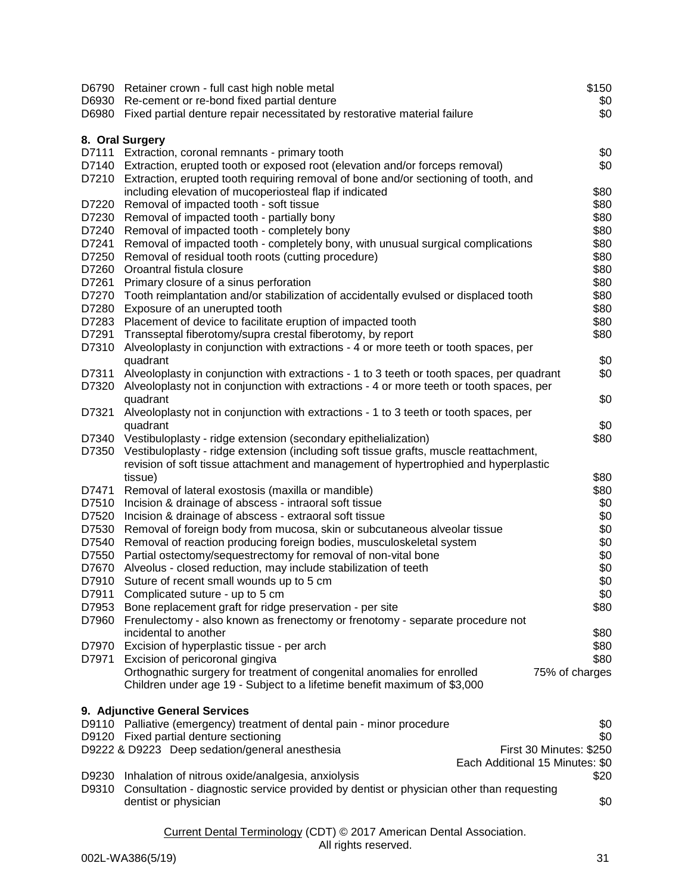| Code | Description | Copayment |
|---|---|---|
| D6790 | Retainer crown - full cast high noble metal | $150 |
| D6930 | Re-cement or re-bond fixed partial denture | $0 |
| D6980 | Fixed partial denture repair necessitated by restorative material failure | $0 |

**8. Oral Surgery**

| Code | Description | Copayment |
|---|---|---|
| D7111 | Extraction, coronal remnants - primary tooth | $0 |
| D7140 | Extraction, erupted tooth or exposed root (elevation and/or forceps removal) | $0 |
| D7210 | Extraction, erupted tooth requiring removal of bone and/or sectioning of tooth, and including elevation of mucoperiosteal flap if indicated | $80 |
| D7220 | Removal of impacted tooth - soft tissue | $80 |
| D7230 | Removal of impacted tooth - partially bony | $80 |
| D7240 | Removal of impacted tooth - completely bony | $80 |
| D7241 | Removal of impacted tooth - completely bony, with unusual surgical complications | $80 |
| D7250 | Removal of residual tooth roots (cutting procedure) | $80 |
| D7260 | Oroantral fistula closure | $80 |
| D7261 | Primary closure of a sinus perforation | $80 |
| D7270 | Tooth reimplantation and/or stabilization of accidentally evulsed or displaced tooth | $80 |
| D7280 | Exposure of an unerupted tooth | $80 |
| D7283 | Placement of device to facilitate eruption of impacted tooth | $80 |
| D7291 | Transseptal fiberotomy/supra crestal fiberotomy, by report | $80 |
| D7310 | Alveoloplasty in conjunction with extractions - 4 or more teeth or tooth spaces, per quadrant | $0 |
| D7311 | Alveoloplasty in conjunction with extractions - 1 to 3 teeth or tooth spaces, per quadrant | $0 |
| D7320 | Alveoloplasty not in conjunction with extractions - 4 or more teeth or tooth spaces, per quadrant | $0 |
| D7321 | Alveoloplasty not in conjunction with extractions - 1 to 3 teeth or tooth spaces, per quadrant | $0 |
| D7340 | Vestibuloplasty - ridge extension (secondary epithelialization) | $80 |
| D7350 | Vestibuloplasty - ridge extension (including soft tissue grafts, muscle reattachment, revision of soft tissue attachment and management of hypertrophied and hyperplastic tissue) | $80 |
| D7471 | Removal of lateral exostosis (maxilla or mandible) | $80 |
| D7510 | Incision & drainage of abscess - intraoral soft tissue | $0 |
| D7520 | Incision & drainage of abscess - extraoral soft tissue | $0 |
| D7530 | Removal of foreign body from mucosa, skin or subcutaneous alveolar tissue | $0 |
| D7540 | Removal of reaction producing foreign bodies, musculoskeletal system | $0 |
| D7550 | Partial ostectomy/sequestrectomy for removal of non-vital bone | $0 |
| D7670 | Alveolus - closed reduction, may include stabilization of teeth | $0 |
| D7910 | Suture of recent small wounds up to 5 cm | $0 |
| D7911 | Complicated suture - up to 5 cm | $0 |
| D7953 | Bone replacement graft for ridge preservation - per site | $80 |
| D7960 | Frenulectomy - also known as frenectomy or frenotomy - separate procedure not incidental to another | $80 |
| D7970 | Excision of hyperplastic tissue - per arch | $80 |
| D7971 | Excision of pericoronal gingiva | $80 |
| | Orthognathic surgery for treatment of congenital anomalies for enrolled Children under age 19 - Subject to a lifetime benefit maximum of $3,000 | 75% of charges |

**9. Adjunctive General Services**

| Code | Description | Copayment |
|---|---|---|
| D9110 | Palliative (emergency) treatment of dental pain - minor procedure | $0 |
| D9120 | Fixed partial denture sectioning | $0 |
| D9222 & D9223 | Deep sedation/general anesthesia | First 30 Minutes: $250<br>Each Additional 15 Minutes: $0 |
| D9230 | Inhalation of nitrous oxide/analgesia, anxiolysis | $20 |
| D9310 | Consultation - diagnostic service provided by dentist or physician other than requesting dentist or physician | $0 |

Current Dental Terminology (CDT) © 2017 American Dental Association.
All rights reserved.

002L-WA386(5/19)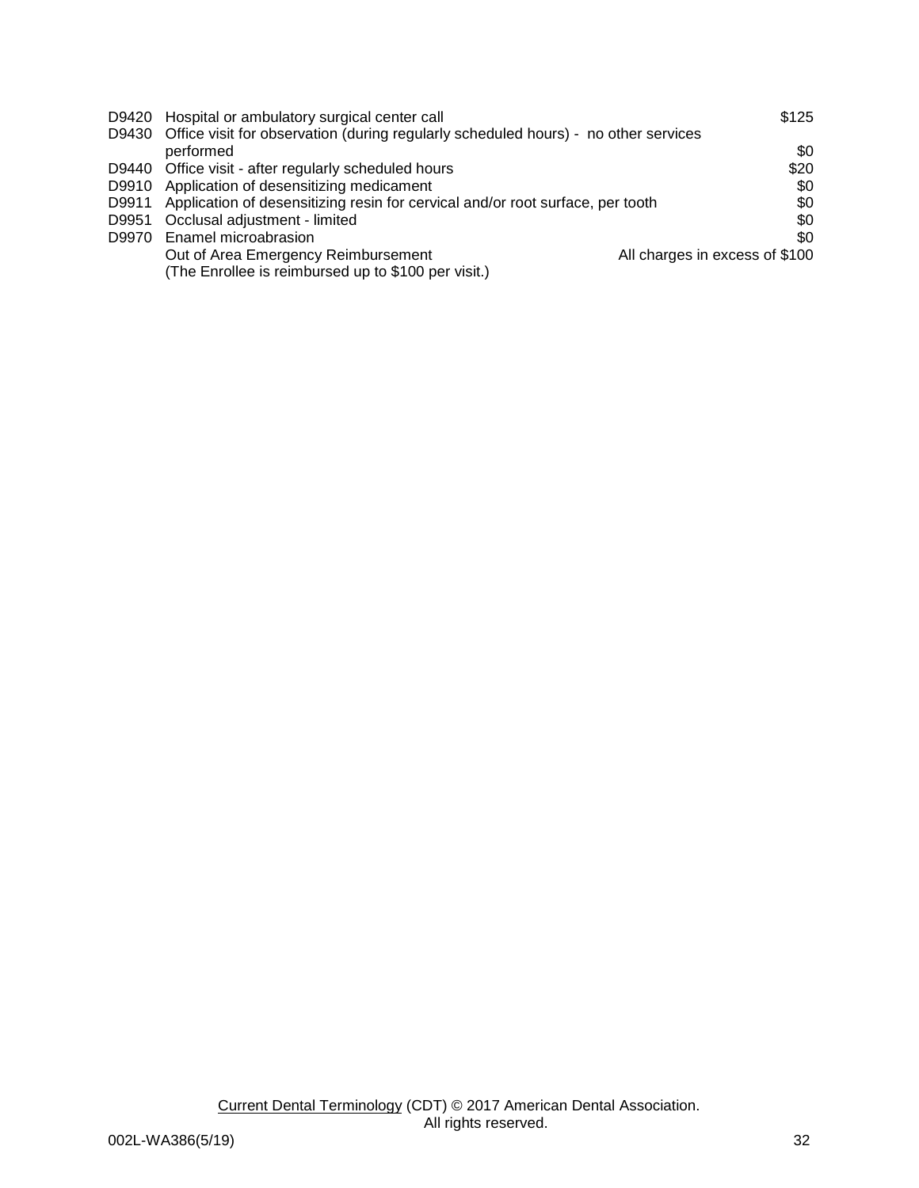| Code | Description | Copayment |
|---|---|---|
| D9420 | Hospital or ambulatory surgical center call | $125 |
| D9430 | Office visit for observation (during regularly scheduled hours) - no other services performed | $0 |
| D9440 | Office visit - after regularly scheduled hours | $20 |
| D9910 | Application of desensitizing medicament | $0 |
| D9911 | Application of desensitizing resin for cervical and/or root surface, per tooth | $0 |
| D9951 | Occlusal adjustment - limited | $0 |
| D9970 | Enamel microabrasion | $0 |
| | Out of Area Emergency Reimbursement (The Enrollee is reimbursed up to $100 per visit.) | All charges in excess of $100 |

Current Dental Terminology (CDT) © 2017 American Dental Association. All rights reserved.

002L-WA386(5/19)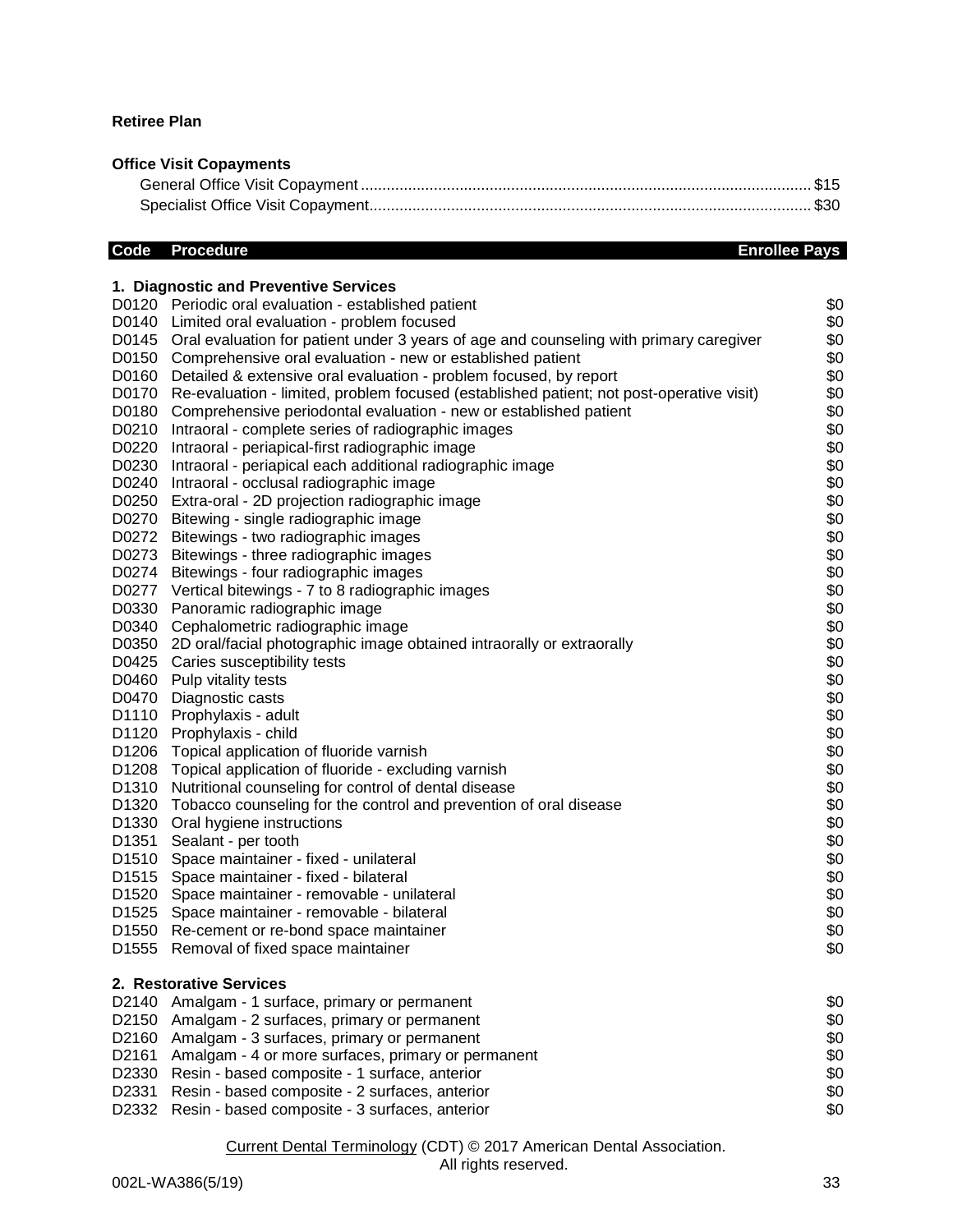**Retiree Plan**

**Office Visit Copayments**

General Office Visit Copayment ........ $15
Specialist Office Visit Copayment........ $30

| Code | Procedure | Enrollee Pays |
|---|---|---|
| | **1. Diagnostic and Preventive Services** | |
| D0120 | Periodic oral evaluation - established patient | $0 |
| D0140 | Limited oral evaluation - problem focused | $0 |
| D0145 | Oral evaluation for patient under 3 years of age and counseling with primary caregiver | $0 |
| D0150 | Comprehensive oral evaluation - new or established patient | $0 |
| D0160 | Detailed & extensive oral evaluation - problem focused, by report | $0 |
| D0170 | Re-evaluation - limited, problem focused (established patient; not post-operative visit) | $0 |
| D0180 | Comprehensive periodontal evaluation - new or established patient | $0 |
| D0210 | Intraoral - complete series of radiographic images | $0 |
| D0220 | Intraoral - periapical-first radiographic image | $0 |
| D0230 | Intraoral - periapical each additional radiographic image | $0 |
| D0240 | Intraoral - occlusal radiographic image | $0 |
| D0250 | Extra-oral - 2D projection radiographic image | $0 |
| D0270 | Bitewing - single radiographic image | $0 |
| D0272 | Bitewings - two radiographic images | $0 |
| D0273 | Bitewings - three radiographic images | $0 |
| D0274 | Bitewings - four radiographic images | $0 |
| D0277 | Vertical bitewings - 7 to 8 radiographic images | $0 |
| D0330 | Panoramic radiographic image | $0 |
| D0340 | Cephalometric radiographic image | $0 |
| D0350 | 2D oral/facial photographic image obtained intraorally or extraorally | $0 |
| D0425 | Caries susceptibility tests | $0 |
| D0460 | Pulp vitality tests | $0 |
| D0470 | Diagnostic casts | $0 |
| D1110 | Prophylaxis - adult | $0 |
| D1120 | Prophylaxis - child | $0 |
| D1206 | Topical application of fluoride varnish | $0 |
| D1208 | Topical application of fluoride - excluding varnish | $0 |
| D1310 | Nutritional counseling for control of dental disease | $0 |
| D1320 | Tobacco counseling for the control and prevention of oral disease | $0 |
| D1330 | Oral hygiene instructions | $0 |
| D1351 | Sealant - per tooth | $0 |
| D1510 | Space maintainer - fixed - unilateral | $0 |
| D1515 | Space maintainer - fixed - bilateral | $0 |
| D1520 | Space maintainer - removable - unilateral | $0 |
| D1525 | Space maintainer - removable - bilateral | $0 |
| D1550 | Re-cement or re-bond space maintainer | $0 |
| D1555 | Removal of fixed space maintainer | $0 |
| | **2. Restorative Services** | |
| D2140 | Amalgam - 1 surface, primary or permanent | $0 |
| D2150 | Amalgam - 2 surfaces, primary or permanent | $0 |
| D2160 | Amalgam - 3 surfaces, primary or permanent | $0 |
| D2161 | Amalgam - 4 or more surfaces, primary or permanent | $0 |
| D2330 | Resin - based composite - 1 surface, anterior | $0 |
| D2331 | Resin - based composite - 2 surfaces, anterior | $0 |
| D2332 | Resin - based composite - 3 surfaces, anterior | $0 |

Current Dental Terminology (CDT) © 2017 American Dental Association.
All rights reserved.

002L-WA386(5/19)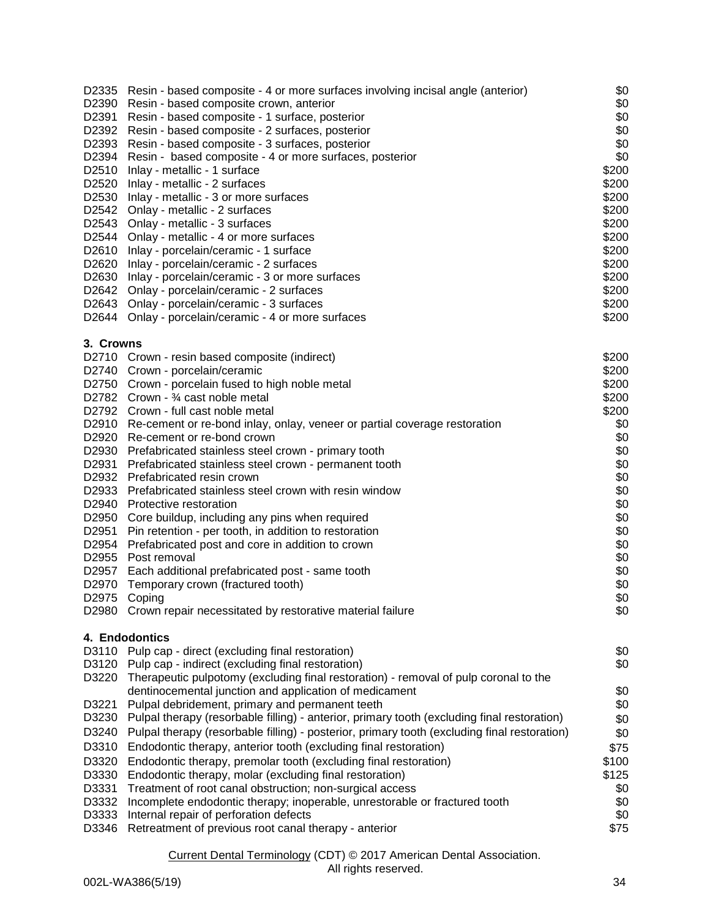| Code | Description | Copay |
|---|---|---|
| D2335 | Resin - based composite - 4 or more surfaces involving incisal angle (anterior) | $0 |
| D2390 | Resin - based composite crown, anterior | $0 |
| D2391 | Resin - based composite - 1 surface, posterior | $0 |
| D2392 | Resin - based composite - 2 surfaces, posterior | $0 |
| D2393 | Resin - based composite - 3 surfaces, posterior | $0 |
| D2394 | Resin - based composite - 4 or more surfaces, posterior | $0 |
| D2510 | Inlay - metallic - 1 surface | $200 |
| D2520 | Inlay - metallic - 2 surfaces | $200 |
| D2530 | Inlay - metallic - 3 or more surfaces | $200 |
| D2542 | Onlay - metallic - 2 surfaces | $200 |
| D2543 | Onlay - metallic - 3 surfaces | $200 |
| D2544 | Onlay - metallic - 4 or more surfaces | $200 |
| D2610 | Inlay - porcelain/ceramic - 1 surface | $200 |
| D2620 | Inlay - porcelain/ceramic - 2 surfaces | $200 |
| D2630 | Inlay - porcelain/ceramic - 3 or more surfaces | $200 |
| D2642 | Onlay - porcelain/ceramic - 2 surfaces | $200 |
| D2643 | Onlay - porcelain/ceramic - 3 surfaces | $200 |
| D2644 | Onlay - porcelain/ceramic - 4 or more surfaces | $200 |

**3. Crowns**

| Code | Description | Copay |
|---|---|---|
| D2710 | Crown - resin based composite (indirect) | $200 |
| D2740 | Crown - porcelain/ceramic | $200 |
| D2750 | Crown - porcelain fused to high noble metal | $200 |
| D2782 | Crown - ¾ cast noble metal | $200 |
| D2792 | Crown - full cast noble metal | $200 |
| D2910 | Re-cement or re-bond inlay, onlay, veneer or partial coverage restoration | $0 |
| D2920 | Re-cement or re-bond crown | $0 |
| D2930 | Prefabricated stainless steel crown - primary tooth | $0 |
| D2931 | Prefabricated stainless steel crown - permanent tooth | $0 |
| D2932 | Prefabricated resin crown | $0 |
| D2933 | Prefabricated stainless steel crown with resin window | $0 |
| D2940 | Protective restoration | $0 |
| D2950 | Core buildup, including any pins when required | $0 |
| D2951 | Pin retention - per tooth, in addition to restoration | $0 |
| D2954 | Prefabricated post and core in addition to crown | $0 |
| D2955 | Post removal | $0 |
| D2957 | Each additional prefabricated post - same tooth | $0 |
| D2970 | Temporary crown (fractured tooth) | $0 |
| D2975 | Coping | $0 |
| D2980 | Crown repair necessitated by restorative material failure | $0 |

**4. Endodontics**

| Code | Description | Copay |
|---|---|---|
| D3110 | Pulp cap - direct (excluding final restoration) | $0 |
| D3120 | Pulp cap - indirect (excluding final restoration) | $0 |
| D3220 | Therapeutic pulpotomy (excluding final restoration) - removal of pulp coronal to the dentinocemental junction and application of medicament | $0 |
| D3221 | Pulpal debridement, primary and permanent teeth | $0 |
| D3230 | Pulpal therapy (resorbable filling) - anterior, primary tooth (excluding final restoration) | $0 |
| D3240 | Pulpal therapy (resorbable filling) - posterior, primary tooth (excluding final restoration) | $0 |
| D3310 | Endodontic therapy, anterior tooth (excluding final restoration) | $75 |
| D3320 | Endodontic therapy, premolar tooth (excluding final restoration) | $100 |
| D3330 | Endodontic therapy, molar (excluding final restoration) | $125 |
| D3331 | Treatment of root canal obstruction; non-surgical access | $0 |
| D3332 | Incomplete endodontic therapy; inoperable, unrestorable or fractured tooth | $0 |
| D3333 | Internal repair of perforation defects | $0 |
| D3346 | Retreatment of previous root canal therapy - anterior | $75 |

Current Dental Terminology (CDT) © 2017 American Dental Association. All rights reserved.

002L-WA386(5/19)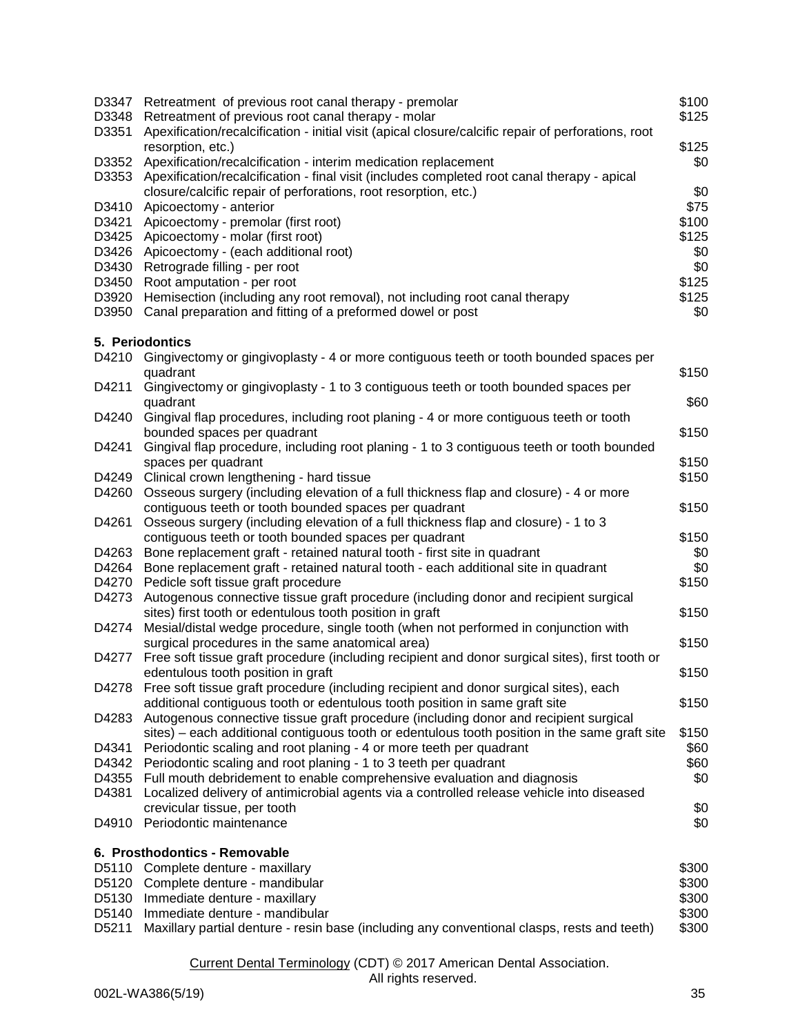| | | |
|---|---|---|
| D3347 | Retreatment of previous root canal therapy - premolar | $100 |
| D3348 | Retreatment of previous root canal therapy - molar | $125 |
| D3351 | Apexification/recalcification - initial visit (apical closure/calcific repair of perforations, root resorption, etc.) | $125 |
| D3352 | Apexification/recalcification - interim medication replacement | $0 |
| D3353 | Apexification/recalcification - final visit (includes completed root canal therapy - apical closure/calcific repair of perforations, root resorption, etc.) | $0 |
| D3410 | Apicoectomy - anterior | $75 |
| D3421 | Apicoectomy - premolar (first root) | $100 |
| D3425 | Apicoectomy - molar (first root) | $125 |
| D3426 | Apicoectomy - (each additional root) | $0 |
| D3430 | Retrograde filling - per root | $0 |
| D3450 | Root amputation - per root | $125 |
| D3920 | Hemisection (including any root removal), not including root canal therapy | $125 |
| D3950 | Canal preparation and fitting of a preformed dowel or post | $0 |

### 5. Periodontics

| | | |
|---|---|---|
| D4210 | Gingivectomy or gingivoplasty - 4 or more contiguous teeth or tooth bounded spaces per quadrant | $150 |
| D4211 | Gingivectomy or gingivoplasty - 1 to 3 contiguous teeth or tooth bounded spaces per quadrant | $60 |
| D4240 | Gingival flap procedures, including root planing - 4 or more contiguous teeth or tooth bounded spaces per quadrant | $150 |
| D4241 | Gingival flap procedure, including root planing - 1 to 3 contiguous teeth or tooth bounded spaces per quadrant | $150 |
| D4249 | Clinical crown lengthening - hard tissue | $150 |
| D4260 | Osseous surgery (including elevation of a full thickness flap and closure) - 4 or more contiguous teeth or tooth bounded spaces per quadrant | $150 |
| D4261 | Osseous surgery (including elevation of a full thickness flap and closure) - 1 to 3 contiguous teeth or tooth bounded spaces per quadrant | $150 |
| D4263 | Bone replacement graft - retained natural tooth - first site in quadrant | $0 |
| D4264 | Bone replacement graft - retained natural tooth - each additional site in quadrant | $0 |
| D4270 | Pedicle soft tissue graft procedure | $150 |
| D4273 | Autogenous connective tissue graft procedure (including donor and recipient surgical sites) first tooth or edentulous tooth position in graft | $150 |
| D4274 | Mesial/distal wedge procedure, single tooth (when not performed in conjunction with surgical procedures in the same anatomical area) | $150 |
| D4277 | Free soft tissue graft procedure (including recipient and donor surgical sites), first tooth or edentulous tooth position in graft | $150 |
| D4278 | Free soft tissue graft procedure (including recipient and donor surgical sites), each additional contiguous tooth or edentulous tooth position in same graft site | $150 |
| D4283 | Autogenous connective tissue graft procedure (including donor and recipient surgical sites) – each additional contiguous tooth or edentulous tooth position in the same graft site | $150 |
| D4341 | Periodontic scaling and root planing - 4 or more teeth per quadrant | $60 |
| D4342 | Periodontic scaling and root planing - 1 to 3 teeth per quadrant | $60 |
| D4355 | Full mouth debridement to enable comprehensive evaluation and diagnosis | $0 |
| D4381 | Localized delivery of antimicrobial agents via a controlled release vehicle into diseased crevicular tissue, per tooth | $0 |
| D4910 | Periodontic maintenance | $0 |

### 6. Prosthodontics - Removable

| | | |
|---|---|---|
| D5110 | Complete denture - maxillary | $300 |
| D5120 | Complete denture - mandibular | $300 |
| D5130 | Immediate denture - maxillary | $300 |
| D5140 | Immediate denture - mandibular | $300 |
| D5211 | Maxillary partial denture - resin base (including any conventional clasps, rests and teeth) | $300 |

Current Dental Terminology (CDT) © 2017 American Dental Association.
All rights reserved.

002L-WA386(5/19)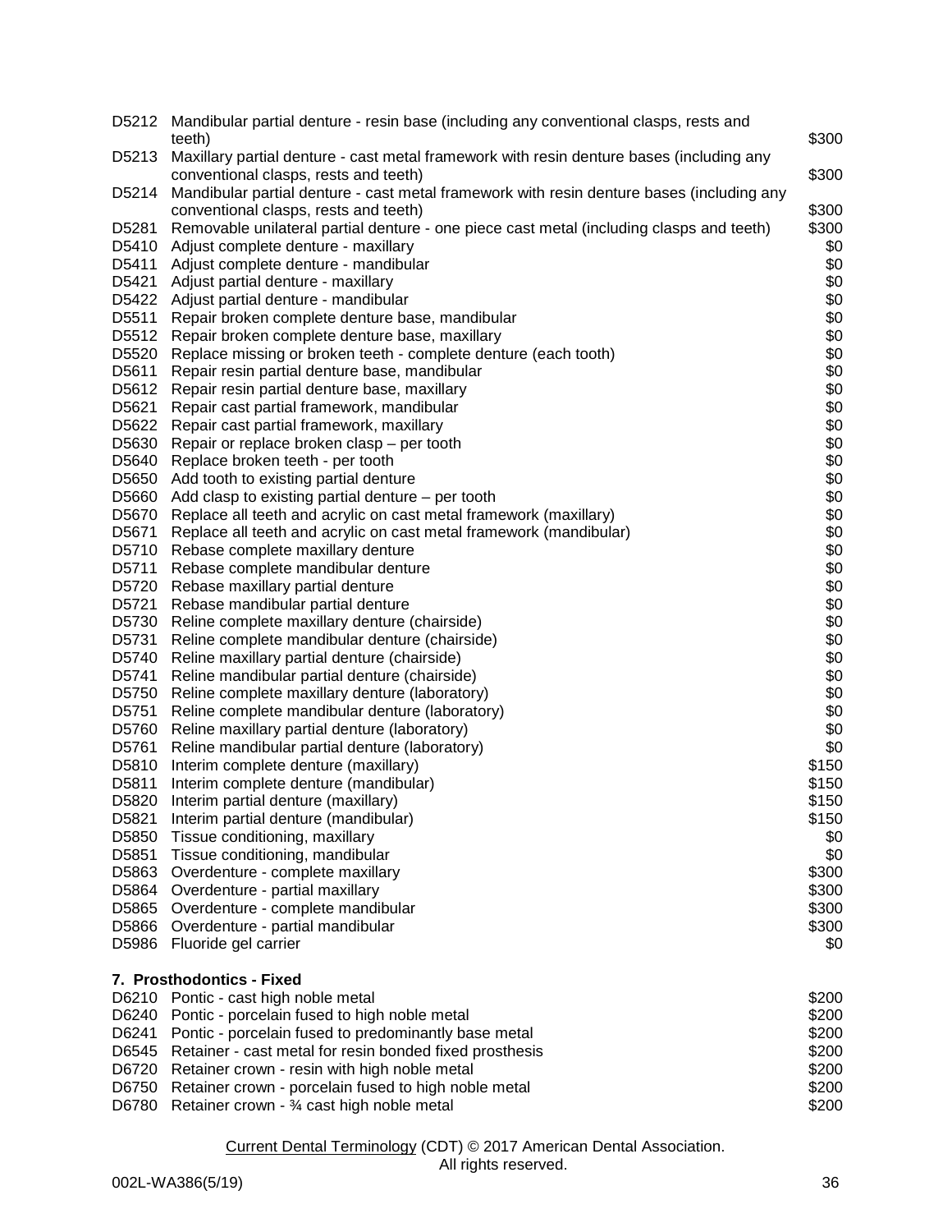| | | |
|---|---|---|
| D5212 | Mandibular partial denture - resin base (including any conventional clasps, rests and teeth) | $300 |
| D5213 | Maxillary partial denture - cast metal framework with resin denture bases (including any conventional clasps, rests and teeth) | $300 |
| D5214 | Mandibular partial denture - cast metal framework with resin denture bases (including any conventional clasps, rests and teeth) | $300 |
| D5281 | Removable unilateral partial denture - one piece cast metal (including clasps and teeth) | $300 |
| D5410 | Adjust complete denture - maxillary | $0 |
| D5411 | Adjust complete denture - mandibular | $0 |
| D5421 | Adjust partial denture - maxillary | $0 |
| D5422 | Adjust partial denture - mandibular | $0 |
| D5511 | Repair broken complete denture base, mandibular | $0 |
| D5512 | Repair broken complete denture base, maxillary | $0 |
| D5520 | Replace missing or broken teeth - complete denture (each tooth) | $0 |
| D5611 | Repair resin partial denture base, mandibular | $0 |
| D5612 | Repair resin partial denture base, maxillary | $0 |
| D5621 | Repair cast partial framework, mandibular | $0 |
| D5622 | Repair cast partial framework, maxillary | $0 |
| D5630 | Repair or replace broken clasp – per tooth | $0 |
| D5640 | Replace broken teeth - per tooth | $0 |
| D5650 | Add tooth to existing partial denture | $0 |
| D5660 | Add clasp to existing partial denture – per tooth | $0 |
| D5670 | Replace all teeth and acrylic on cast metal framework (maxillary) | $0 |
| D5671 | Replace all teeth and acrylic on cast metal framework (mandibular) | $0 |
| D5710 | Rebase complete maxillary denture | $0 |
| D5711 | Rebase complete mandibular denture | $0 |
| D5720 | Rebase maxillary partial denture | $0 |
| D5721 | Rebase mandibular partial denture | $0 |
| D5730 | Reline complete maxillary denture (chairside) | $0 |
| D5731 | Reline complete mandibular denture (chairside) | $0 |
| D5740 | Reline maxillary partial denture (chairside) | $0 |
| D5741 | Reline mandibular partial denture (chairside) | $0 |
| D5750 | Reline complete maxillary denture (laboratory) | $0 |
| D5751 | Reline complete mandibular denture (laboratory) | $0 |
| D5760 | Reline maxillary partial denture (laboratory) | $0 |
| D5761 | Reline mandibular partial denture (laboratory) | $0 |
| D5810 | Interim complete denture (maxillary) | $150 |
| D5811 | Interim complete denture (mandibular) | $150 |
| D5820 | Interim partial denture (maxillary) | $150 |
| D5821 | Interim partial denture (mandibular) | $150 |
| D5850 | Tissue conditioning, maxillary | $0 |
| D5851 | Tissue conditioning, mandibular | $0 |
| D5863 | Overdenture - complete maxillary | $300 |
| D5864 | Overdenture - partial maxillary | $300 |
| D5865 | Overdenture - complete mandibular | $300 |
| D5866 | Overdenture - partial mandibular | $300 |
| D5986 | Fluoride gel carrier | $0 |

**7. Prosthodontics - Fixed**

| | | |
|---|---|---|
| D6210 | Pontic - cast high noble metal | $200 |
| D6240 | Pontic - porcelain fused to high noble metal | $200 |
| D6241 | Pontic - porcelain fused to predominantly base metal | $200 |
| D6545 | Retainer - cast metal for resin bonded fixed prosthesis | $200 |
| D6720 | Retainer crown - resin with high noble metal | $200 |
| D6750 | Retainer crown - porcelain fused to high noble metal | $200 |
| D6780 | Retainer crown - ¾ cast high noble metal | $200 |

Current Dental Terminology (CDT) © 2017 American Dental Association. All rights reserved.

002L-WA386(5/19)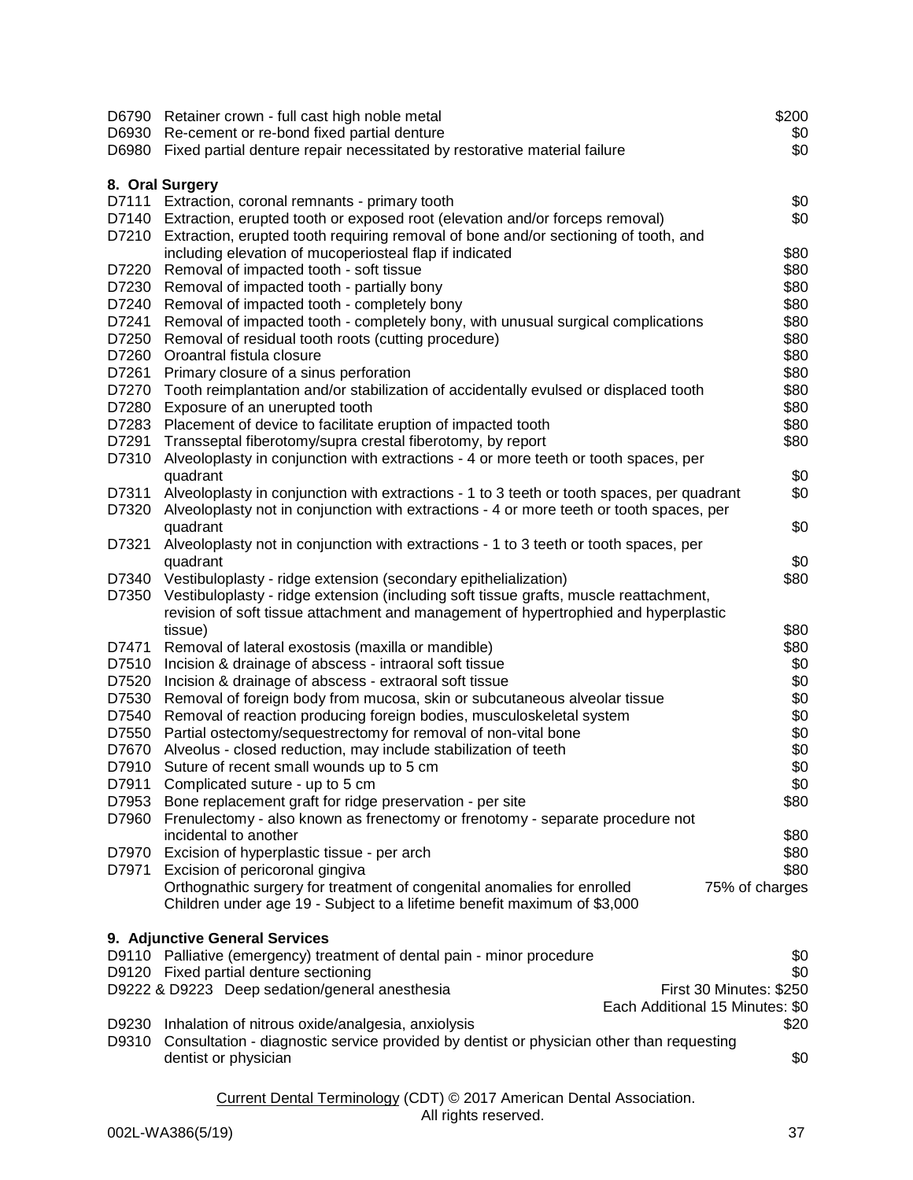| Code | Description | Copay |
|---|---|---|
| D6790 | Retainer crown - full cast high noble metal | $200 |
| D6930 | Re-cement or re-bond fixed partial denture | $0 |
| D6980 | Fixed partial denture repair necessitated by restorative material failure | $0 |

**8. Oral Surgery**

| Code | Description | Copay |
|---|---|---|
| D7111 | Extraction, coronal remnants - primary tooth | $0 |
| D7140 | Extraction, erupted tooth or exposed root (elevation and/or forceps removal) | $0 |
| D7210 | Extraction, erupted tooth requiring removal of bone and/or sectioning of tooth, and including elevation of mucoperiosteal flap if indicated | $80 |
| D7220 | Removal of impacted tooth - soft tissue | $80 |
| D7230 | Removal of impacted tooth - partially bony | $80 |
| D7240 | Removal of impacted tooth - completely bony | $80 |
| D7241 | Removal of impacted tooth - completely bony, with unusual surgical complications | $80 |
| D7250 | Removal of residual tooth roots (cutting procedure) | $80 |
| D7260 | Oroantral fistula closure | $80 |
| D7261 | Primary closure of a sinus perforation | $80 |
| D7270 | Tooth reimplantation and/or stabilization of accidentally evulsed or displaced tooth | $80 |
| D7280 | Exposure of an unerupted tooth | $80 |
| D7283 | Placement of device to facilitate eruption of impacted tooth | $80 |
| D7291 | Transseptal fiberotomy/supra crestal fiberotomy, by report | $80 |
| D7310 | Alveoloplasty in conjunction with extractions - 4 or more teeth or tooth spaces, per quadrant | $0 |
| D7311 | Alveoloplasty in conjunction with extractions - 1 to 3 teeth or tooth spaces, per quadrant | $0 |
| D7320 | Alveoloplasty not in conjunction with extractions - 4 or more teeth or tooth spaces, per quadrant | $0 |
| D7321 | Alveoloplasty not in conjunction with extractions - 1 to 3 teeth or tooth spaces, per quadrant | $0 |
| D7340 | Vestibuloplasty - ridge extension (secondary epithelialization) | $80 |
| D7350 | Vestibuloplasty - ridge extension (including soft tissue grafts, muscle reattachment, revision of soft tissue attachment and management of hypertrophied and hyperplastic tissue) | $80 |
| D7471 | Removal of lateral exostosis (maxilla or mandible) | $80 |
| D7510 | Incision & drainage of abscess - intraoral soft tissue | $0 |
| D7520 | Incision & drainage of abscess - extraoral soft tissue | $0 |
| D7530 | Removal of foreign body from mucosa, skin or subcutaneous alveolar tissue | $0 |
| D7540 | Removal of reaction producing foreign bodies, musculoskeletal system | $0 |
| D7550 | Partial ostectomy/sequestrectomy for removal of non-vital bone | $0 |
| D7670 | Alveolus - closed reduction, may include stabilization of teeth | $0 |
| D7910 | Suture of recent small wounds up to 5 cm | $0 |
| D7911 | Complicated suture - up to 5 cm | $0 |
| D7953 | Bone replacement graft for ridge preservation - per site | $80 |
| D7960 | Frenulectomy - also known as frenectomy or frenotomy - separate procedure not incidental to another | $80 |
| D7970 | Excision of hyperplastic tissue - per arch | $80 |
| D7971 | Excision of pericoronal gingiva | $80 |
| | Orthognathic surgery for treatment of congenital anomalies for enrolled Children under age 19 - Subject to a lifetime benefit maximum of $3,000 | 75% of charges |

**9. Adjunctive General Services**

| Code | Description | Copay |
|---|---|---|
| D9110 | Palliative (emergency) treatment of dental pain - minor procedure | $0 |
| D9120 | Fixed partial denture sectioning | $0 |
| D9222 & D9223 | Deep sedation/general anesthesia | First 30 Minutes: $250<br>Each Additional 15 Minutes: $0 |
| D9230 | Inhalation of nitrous oxide/analgesia, anxiolysis | $20 |
| D9310 | Consultation - diagnostic service provided by dentist or physician other than requesting dentist or physician | $0 |

Current Dental Terminology (CDT) © 2017 American Dental Association. All rights reserved.

002L-WA386(5/19)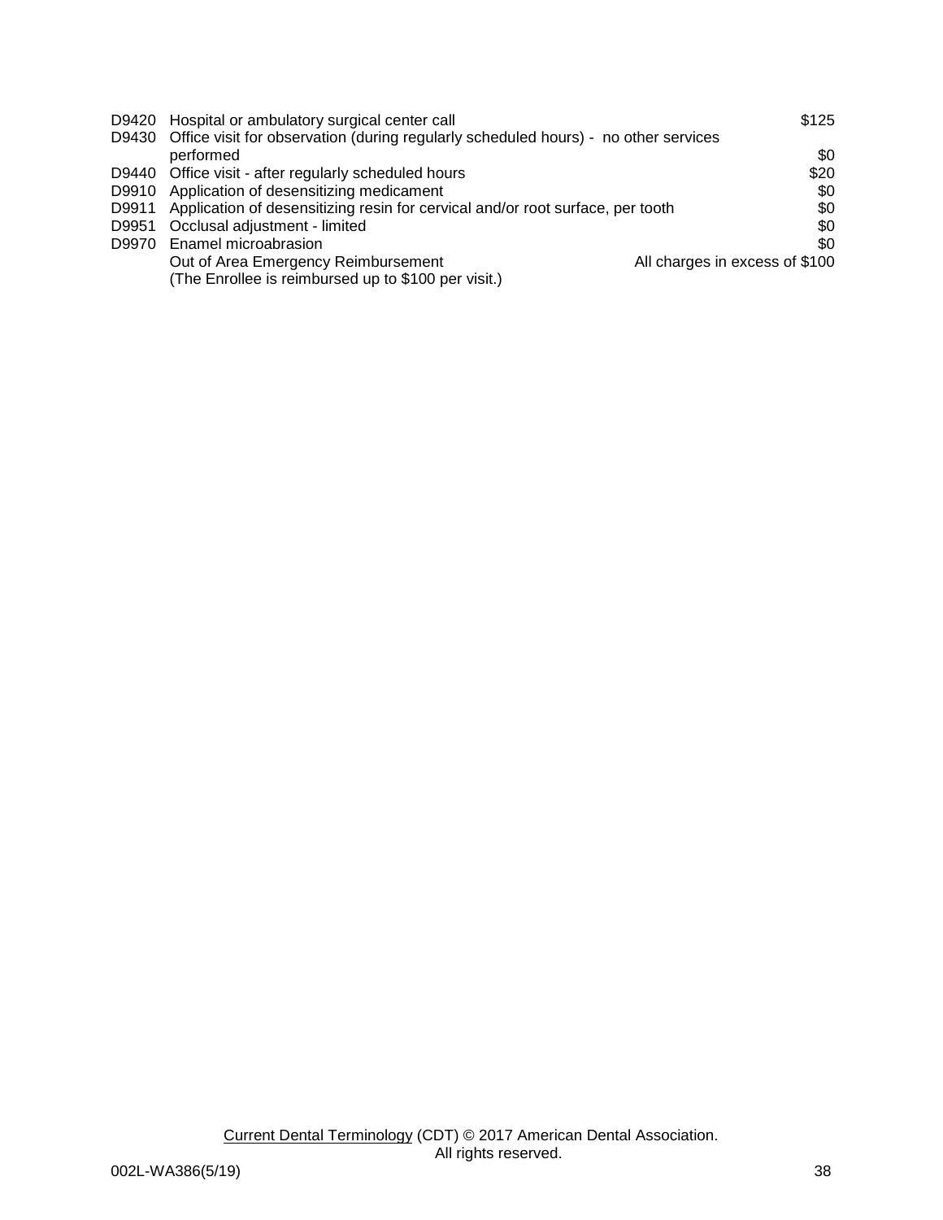| Code | Description | Copay |
|---|---|---|
| D9420 | Hospital or ambulatory surgical center call | $125 |
| D9430 | Office visit for observation (during regularly scheduled hours) - no other services performed | $0 |
| D9440 | Office visit - after regularly scheduled hours | $20 |
| D9910 | Application of desensitizing medicament | $0 |
| D9911 | Application of desensitizing resin for cervical and/or root surface, per tooth | $0 |
| D9951 | Occlusal adjustment - limited | $0 |
| D9970 | Enamel microabrasion | $0 |
| | Out of Area Emergency Reimbursement (The Enrollee is reimbursed up to $100 per visit.) | All charges in excess of $100 |

Current Dental Terminology (CDT) © 2017 American Dental Association. All rights reserved.

002L-WA386(5/19)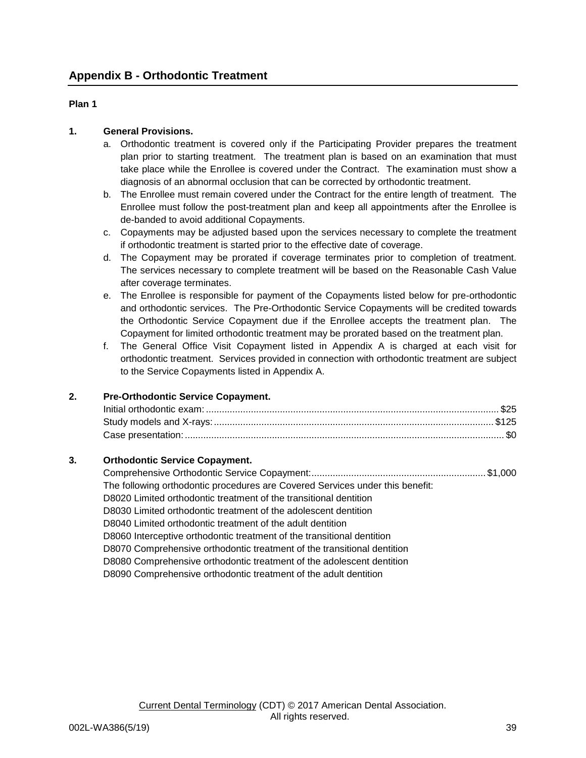## Appendix B - Orthodontic Treatment

**Plan 1**

**1. General Provisions.**

a. Orthodontic treatment is covered only if the Participating Provider prepares the treatment plan prior to starting treatment. The treatment plan is based on an examination that must take place while the Enrollee is covered under the Contract. The examination must show a diagnosis of an abnormal occlusion that can be corrected by orthodontic treatment.

b. The Enrollee must remain covered under the Contract for the entire length of treatment. The Enrollee must follow the post-treatment plan and keep all appointments after the Enrollee is de-banded to avoid additional Copayments.

c. Copayments may be adjusted based upon the services necessary to complete the treatment if orthodontic treatment is started prior to the effective date of coverage.

d. The Copayment may be prorated if coverage terminates prior to completion of treatment. The services necessary to complete treatment will be based on the Reasonable Cash Value after coverage terminates.

e. The Enrollee is responsible for payment of the Copayments listed below for pre-orthodontic and orthodontic services. The Pre-Orthodontic Service Copayments will be credited towards the Orthodontic Service Copayment due if the Enrollee accepts the treatment plan. The Copayment for limited orthodontic treatment may be prorated based on the treatment plan.

f. The General Office Visit Copayment listed in Appendix A is charged at each visit for orthodontic treatment. Services provided in connection with orthodontic treatment are subject to the Service Copayments listed in Appendix A.

**2. Pre-Orthodontic Service Copayment.**

Initial orthodontic exam: .......... $25
Study models and X-rays: .......... $125
Case presentation: .......... $0

**3. Orthodontic Service Copayment.**

Comprehensive Orthodontic Service Copayment: .......... $1,000

The following orthodontic procedures are Covered Services under this benefit:
D8020 Limited orthodontic treatment of the transitional dentition
D8030 Limited orthodontic treatment of the adolescent dentition
D8040 Limited orthodontic treatment of the adult dentition
D8060 Interceptive orthodontic treatment of the transitional dentition
D8070 Comprehensive orthodontic treatment of the transitional dentition
D8080 Comprehensive orthodontic treatment of the adolescent dentition
D8090 Comprehensive orthodontic treatment of the adult dentition

Current Dental Terminology (CDT) © 2017 American Dental Association. All rights reserved.

002L-WA386(5/19)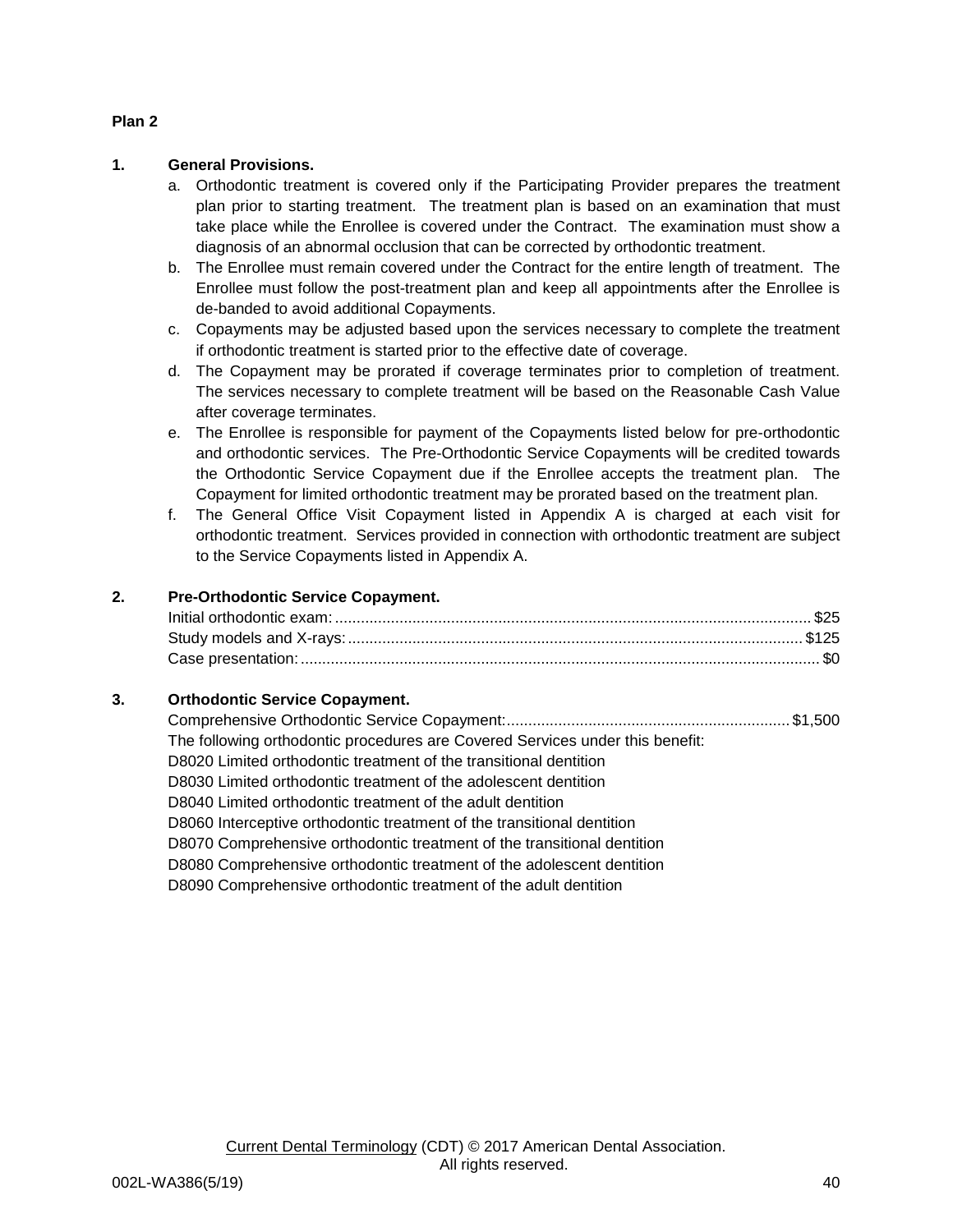**Plan 2**

**1. General Provisions.**

a. Orthodontic treatment is covered only if the Participating Provider prepares the treatment plan prior to starting treatment. The treatment plan is based on an examination that must take place while the Enrollee is covered under the Contract. The examination must show a diagnosis of an abnormal occlusion that can be corrected by orthodontic treatment.

b. The Enrollee must remain covered under the Contract for the entire length of treatment. The Enrollee must follow the post-treatment plan and keep all appointments after the Enrollee is de-banded to avoid additional Copayments.

c. Copayments may be adjusted based upon the services necessary to complete the treatment if orthodontic treatment is started prior to the effective date of coverage.

d. The Copayment may be prorated if coverage terminates prior to completion of treatment. The services necessary to complete treatment will be based on the Reasonable Cash Value after coverage terminates.

e. The Enrollee is responsible for payment of the Copayments listed below for pre-orthodontic and orthodontic services. The Pre-Orthodontic Service Copayments will be credited towards the Orthodontic Service Copayment due if the Enrollee accepts the treatment plan. The Copayment for limited orthodontic treatment may be prorated based on the treatment plan.

f. The General Office Visit Copayment listed in Appendix A is charged at each visit for orthodontic treatment. Services provided in connection with orthodontic treatment are subject to the Service Copayments listed in Appendix A.

**2. Pre-Orthodontic Service Copayment.**

Initial orthodontic exam: ............ $25
Study models and X-rays: ............ $125
Case presentation: ............ $0

**3. Orthodontic Service Copayment.**

Comprehensive Orthodontic Service Copayment: ............ $1,500

The following orthodontic procedures are Covered Services under this benefit:

D8020 Limited orthodontic treatment of the transitional dentition
D8030 Limited orthodontic treatment of the adolescent dentition
D8040 Limited orthodontic treatment of the adult dentition
D8060 Interceptive orthodontic treatment of the transitional dentition
D8070 Comprehensive orthodontic treatment of the transitional dentition
D8080 Comprehensive orthodontic treatment of the adolescent dentition
D8090 Comprehensive orthodontic treatment of the adult dentition

Current Dental Terminology (CDT) © 2017 American Dental Association. All rights reserved.

002L-WA386(5/19)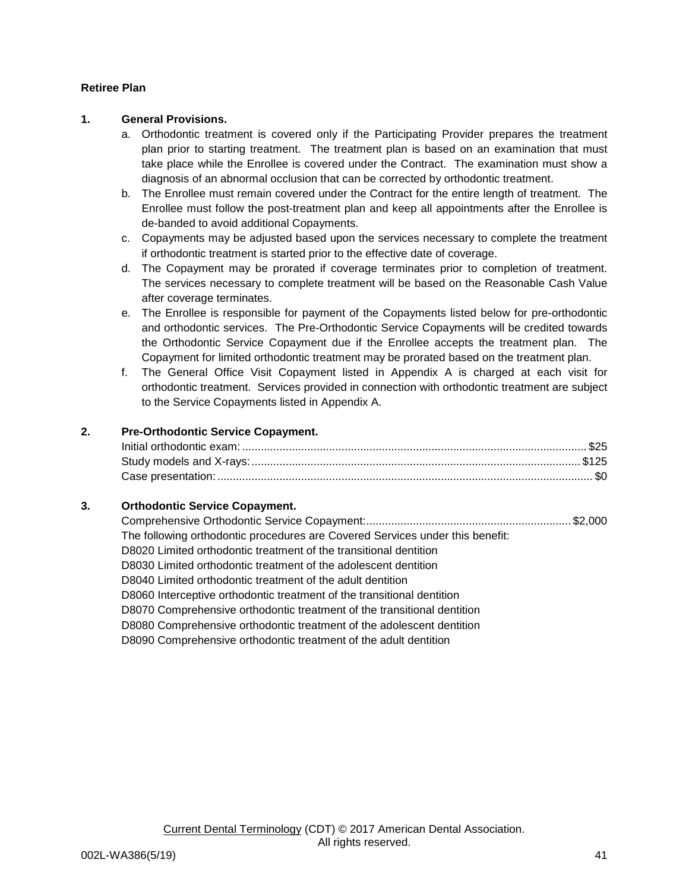**Retiree Plan**

**1. General Provisions.**

a. Orthodontic treatment is covered only if the Participating Provider prepares the treatment plan prior to starting treatment. The treatment plan is based on an examination that must take place while the Enrollee is covered under the Contract. The examination must show a diagnosis of an abnormal occlusion that can be corrected by orthodontic treatment.

b. The Enrollee must remain covered under the Contract for the entire length of treatment. The Enrollee must follow the post-treatment plan and keep all appointments after the Enrollee is de-banded to avoid additional Copayments.

c. Copayments may be adjusted based upon the services necessary to complete the treatment if orthodontic treatment is started prior to the effective date of coverage.

d. The Copayment may be prorated if coverage terminates prior to completion of treatment. The services necessary to complete treatment will be based on the Reasonable Cash Value after coverage terminates.

e. The Enrollee is responsible for payment of the Copayments listed below for pre-orthodontic and orthodontic services. The Pre-Orthodontic Service Copayments will be credited towards the Orthodontic Service Copayment due if the Enrollee accepts the treatment plan. The Copayment for limited orthodontic treatment may be prorated based on the treatment plan.

f. The General Office Visit Copayment listed in Appendix A is charged at each visit for orthodontic treatment. Services provided in connection with orthodontic treatment are subject to the Service Copayments listed in Appendix A.

**2. Pre-Orthodontic Service Copayment.**

Initial orthodontic exam: ........................................ $25
Study models and X-rays: ........................................ $125
Case presentation: ........................................ $0

**3. Orthodontic Service Copayment.**

Comprehensive Orthodontic Service Copayment: ........................................ $2,000
The following orthodontic procedures are Covered Services under this benefit:
D8020 Limited orthodontic treatment of the transitional dentition
D8030 Limited orthodontic treatment of the adolescent dentition
D8040 Limited orthodontic treatment of the adult dentition
D8060 Interceptive orthodontic treatment of the transitional dentition
D8070 Comprehensive orthodontic treatment of the transitional dentition
D8080 Comprehensive orthodontic treatment of the adolescent dentition
D8090 Comprehensive orthodontic treatment of the adult dentition

Current Dental Terminology (CDT) © 2017 American Dental Association. All rights reserved.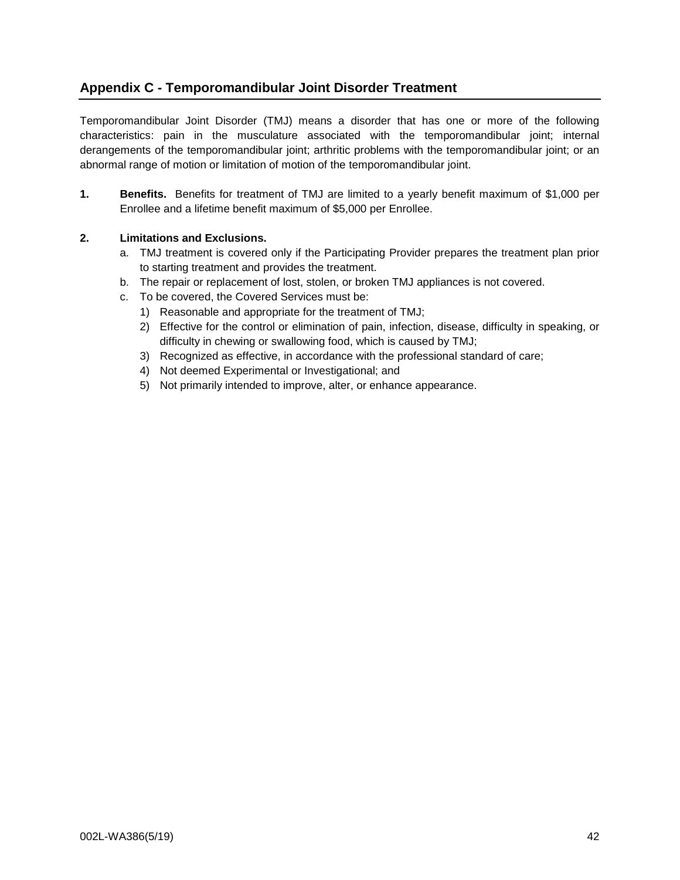## Appendix C - Temporomandibular Joint Disorder Treatment

Temporomandibular Joint Disorder (TMJ) means a disorder that has one or more of the following characteristics: pain in the musculature associated with the temporomandibular joint; internal derangements of the temporomandibular joint; arthritic problems with the temporomandibular joint; or an abnormal range of motion or limitation of motion of the temporomandibular joint.

**1. Benefits.** Benefits for treatment of TMJ are limited to a yearly benefit maximum of $1,000 per Enrollee and a lifetime benefit maximum of $5,000 per Enrollee.

**2. Limitations and Exclusions.**

a. TMJ treatment is covered only if the Participating Provider prepares the treatment plan prior to starting treatment and provides the treatment.

b. The repair or replacement of lost, stolen, or broken TMJ appliances is not covered.

c. To be covered, the Covered Services must be:

   1) Reasonable and appropriate for the treatment of TMJ;
   2) Effective for the control or elimination of pain, infection, disease, difficulty in speaking, or difficulty in chewing or swallowing food, which is caused by TMJ;
   3) Recognized as effective, in accordance with the professional standard of care;
   4) Not deemed Experimental or Investigational; and
   5) Not primarily intended to improve, alter, or enhance appearance.

002L-WA386(5/19)